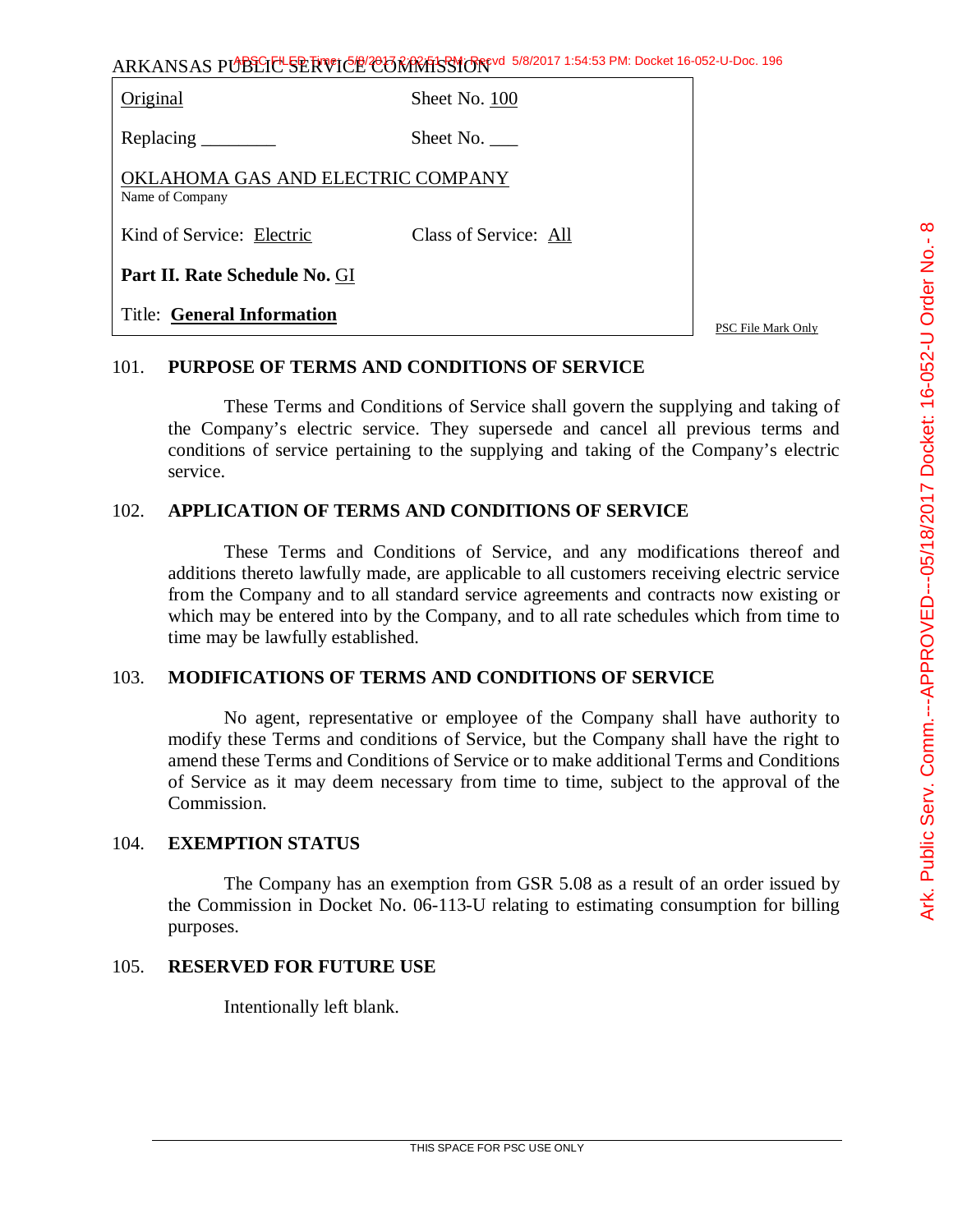ARKANSAS PUBLIC SERVICE COMMISSION

| Original | Sheet No. 100 |
|---|---|
| Replacing ________ | Sheet No. ___ |
| OKLAHOMA GAS AND ELECTRIC COMPANY<br>Name of Company | |
| Kind of Service: Electric | Class of Service: All |
| **Part II. Rate Schedule No.** GI | |
| Title: **General Information** | |

PSC File Mark Only

## 101. PURPOSE OF TERMS AND CONDITIONS OF SERVICE

These Terms and Conditions of Service shall govern the supplying and taking of the Company's electric service. They supersede and cancel all previous terms and conditions of service pertaining to the supplying and taking of the Company's electric service.

## 102. APPLICATION OF TERMS AND CONDITIONS OF SERVICE

These Terms and Conditions of Service, and any modifications thereof and additions thereto lawfully made, are applicable to all customers receiving electric service from the Company and to all standard service agreements and contracts now existing or which may be entered into by the Company, and to all rate schedules which from time to time may be lawfully established.

## 103. MODIFICATIONS OF TERMS AND CONDITIONS OF SERVICE

No agent, representative or employee of the Company shall have authority to modify these Terms and conditions of Service, but the Company shall have the right to amend these Terms and Conditions of Service or to make additional Terms and Conditions of Service as it may deem necessary from time to time, subject to the approval of the Commission.

## 104. EXEMPTION STATUS

The Company has an exemption from GSR 5.08 as a result of an order issued by the Commission in Docket No. 06-113-U relating to estimating consumption for billing purposes.

## 105. RESERVED FOR FUTURE USE

Intentionally left blank.

THIS SPACE FOR PSC USE ONLY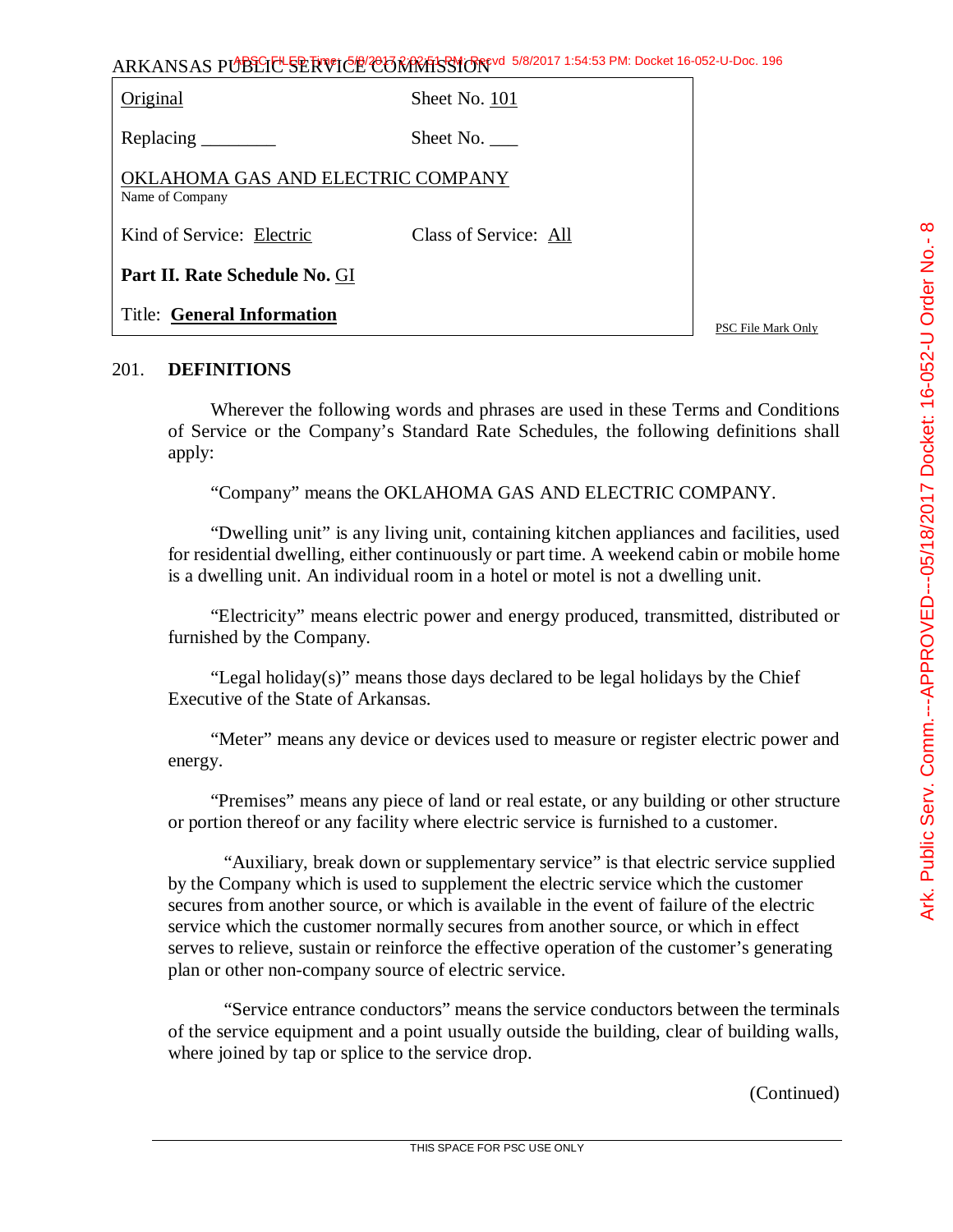| Original | Sheet No. 101 |
| --- | --- |
| Replacing ________ | Sheet No. ___ |
| OKLAHOMA GAS AND ELECTRIC COMPANY<br>Name of Company | |
| Kind of Service: Electric | Class of Service: All |
| **Part II. Rate Schedule No.** GI | |
| Title: **General Information** | |

PSC File Mark Only

## 201. DEFINITIONS

Wherever the following words and phrases are used in these Terms and Conditions of Service or the Company's Standard Rate Schedules, the following definitions shall apply:

"Company" means the OKLAHOMA GAS AND ELECTRIC COMPANY.

"Dwelling unit" is any living unit, containing kitchen appliances and facilities, used for residential dwelling, either continuously or part time. A weekend cabin or mobile home is a dwelling unit. An individual room in a hotel or motel is not a dwelling unit.

"Electricity" means electric power and energy produced, transmitted, distributed or furnished by the Company.

"Legal holiday(s)" means those days declared to be legal holidays by the Chief Executive of the State of Arkansas.

"Meter" means any device or devices used to measure or register electric power and energy.

"Premises" means any piece of land or real estate, or any building or other structure or portion thereof or any facility where electric service is furnished to a customer.

"Auxiliary, break down or supplementary service" is that electric service supplied by the Company which is used to supplement the electric service which the customer secures from another source, or which is available in the event of failure of the electric service which the customer normally secures from another source, or which in effect serves to relieve, sustain or reinforce the effective operation of the customer's generating plan or other non-company source of electric service.

"Service entrance conductors" means the service conductors between the terminals of the service equipment and a point usually outside the building, clear of building walls, where joined by tap or splice to the service drop.

(Continued)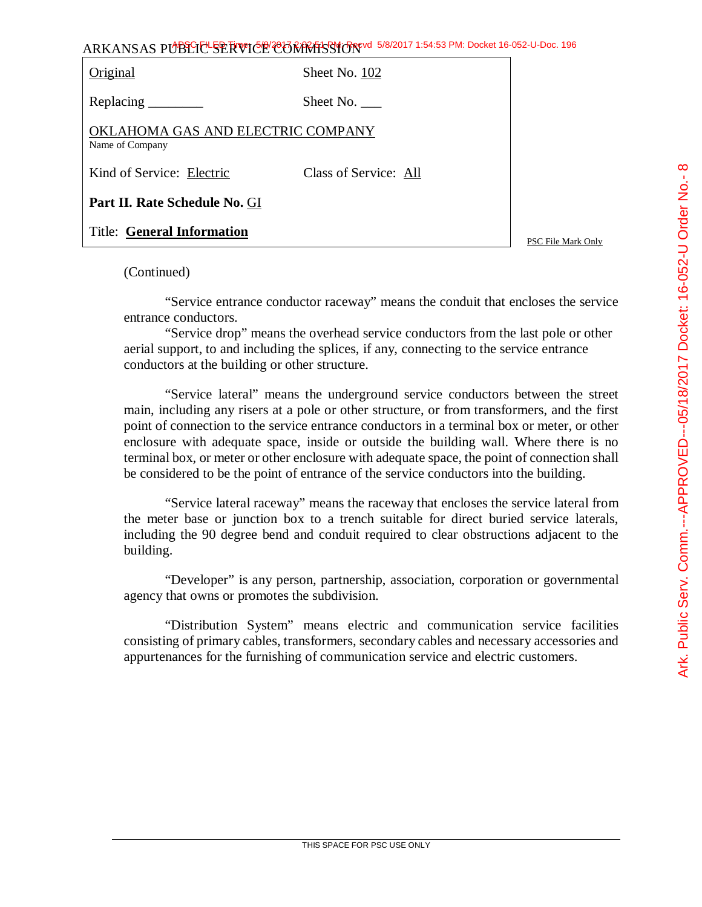ARKANSAS PUBLIC SERVICE COMMISSION

| | |
|---|---|
| Original | Sheet No. 102 |
| Replacing ________ | Sheet No. ___ |
| OKLAHOMA GAS AND ELECTRIC COMPANY<br>Name of Company | |
| Kind of Service: Electric | Class of Service: All |
| **Part II. Rate Schedule No.** GI | |
| Title: **General Information** | |

PSC File Mark Only

(Continued)

"Service entrance conductor raceway" means the conduit that encloses the service entrance conductors.

"Service drop" means the overhead service conductors from the last pole or other aerial support, to and including the splices, if any, connecting to the service entrance conductors at the building or other structure.

"Service lateral" means the underground service conductors between the street main, including any risers at a pole or other structure, or from transformers, and the first point of connection to the service entrance conductors in a terminal box or meter, or other enclosure with adequate space, inside or outside the building wall. Where there is no terminal box, or meter or other enclosure with adequate space, the point of connection shall be considered to be the point of entrance of the service conductors into the building.

"Service lateral raceway" means the raceway that encloses the service lateral from the meter base or junction box to a trench suitable for direct buried service laterals, including the 90 degree bend and conduit required to clear obstructions adjacent to the building.

"Developer" is any person, partnership, association, corporation or governmental agency that owns or promotes the subdivision.

"Distribution System" means electric and communication service facilities consisting of primary cables, transformers, secondary cables and necessary accessories and appurtenances for the furnishing of communication service and electric customers.

THIS SPACE FOR PSC USE ONLY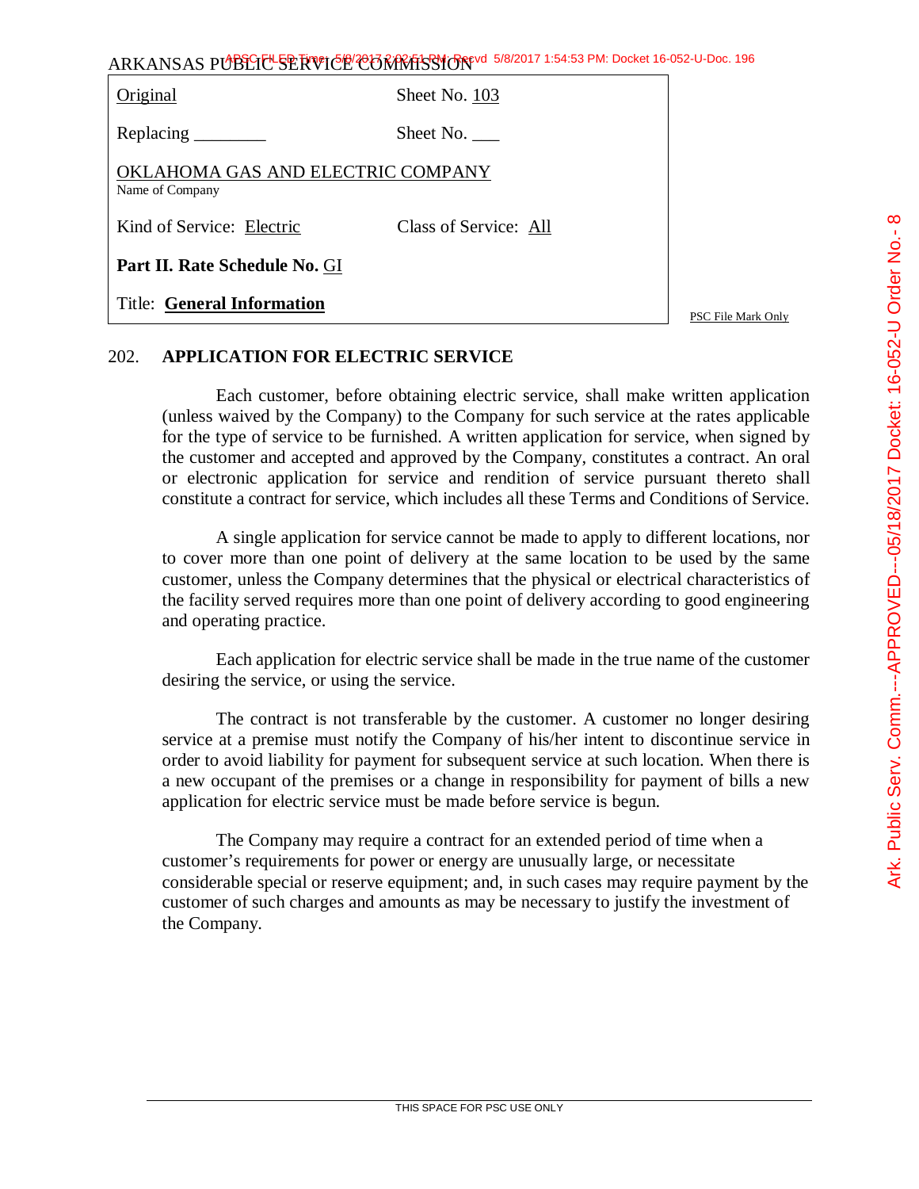ARKANSAS PUBLIC SERVICE COMMISSION

| | |
|---|---|
| Original | Sheet No. 103 |
| Replacing ________ | Sheet No. ___ |
| OKLAHOMA GAS AND ELECTRIC COMPANY<br>Name of Company | |
| Kind of Service: Electric | Class of Service: All |
| **Part II. Rate Schedule No.** GI | |
| Title: **General Information** | |

PSC File Mark Only

## 202. APPLICATION FOR ELECTRIC SERVICE

Each customer, before obtaining electric service, shall make written application (unless waived by the Company) to the Company for such service at the rates applicable for the type of service to be furnished. A written application for service, when signed by the customer and accepted and approved by the Company, constitutes a contract. An oral or electronic application for service and rendition of service pursuant thereto shall constitute a contract for service, which includes all these Terms and Conditions of Service.

A single application for service cannot be made to apply to different locations, nor to cover more than one point of delivery at the same location to be used by the same customer, unless the Company determines that the physical or electrical characteristics of the facility served requires more than one point of delivery according to good engineering and operating practice.

Each application for electric service shall be made in the true name of the customer desiring the service, or using the service.

The contract is not transferable by the customer. A customer no longer desiring service at a premise must notify the Company of his/her intent to discontinue service in order to avoid liability for payment for subsequent service at such location. When there is a new occupant of the premises or a change in responsibility for payment of bills a new application for electric service must be made before service is begun.

The Company may require a contract for an extended period of time when a customer's requirements for power or energy are unusually large, or necessitate considerable special or reserve equipment; and, in such cases may require payment by the customer of such charges and amounts as may be necessary to justify the investment of the Company.

THIS SPACE FOR PSC USE ONLY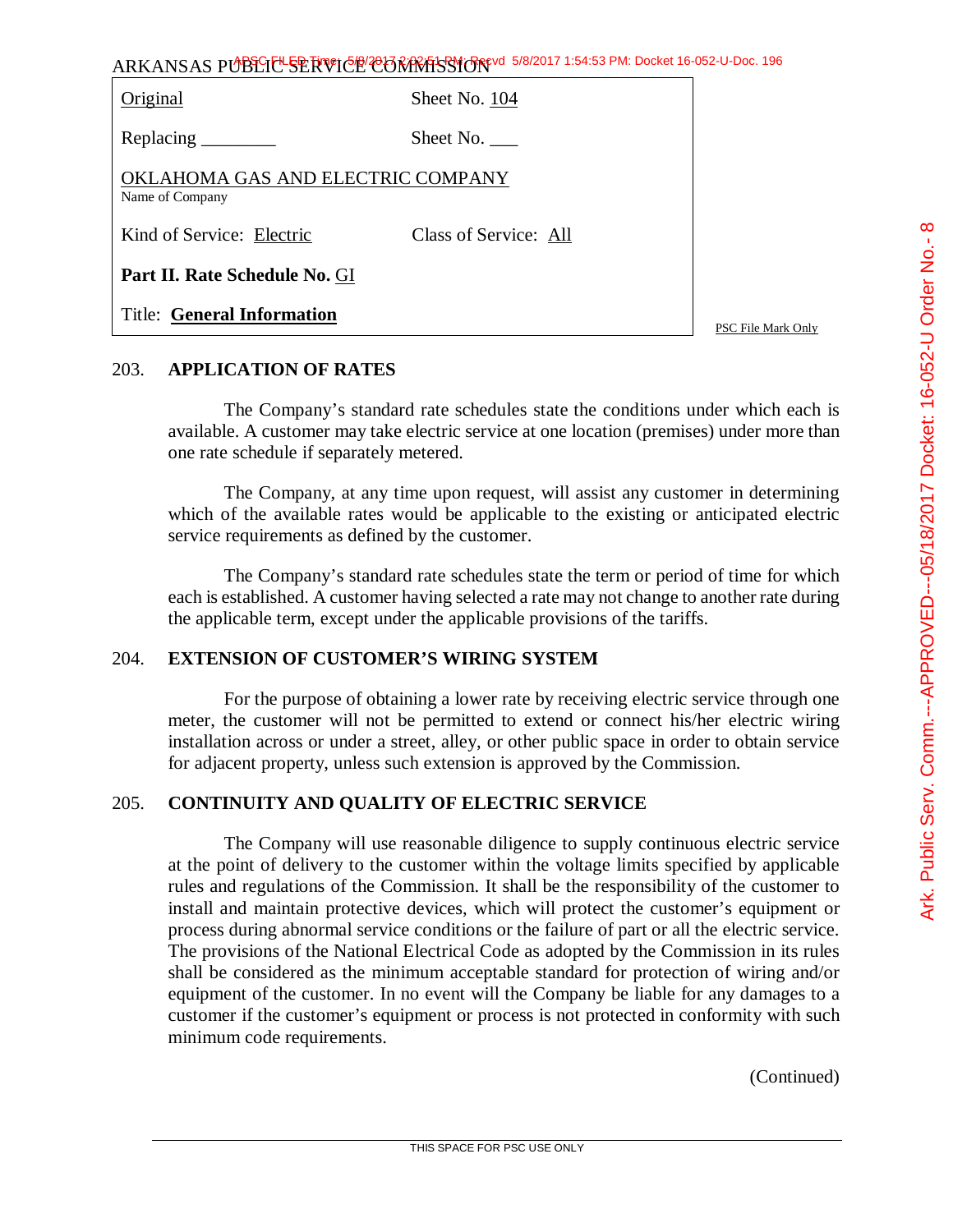ARKANSAS PUBLIC SERVICE COMMISSION

| | |
|---|---|
| Original | Sheet No. 104 |
| Replacing ________ | Sheet No. ___ |
| OKLAHOMA GAS AND ELECTRIC COMPANY<br>Name of Company | |
| Kind of Service: Electric | Class of Service: All |
| **Part II. Rate Schedule No.** GI | |
| Title: **General Information** | |

PSC File Mark Only

## 203. APPLICATION OF RATES

The Company's standard rate schedules state the conditions under which each is available. A customer may take electric service at one location (premises) under more than one rate schedule if separately metered.

The Company, at any time upon request, will assist any customer in determining which of the available rates would be applicable to the existing or anticipated electric service requirements as defined by the customer.

The Company's standard rate schedules state the term or period of time for which each is established. A customer having selected a rate may not change to another rate during the applicable term, except under the applicable provisions of the tariffs.

## 204. EXTENSION OF CUSTOMER'S WIRING SYSTEM

For the purpose of obtaining a lower rate by receiving electric service through one meter, the customer will not be permitted to extend or connect his/her electric wiring installation across or under a street, alley, or other public space in order to obtain service for adjacent property, unless such extension is approved by the Commission.

## 205. CONTINUITY AND QUALITY OF ELECTRIC SERVICE

The Company will use reasonable diligence to supply continuous electric service at the point of delivery to the customer within the voltage limits specified by applicable rules and regulations of the Commission. It shall be the responsibility of the customer to install and maintain protective devices, which will protect the customer's equipment or process during abnormal service conditions or the failure of part or all the electric service. The provisions of the National Electrical Code as adopted by the Commission in its rules shall be considered as the minimum acceptable standard for protection of wiring and/or equipment of the customer. In no event will the Company be liable for any damages to a customer if the customer's equipment or process is not protected in conformity with such minimum code requirements.

(Continued)

THIS SPACE FOR PSC USE ONLY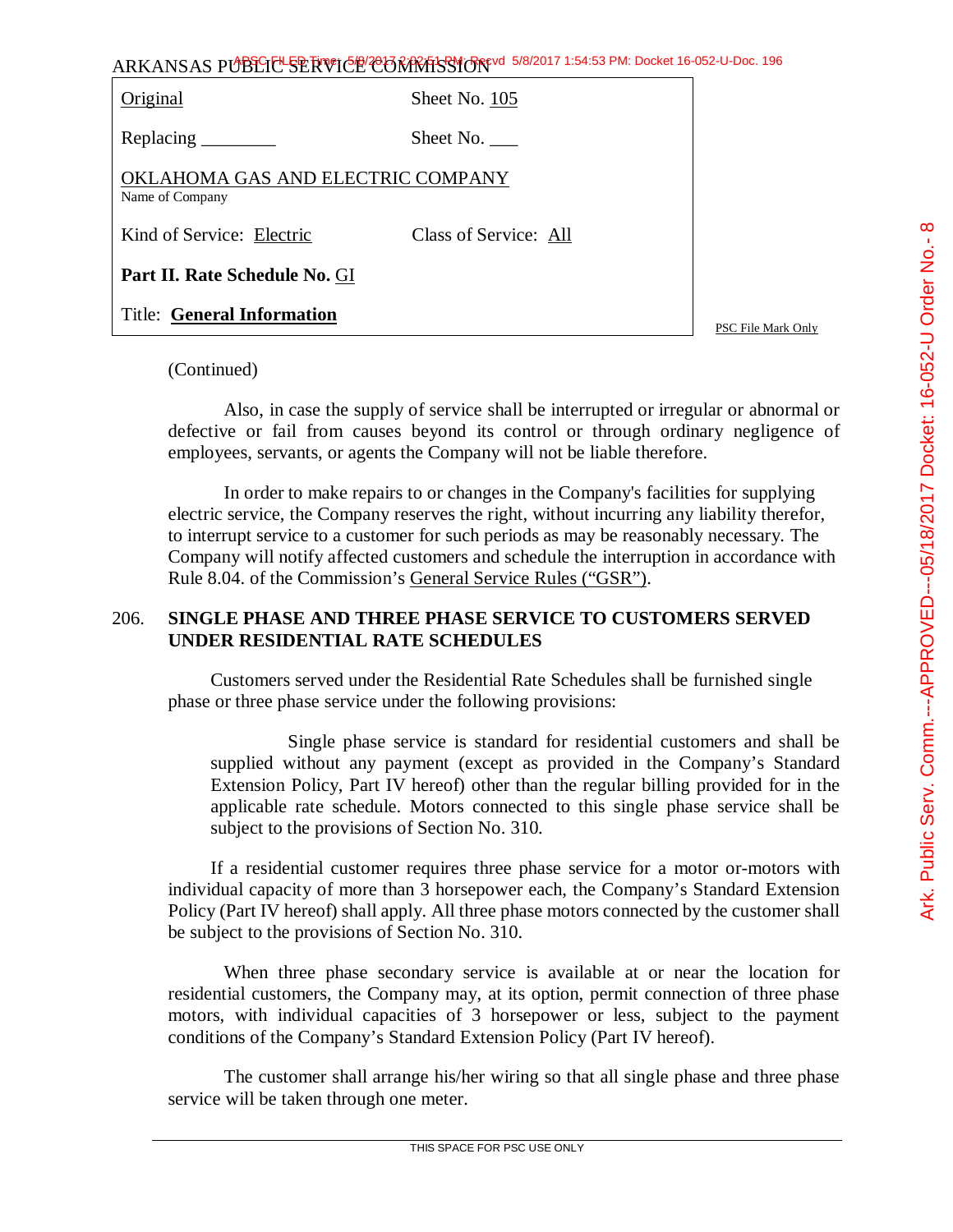| Original | Sheet No. 105 |
|---|---|
| Replacing ________ | Sheet No. ___ |
| OKLAHOMA GAS AND ELECTRIC COMPANY<br>Name of Company | |
| Kind of Service: Electric | Class of Service: All |
| **Part II. Rate Schedule No.** GI | |
| Title: **General Information** | |

PSC File Mark Only

(Continued)

Also, in case the supply of service shall be interrupted or irregular or abnormal or defective or fail from causes beyond its control or through ordinary negligence of employees, servants, or agents the Company will not be liable therefore.

In order to make repairs to or changes in the Company's facilities for supplying electric service, the Company reserves the right, without incurring any liability therefor, to interrupt service to a customer for such periods as may be reasonably necessary. The Company will notify affected customers and schedule the interruption in accordance with Rule 8.04. of the Commission's General Service Rules ("GSR").

## 206. SINGLE PHASE AND THREE PHASE SERVICE TO CUSTOMERS SERVED UNDER RESIDENTIAL RATE SCHEDULES

Customers served under the Residential Rate Schedules shall be furnished single phase or three phase service under the following provisions:

> Single phase service is standard for residential customers and shall be supplied without any payment (except as provided in the Company's Standard Extension Policy, Part IV hereof) other than the regular billing provided for in the applicable rate schedule. Motors connected to this single phase service shall be subject to the provisions of Section No. 310.

If a residential customer requires three phase service for a motor or-motors with individual capacity of more than 3 horsepower each, the Company's Standard Extension Policy (Part IV hereof) shall apply. All three phase motors connected by the customer shall be subject to the provisions of Section No. 310.

When three phase secondary service is available at or near the location for residential customers, the Company may, at its option, permit connection of three phase motors, with individual capacities of 3 horsepower or less, subject to the payment conditions of the Company's Standard Extension Policy (Part IV hereof).

The customer shall arrange his/her wiring so that all single phase and three phase service will be taken through one meter.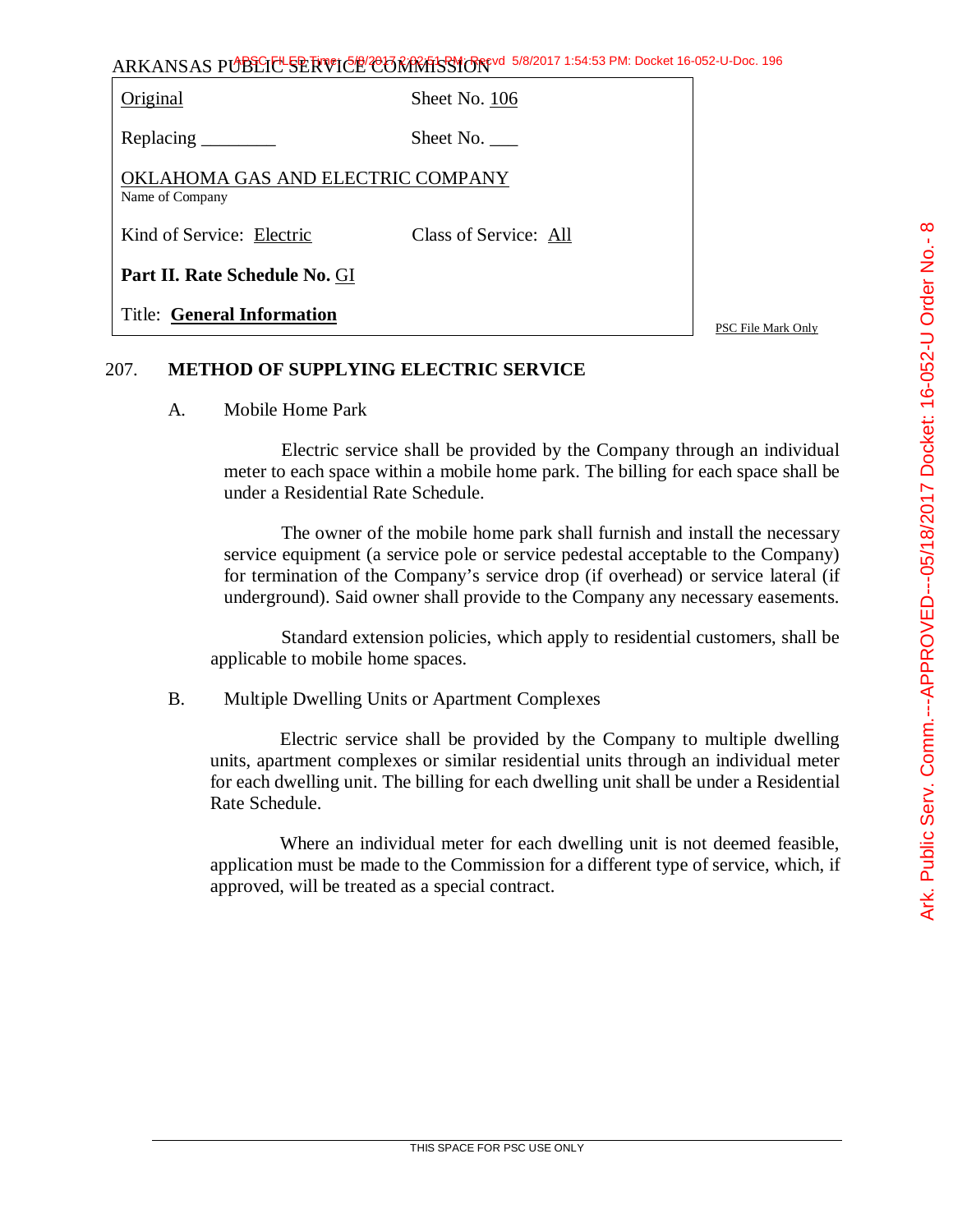ARKANSAS PUBLIC SERVICE COMMISSION

| | |
|---|---|
| Original | Sheet No. 106 |
| Replacing ________ | Sheet No. ___ |
| OKLAHOMA GAS AND ELECTRIC COMPANY<br>Name of Company | |
| Kind of Service: Electric | Class of Service: All |
| **Part II. Rate Schedule No.** GI | |
| Title: **General Information** | |

PSC File Mark Only

## 207. METHOD OF SUPPLYING ELECTRIC SERVICE

### A. Mobile Home Park

Electric service shall be provided by the Company through an individual meter to each space within a mobile home park. The billing for each space shall be under a Residential Rate Schedule.

The owner of the mobile home park shall furnish and install the necessary service equipment (a service pole or service pedestal acceptable to the Company) for termination of the Company's service drop (if overhead) or service lateral (if underground). Said owner shall provide to the Company any necessary easements.

Standard extension policies, which apply to residential customers, shall be applicable to mobile home spaces.

### B. Multiple Dwelling Units or Apartment Complexes

Electric service shall be provided by the Company to multiple dwelling units, apartment complexes or similar residential units through an individual meter for each dwelling unit. The billing for each dwelling unit shall be under a Residential Rate Schedule.

Where an individual meter for each dwelling unit is not deemed feasible, application must be made to the Commission for a different type of service, which, if approved, will be treated as a special contract.

THIS SPACE FOR PSC USE ONLY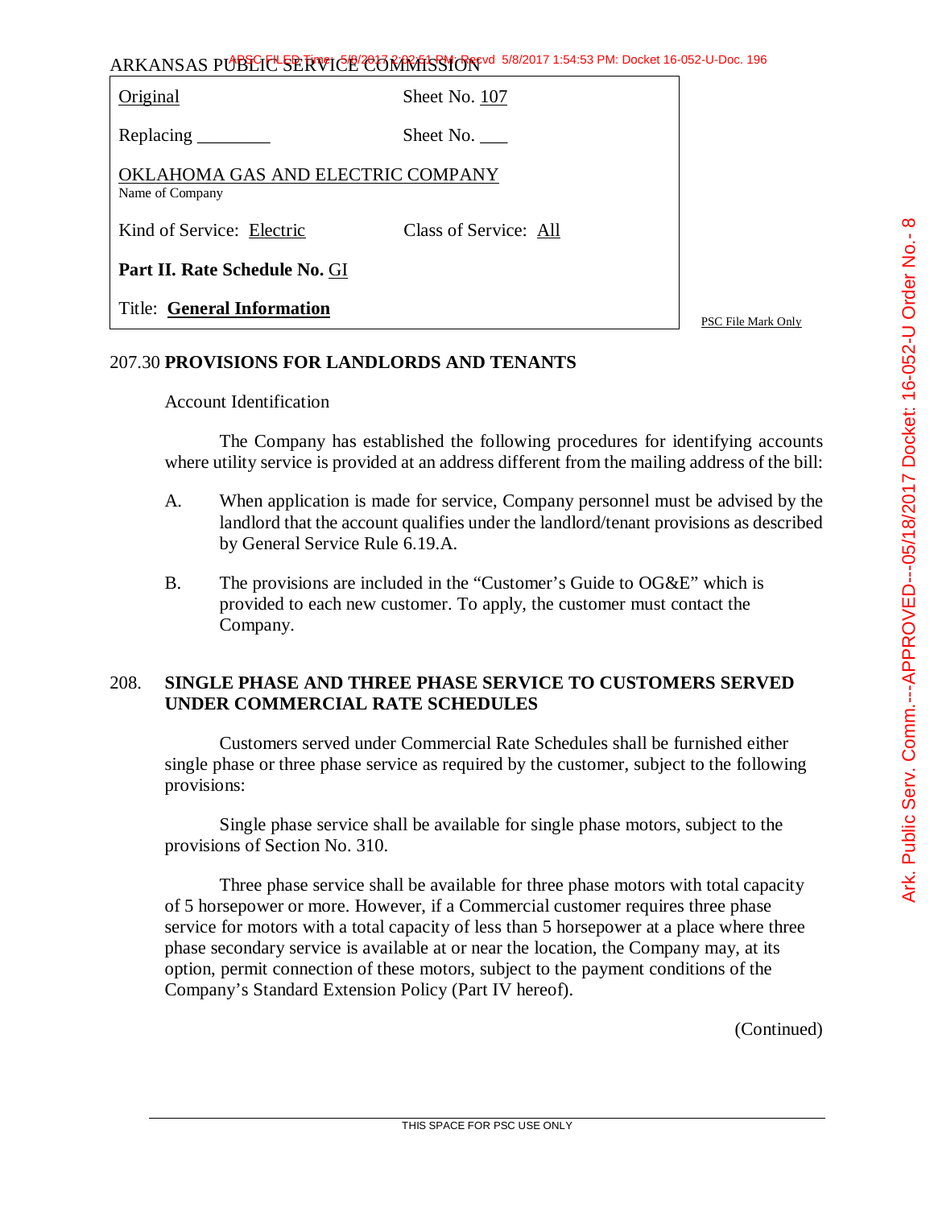ARKANSAS PUBLIC SERVICE COMMISSION

| | |
|---|---|
| Original | Sheet No. 107 |
| Replacing ________ | Sheet No. ___ |
| OKLAHOMA GAS AND ELECTRIC COMPANY<br>Name of Company | |
| Kind of Service: Electric | Class of Service: All |
| **Part II. Rate Schedule No.** GI | |
| Title: **General Information** | |

PSC File Mark Only

## 207.30 **PROVISIONS FOR LANDLORDS AND TENANTS**

Account Identification

The Company has established the following procedures for identifying accounts where utility service is provided at an address different from the mailing address of the bill:

A. When application is made for service, Company personnel must be advised by the landlord that the account qualifies under the landlord/tenant provisions as described by General Service Rule 6.19.A.

B. The provisions are included in the "Customer's Guide to OG&E" which is provided to each new customer. To apply, the customer must contact the Company.

## 208. **SINGLE PHASE AND THREE PHASE SERVICE TO CUSTOMERS SERVED UNDER COMMERCIAL RATE SCHEDULES**

Customers served under Commercial Rate Schedules shall be furnished either single phase or three phase service as required by the customer, subject to the following provisions:

Single phase service shall be available for single phase motors, subject to the provisions of Section No. 310.

Three phase service shall be available for three phase motors with total capacity of 5 horsepower or more. However, if a Commercial customer requires three phase service for motors with a total capacity of less than 5 horsepower at a place where three phase secondary service is available at or near the location, the Company may, at its option, permit connection of these motors, subject to the payment conditions of the Company's Standard Extension Policy (Part IV hereof).

(Continued)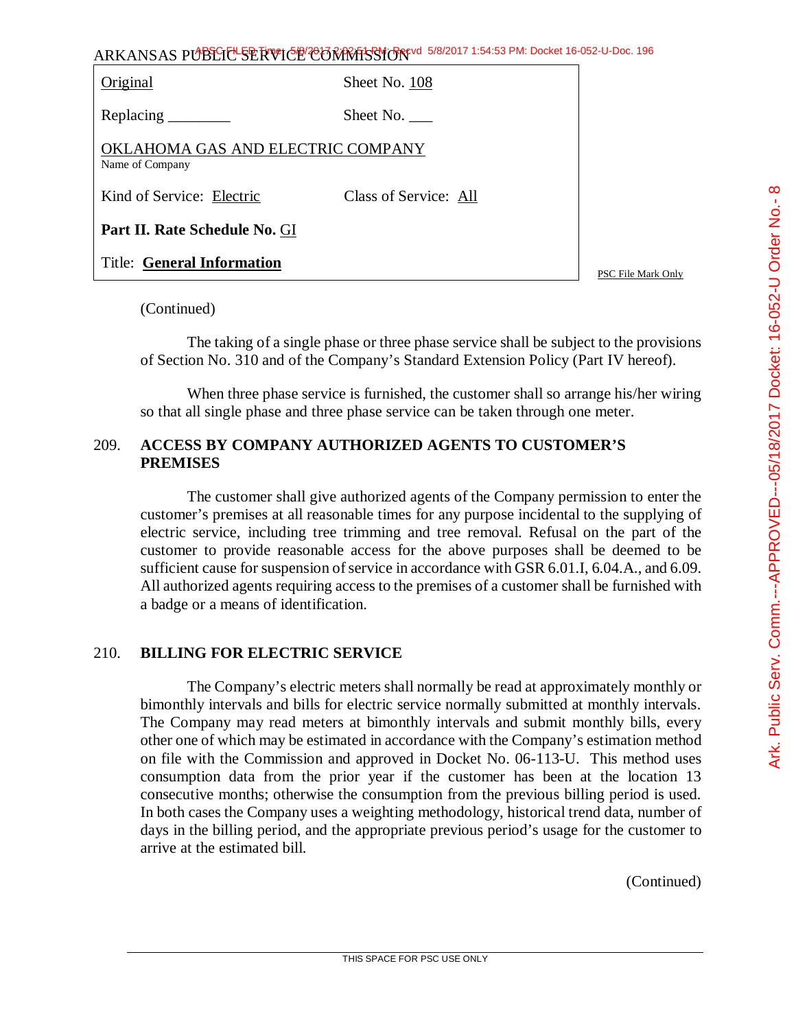ARKANSAS PUBLIC SERVICE COMMISSION

| | |
|---|---|
| Original | Sheet No. 108 |
| Replacing ________ | Sheet No. ___ |
| OKLAHOMA GAS AND ELECTRIC COMPANY<br>Name of Company | |
| Kind of Service: Electric | Class of Service: All |
| **Part II. Rate Schedule No.** GI | |
| Title: **General Information** | |

PSC File Mark Only

(Continued)

The taking of a single phase or three phase service shall be subject to the provisions of Section No. 310 and of the Company's Standard Extension Policy (Part IV hereof).

When three phase service is furnished, the customer shall so arrange his/her wiring so that all single phase and three phase service can be taken through one meter.

## 209. ACCESS BY COMPANY AUTHORIZED AGENTS TO CUSTOMER'S PREMISES

The customer shall give authorized agents of the Company permission to enter the customer's premises at all reasonable times for any purpose incidental to the supplying of electric service, including tree trimming and tree removal. Refusal on the part of the customer to provide reasonable access for the above purposes shall be deemed to be sufficient cause for suspension of service in accordance with GSR 6.01.I, 6.04.A., and 6.09. All authorized agents requiring access to the premises of a customer shall be furnished with a badge or a means of identification.

## 210. BILLING FOR ELECTRIC SERVICE

The Company's electric meters shall normally be read at approximately monthly or bimonthly intervals and bills for electric service normally submitted at monthly intervals. The Company may read meters at bimonthly intervals and submit monthly bills, every other one of which may be estimated in accordance with the Company's estimation method on file with the Commission and approved in Docket No. 06-113-U. This method uses consumption data from the prior year if the customer has been at the location 13 consecutive months; otherwise the consumption from the previous billing period is used. In both cases the Company uses a weighting methodology, historical trend data, number of days in the billing period, and the appropriate previous period's usage for the customer to arrive at the estimated bill.

(Continued)

THIS SPACE FOR PSC USE ONLY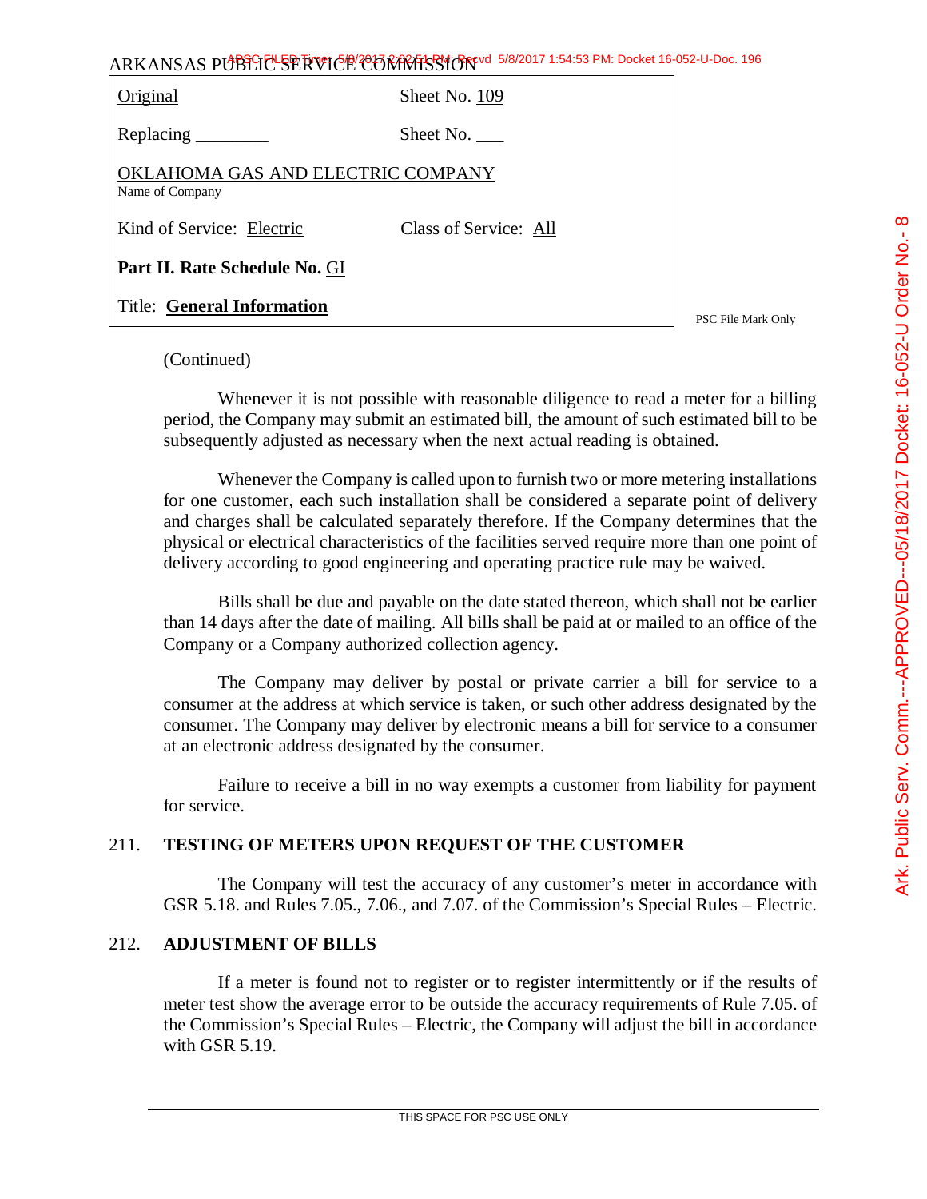ARKANSAS PUBLIC SERVICE COMMISSION

| Original | Sheet No. 109 |
|---|---|
| Replacing ________ | Sheet No. ___ |
| OKLAHOMA GAS AND ELECTRIC COMPANY<br>Name of Company | |
| Kind of Service: Electric | Class of Service: All |
| **Part II. Rate Schedule No.** GI | |
| Title: **General Information** | |

PSC File Mark Only

(Continued)

Whenever it is not possible with reasonable diligence to read a meter for a billing period, the Company may submit an estimated bill, the amount of such estimated bill to be subsequently adjusted as necessary when the next actual reading is obtained.

Whenever the Company is called upon to furnish two or more metering installations for one customer, each such installation shall be considered a separate point of delivery and charges shall be calculated separately therefore. If the Company determines that the physical or electrical characteristics of the facilities served require more than one point of delivery according to good engineering and operating practice rule may be waived.

Bills shall be due and payable on the date stated thereon, which shall not be earlier than 14 days after the date of mailing. All bills shall be paid at or mailed to an office of the Company or a Company authorized collection agency.

The Company may deliver by postal or private carrier a bill for service to a consumer at the address at which service is taken, or such other address designated by the consumer. The Company may deliver by electronic means a bill for service to a consumer at an electronic address designated by the consumer.

Failure to receive a bill in no way exempts a customer from liability for payment for service.

## 211. TESTING OF METERS UPON REQUEST OF THE CUSTOMER

The Company will test the accuracy of any customer's meter in accordance with GSR 5.18. and Rules 7.05., 7.06., and 7.07. of the Commission's Special Rules – Electric.

## 212. ADJUSTMENT OF BILLS

If a meter is found not to register or to register intermittently or if the results of meter test show the average error to be outside the accuracy requirements of Rule 7.05. of the Commission's Special Rules – Electric, the Company will adjust the bill in accordance with GSR 5.19.

THIS SPACE FOR PSC USE ONLY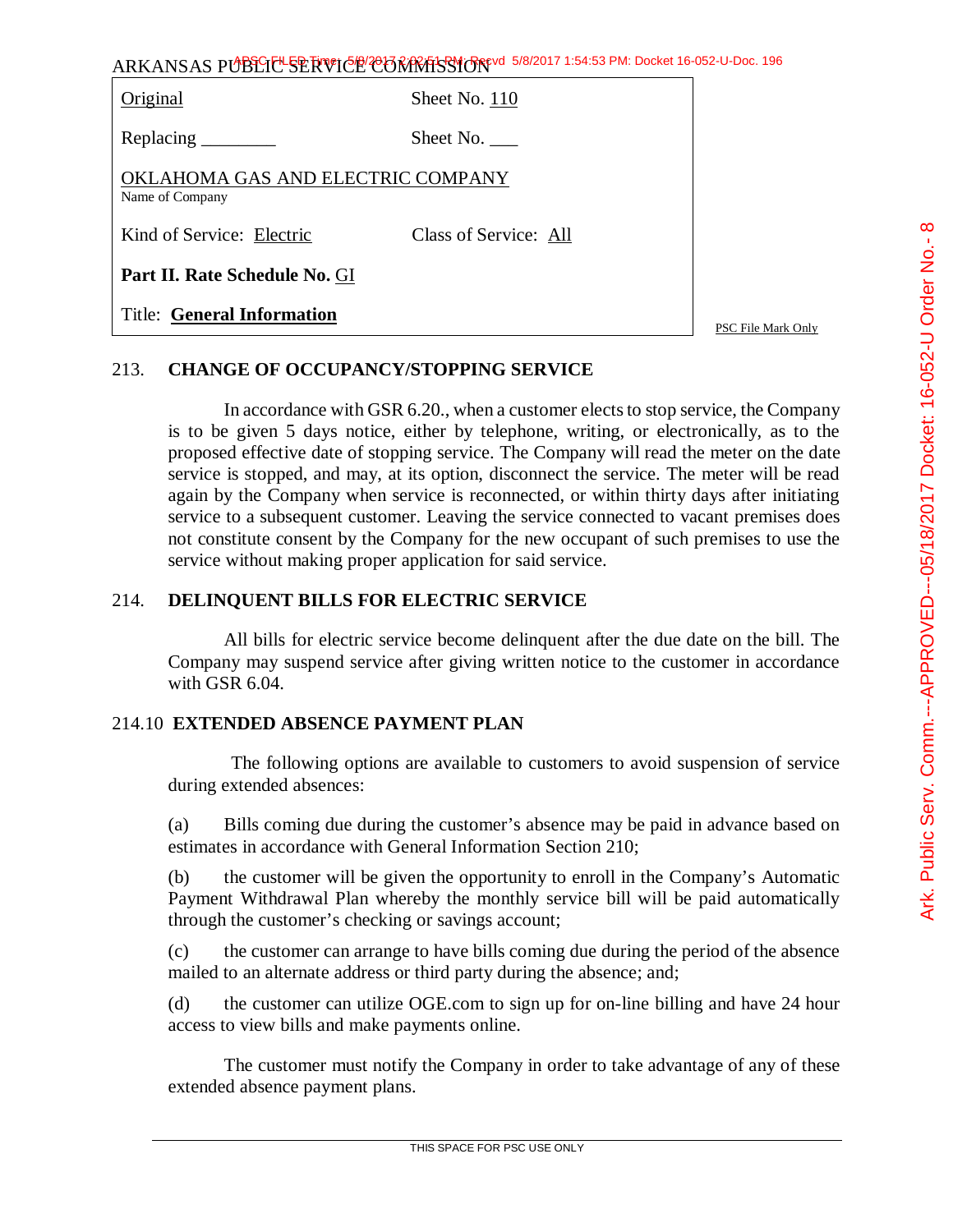ARKANSAS PUBLIC SERVICE COMMISSION

| | |
|---|---|
| Original | Sheet No. 110 |
| Replacing ________ | Sheet No. ___ |
| OKLAHOMA GAS AND ELECTRIC COMPANY<br>Name of Company | |
| Kind of Service: Electric | Class of Service: All |
| **Part II. Rate Schedule No.** GI | |
| Title: **General Information** | |

PSC File Mark Only

## 213. CHANGE OF OCCUPANCY/STOPPING SERVICE

In accordance with GSR 6.20., when a customer elects to stop service, the Company is to be given 5 days notice, either by telephone, writing, or electronically, as to the proposed effective date of stopping service. The Company will read the meter on the date service is stopped, and may, at its option, disconnect the service. The meter will be read again by the Company when service is reconnected, or within thirty days after initiating service to a subsequent customer. Leaving the service connected to vacant premises does not constitute consent by the Company for the new occupant of such premises to use the service without making proper application for said service.

## 214. DELINQUENT BILLS FOR ELECTRIC SERVICE

All bills for electric service become delinquent after the due date on the bill. The Company may suspend service after giving written notice to the customer in accordance with GSR 6.04.

## 214.10 EXTENDED ABSENCE PAYMENT PLAN

The following options are available to customers to avoid suspension of service during extended absences:

(a) Bills coming due during the customer's absence may be paid in advance based on estimates in accordance with General Information Section 210;

(b) the customer will be given the opportunity to enroll in the Company's Automatic Payment Withdrawal Plan whereby the monthly service bill will be paid automatically through the customer's checking or savings account;

(c) the customer can arrange to have bills coming due during the period of the absence mailed to an alternate address or third party during the absence; and;

(d) the customer can utilize OGE.com to sign up for on-line billing and have 24 hour access to view bills and make payments online.

The customer must notify the Company in order to take advantage of any of these extended absence payment plans.

THIS SPACE FOR PSC USE ONLY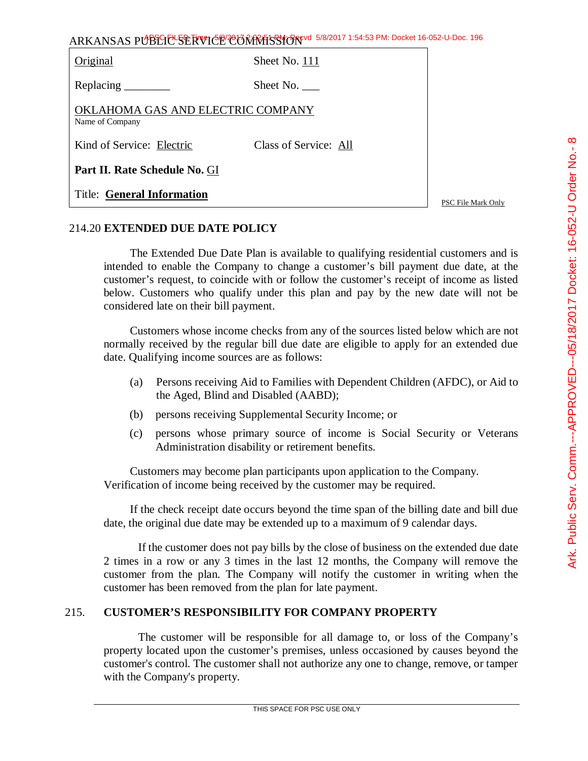| Original | Sheet No. 111 |
|---|---|
| Replacing ________ | Sheet No. ___ |
| OKLAHOMA GAS AND ELECTRIC COMPANY<br>Name of Company | |
| Kind of Service: Electric | Class of Service: All |
| **Part II. Rate Schedule No.** GI | |
| Title: **General Information** | |

## 214.20 EXTENDED DUE DATE POLICY

The Extended Due Date Plan is available to qualifying residential customers and is intended to enable the Company to change a customer's bill payment due date, at the customer's request, to coincide with or follow the customer's receipt of income as listed below. Customers who qualify under this plan and pay by the new date will not be considered late on their bill payment.

Customers whose income checks from any of the sources listed below which are not normally received by the regular bill due date are eligible to apply for an extended due date. Qualifying income sources are as follows:

(a) Persons receiving Aid to Families with Dependent Children (AFDC), or Aid to the Aged, Blind and Disabled (AABD);

(b) persons receiving Supplemental Security Income; or

(c) persons whose primary source of income is Social Security or Veterans Administration disability or retirement benefits.

Customers may become plan participants upon application to the Company. Verification of income being received by the customer may be required.

If the check receipt date occurs beyond the time span of the billing date and bill due date, the original due date may be extended up to a maximum of 9 calendar days.

If the customer does not pay bills by the close of business on the extended due date 2 times in a row or any 3 times in the last 12 months, the Company will remove the customer from the plan. The Company will notify the customer in writing when the customer has been removed from the plan for late payment.

## 215. CUSTOMER'S RESPONSIBILITY FOR COMPANY PROPERTY

The customer will be responsible for all damage to, or loss of the Company's property located upon the customer's premises, unless occasioned by causes beyond the customer's control. The customer shall not authorize any one to change, remove, or tamper with the Company's property.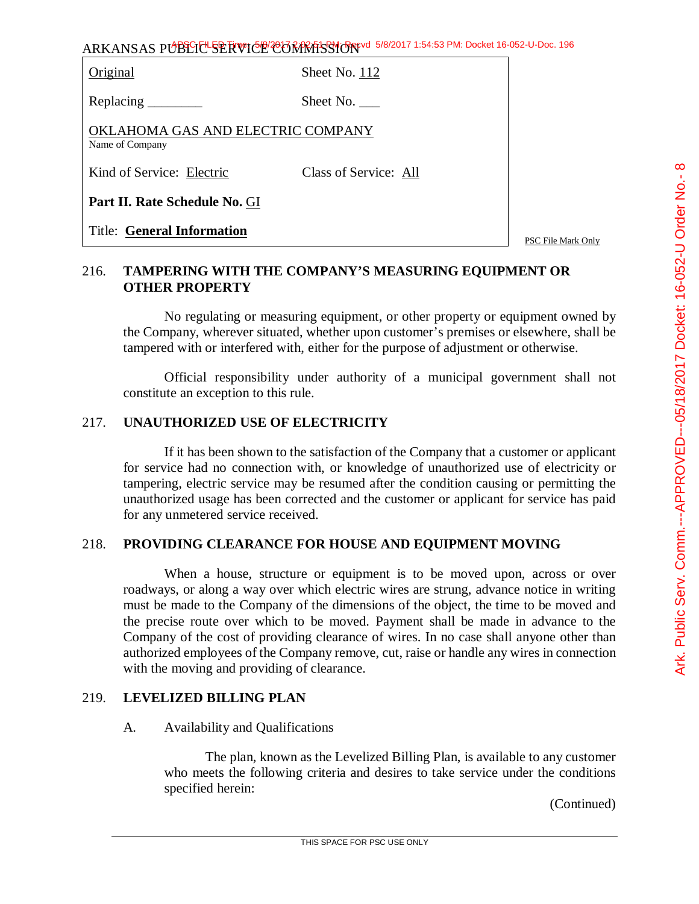| Original | Sheet No. 112 |
|---|---|
| Replacing ________ | Sheet No. ___ |
| OKLAHOMA GAS AND ELECTRIC COMPANY<br>Name of Company | |
| Kind of Service: Electric | Class of Service: All |
| **Part II. Rate Schedule No.** GI | |
| Title: **General Information** | |

PSC File Mark Only

## 216. TAMPERING WITH THE COMPANY'S MEASURING EQUIPMENT OR OTHER PROPERTY

No regulating or measuring equipment, or other property or equipment owned by the Company, wherever situated, whether upon customer's premises or elsewhere, shall be tampered with or interfered with, either for the purpose of adjustment or otherwise.

Official responsibility under authority of a municipal government shall not constitute an exception to this rule.

## 217. UNAUTHORIZED USE OF ELECTRICITY

If it has been shown to the satisfaction of the Company that a customer or applicant for service had no connection with, or knowledge of unauthorized use of electricity or tampering, electric service may be resumed after the condition causing or permitting the unauthorized usage has been corrected and the customer or applicant for service has paid for any unmetered service received.

## 218. PROVIDING CLEARANCE FOR HOUSE AND EQUIPMENT MOVING

When a house, structure or equipment is to be moved upon, across or over roadways, or along a way over which electric wires are strung, advance notice in writing must be made to the Company of the dimensions of the object, the time to be moved and the precise route over which to be moved. Payment shall be made in advance to the Company of the cost of providing clearance of wires. In no case shall anyone other than authorized employees of the Company remove, cut, raise or handle any wires in connection with the moving and providing of clearance.

## 219. LEVELIZED BILLING PLAN

A. Availability and Qualifications

The plan, known as the Levelized Billing Plan, is available to any customer who meets the following criteria and desires to take service under the conditions specified herein:

(Continued)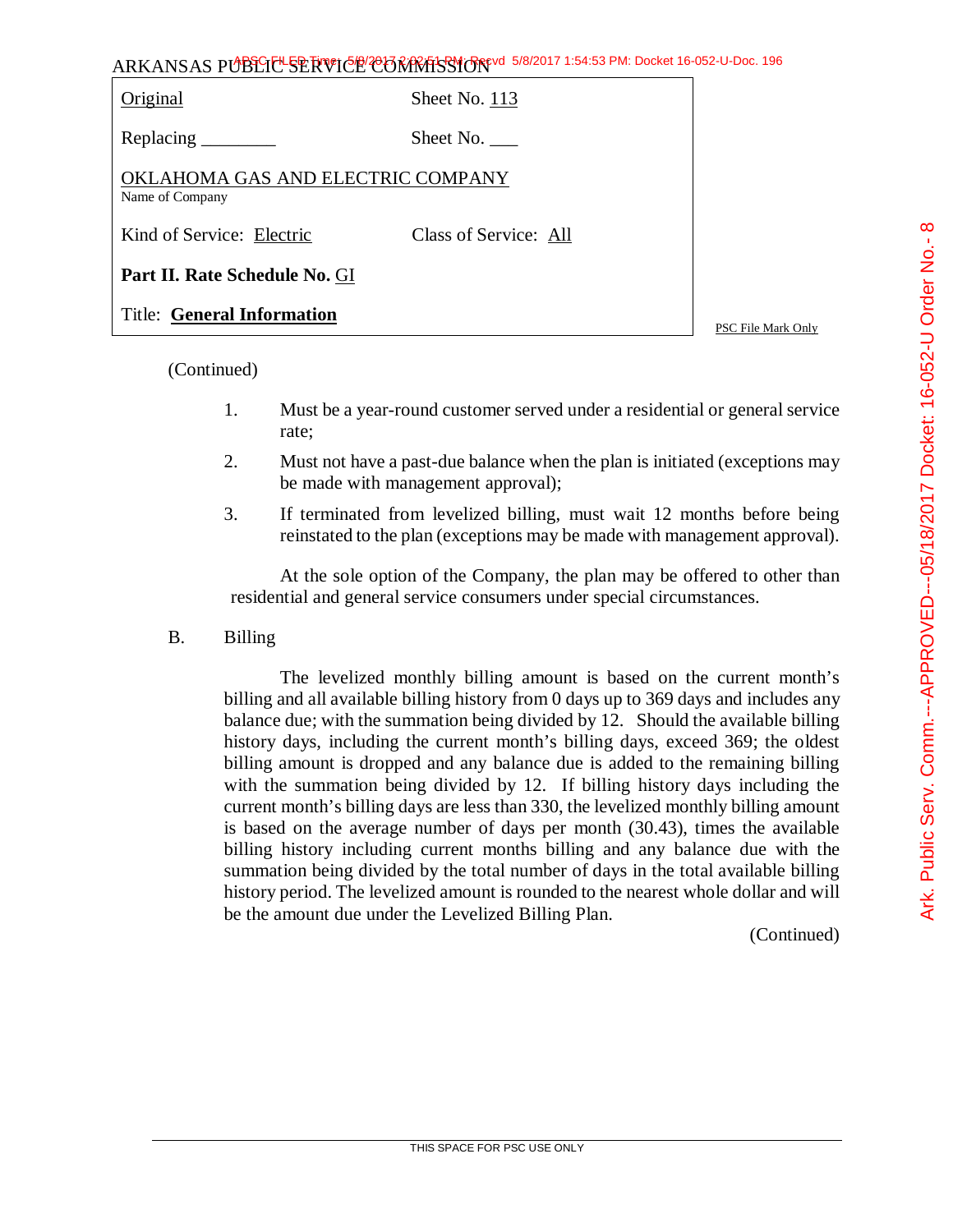ARKANSAS PUBLIC SERVICE COMMISSION

| Original | Sheet No. 113 |
|---|---|
| Replacing ________ | Sheet No. ___ |
| OKLAHOMA GAS AND ELECTRIC COMPANY<br>Name of Company | |
| Kind of Service: Electric | Class of Service: All |
| **Part II. Rate Schedule No.** GI | |
| Title: **General Information** | |

PSC File Mark Only

(Continued)

1. Must be a year-round customer served under a residential or general service rate;
2. Must not have a past-due balance when the plan is initiated (exceptions may be made with management approval);
3. If terminated from levelized billing, must wait 12 months before being reinstated to the plan (exceptions may be made with management approval).

At the sole option of the Company, the plan may be offered to other than residential and general service consumers under special circumstances.

B. Billing

The levelized monthly billing amount is based on the current month's billing and all available billing history from 0 days up to 369 days and includes any balance due; with the summation being divided by 12. Should the available billing history days, including the current month's billing days, exceed 369; the oldest billing amount is dropped and any balance due is added to the remaining billing with the summation being divided by 12. If billing history days including the current month's billing days are less than 330, the levelized monthly billing amount is based on the average number of days per month (30.43), times the available billing history including current months billing and any balance due with the summation being divided by the total number of days in the total available billing history period. The levelized amount is rounded to the nearest whole dollar and will be the amount due under the Levelized Billing Plan.

(Continued)

THIS SPACE FOR PSC USE ONLY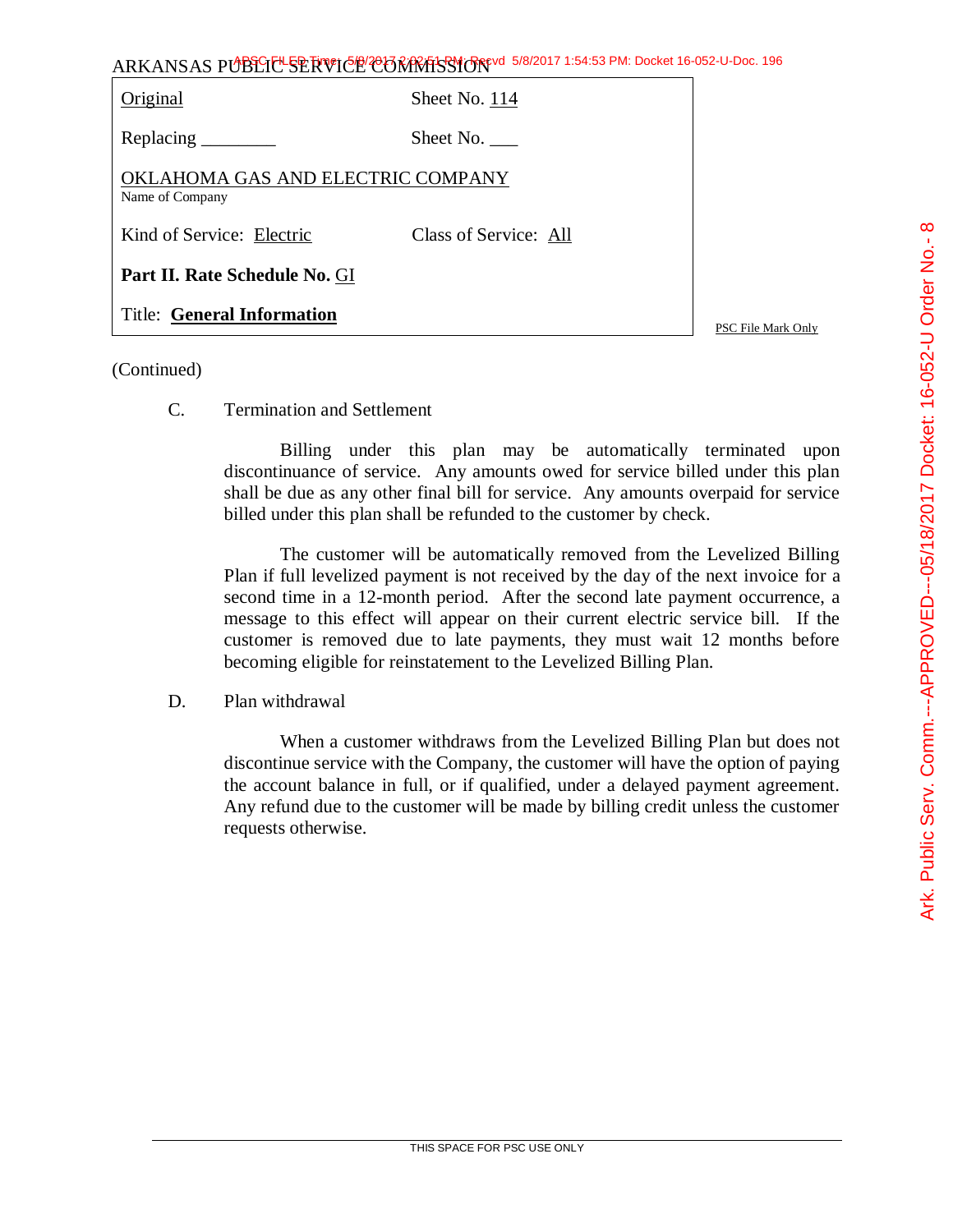ARKANSAS PUBLIC SERVICE COMMISSION

| | |
|---|---|
| Original | Sheet No. 114 |
| Replacing ________ | Sheet No. ___ |
| OKLAHOMA GAS AND ELECTRIC COMPANY<br>Name of Company | |
| Kind of Service: Electric | Class of Service: All |
| **Part II. Rate Schedule No.** GI | |
| Title: **General Information** | |

PSC File Mark Only

(Continued)

C. Termination and Settlement

Billing under this plan may be automatically terminated upon discontinuance of service. Any amounts owed for service billed under this plan shall be due as any other final bill for service. Any amounts overpaid for service billed under this plan shall be refunded to the customer by check.

The customer will be automatically removed from the Levelized Billing Plan if full levelized payment is not received by the day of the next invoice for a second time in a 12-month period. After the second late payment occurrence, a message to this effect will appear on their current electric service bill. If the customer is removed due to late payments, they must wait 12 months before becoming eligible for reinstatement to the Levelized Billing Plan.

D. Plan withdrawal

When a customer withdraws from the Levelized Billing Plan but does not discontinue service with the Company, the customer will have the option of paying the account balance in full, or if qualified, under a delayed payment agreement. Any refund due to the customer will be made by billing credit unless the customer requests otherwise.

THIS SPACE FOR PSC USE ONLY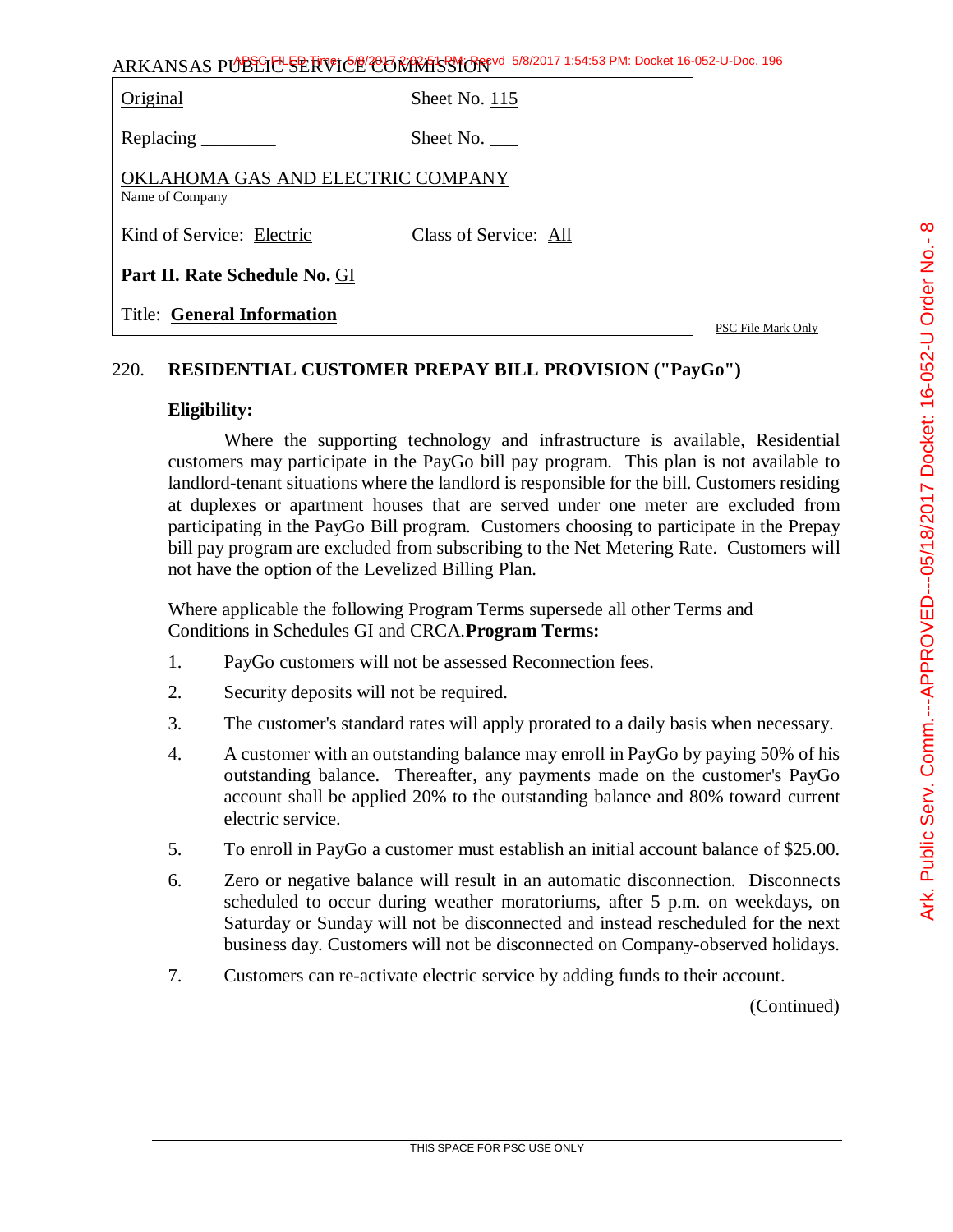ARKANSAS PUBLIC SERVICE COMMISSION

| Original | Sheet No. 115 |
|---|---|
| Replacing ________ | Sheet No. ___ |
| OKLAHOMA GAS AND ELECTRIC COMPANY<br>Name of Company | |
| Kind of Service: Electric | Class of Service: All |
| **Part II. Rate Schedule No.** GI | |
| Title: **General Information** | |

PSC File Mark Only

## 220. RESIDENTIAL CUSTOMER PREPAY BILL PROVISION ("PayGo")

**Eligibility:**

Where the supporting technology and infrastructure is available, Residential customers may participate in the PayGo bill pay program. This plan is not available to landlord-tenant situations where the landlord is responsible for the bill. Customers residing at duplexes or apartment houses that are served under one meter are excluded from participating in the PayGo Bill program. Customers choosing to participate in the Prepay bill pay program are excluded from subscribing to the Net Metering Rate. Customers will not have the option of the Levelized Billing Plan.

Where applicable the following Program Terms supersede all other Terms and Conditions in Schedules GI and CRCA.**Program Terms:**

1. PayGo customers will not be assessed Reconnection fees.
2. Security deposits will not be required.
3. The customer's standard rates will apply prorated to a daily basis when necessary.
4. A customer with an outstanding balance may enroll in PayGo by paying 50% of his outstanding balance. Thereafter, any payments made on the customer's PayGo account shall be applied 20% to the outstanding balance and 80% toward current electric service.
5. To enroll in PayGo a customer must establish an initial account balance of $25.00.
6. Zero or negative balance will result in an automatic disconnection. Disconnects scheduled to occur during weather moratoriums, after 5 p.m. on weekdays, on Saturday or Sunday will not be disconnected and instead rescheduled for the next business day. Customers will not be disconnected on Company-observed holidays.
7. Customers can re-activate electric service by adding funds to their account.

(Continued)

THIS SPACE FOR PSC USE ONLY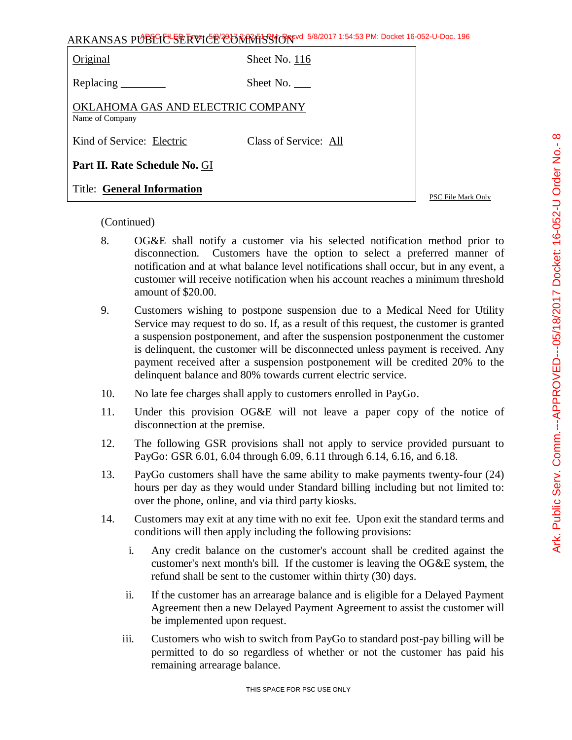ARKANSAS PUBLIC SERVICE COMMISSION

| Original | Sheet No. 116 |
|---|---|
| Replacing ________ | Sheet No. ___ |
| OKLAHOMA GAS AND ELECTRIC COMPANY<br>Name of Company | |
| Kind of Service: Electric | Class of Service: All |
| **Part II. Rate Schedule No.** GI | |
| Title: **General Information** | |

PSC File Mark Only

(Continued)

8. OG&E shall notify a customer via his selected notification method prior to disconnection. Customers have the option to select a preferred manner of notification and at what balance level notifications shall occur, but in any event, a customer will receive notification when his account reaches a minimum threshold amount of $20.00.

9. Customers wishing to postpone suspension due to a Medical Need for Utility Service may request to do so. If, as a result of this request, the customer is granted a suspension postponement, and after the suspension postponenment the customer is delinquent, the customer will be disconnected unless payment is received. Any payment received after a suspension postponement will be credited 20% to the delinquent balance and 80% towards current electric service.

10. No late fee charges shall apply to customers enrolled in PayGo.

11. Under this provision OG&E will not leave a paper copy of the notice of disconnection at the premise.

12. The following GSR provisions shall not apply to service provided pursuant to PayGo: GSR 6.01, 6.04 through 6.09, 6.11 through 6.14, 6.16, and 6.18.

13. PayGo customers shall have the same ability to make payments twenty-four (24) hours per day as they would under Standard billing including but not limited to: over the phone, online, and via third party kiosks.

14. Customers may exit at any time with no exit fee. Upon exit the standard terms and conditions will then apply including the following provisions:

    i. Any credit balance on the customer's account shall be credited against the customer's next month's bill. If the customer is leaving the OG&E system, the refund shall be sent to the customer within thirty (30) days.

    ii. If the customer has an arrearage balance and is eligible for a Delayed Payment Agreement then a new Delayed Payment Agreement to assist the customer will be implemented upon request.

    iii. Customers who wish to switch from PayGo to standard post-pay billing will be permitted to do so regardless of whether or not the customer has paid his remaining arrearage balance.

THIS SPACE FOR PSC USE ONLY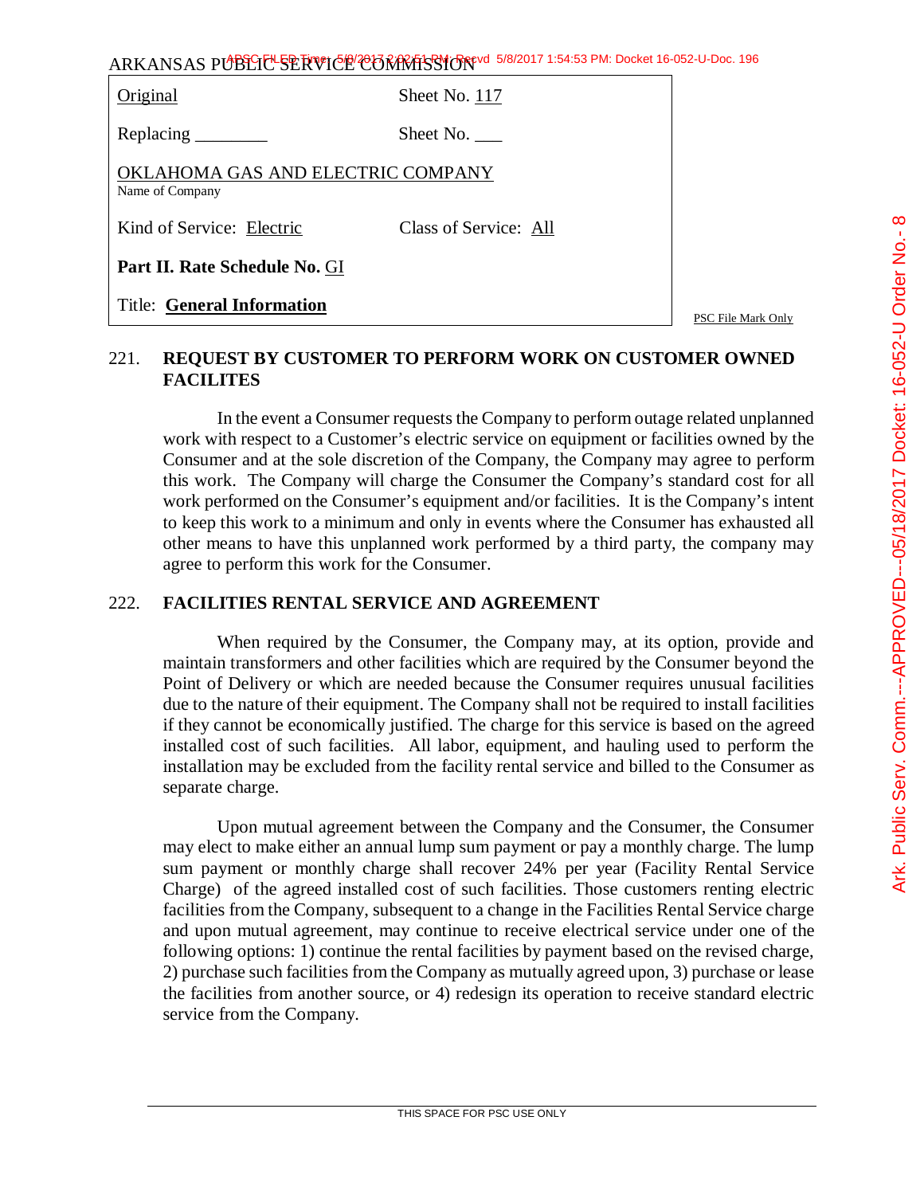ARKANSAS PUBLIC SERVICE COMMISSION

| Original | Sheet No. 117 |
|---|---|
| Replacing ________ | Sheet No. ___ |
| OKLAHOMA GAS AND ELECTRIC COMPANY<br>Name of Company | |
| Kind of Service: Electric | Class of Service: All |
| **Part II. Rate Schedule No.** GI | |
| Title: **General Information** | |

PSC File Mark Only

## 221. REQUEST BY CUSTOMER TO PERFORM WORK ON CUSTOMER OWNED FACILITES

In the event a Consumer requests the Company to perform outage related unplanned work with respect to a Customer's electric service on equipment or facilities owned by the Consumer and at the sole discretion of the Company, the Company may agree to perform this work. The Company will charge the Consumer the Company's standard cost for all work performed on the Consumer's equipment and/or facilities. It is the Company's intent to keep this work to a minimum and only in events where the Consumer has exhausted all other means to have this unplanned work performed by a third party, the company may agree to perform this work for the Consumer.

## 222. FACILITIES RENTAL SERVICE AND AGREEMENT

When required by the Consumer, the Company may, at its option, provide and maintain transformers and other facilities which are required by the Consumer beyond the Point of Delivery or which are needed because the Consumer requires unusual facilities due to the nature of their equipment. The Company shall not be required to install facilities if they cannot be economically justified. The charge for this service is based on the agreed installed cost of such facilities. All labor, equipment, and hauling used to perform the installation may be excluded from the facility rental service and billed to the Consumer as separate charge.

Upon mutual agreement between the Company and the Consumer, the Consumer may elect to make either an annual lump sum payment or pay a monthly charge. The lump sum payment or monthly charge shall recover 24% per year (Facility Rental Service Charge) of the agreed installed cost of such facilities. Those customers renting electric facilities from the Company, subsequent to a change in the Facilities Rental Service charge and upon mutual agreement, may continue to receive electrical service under one of the following options: 1) continue the rental facilities by payment based on the revised charge, 2) purchase such facilities from the Company as mutually agreed upon, 3) purchase or lease the facilities from another source, or 4) redesign its operation to receive standard electric service from the Company.

THIS SPACE FOR PSC USE ONLY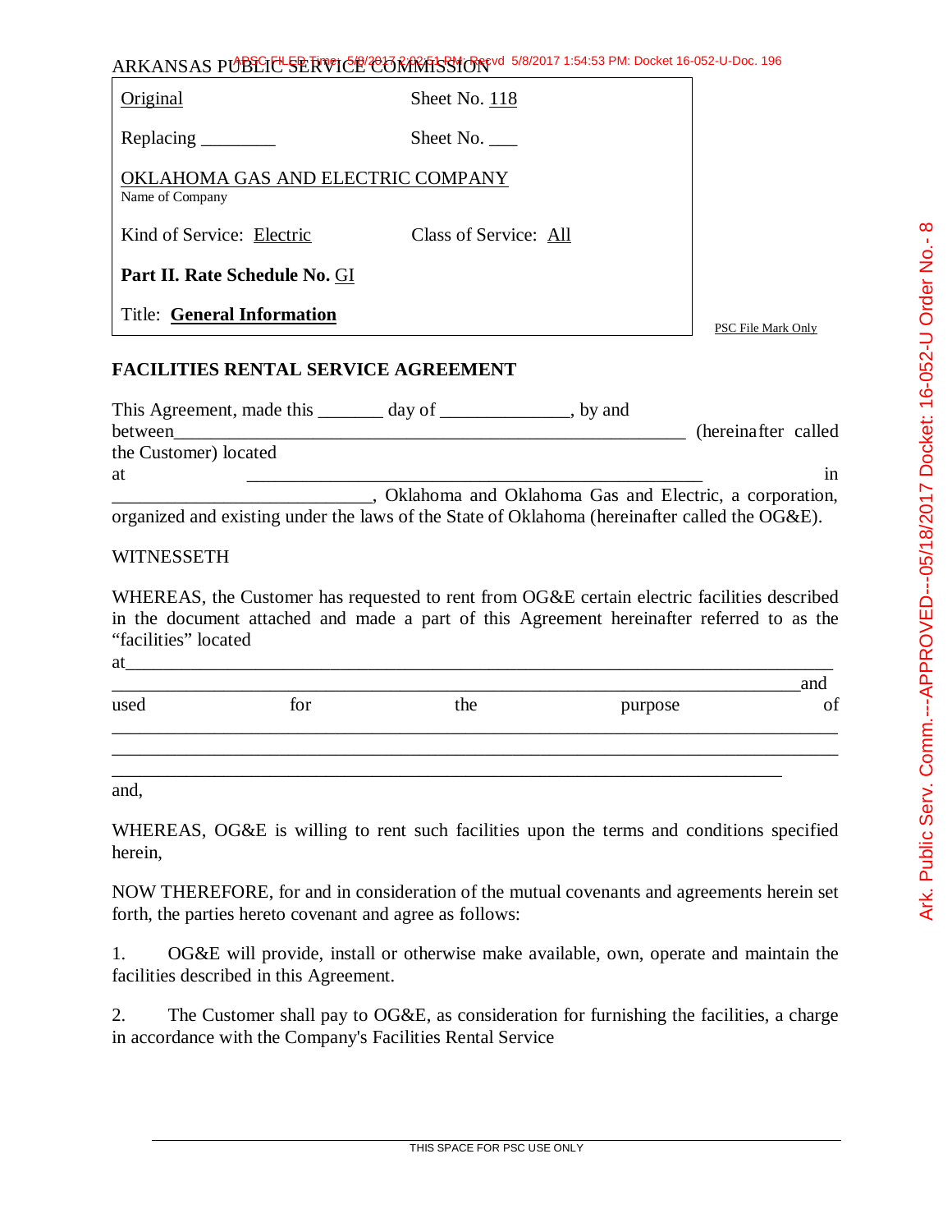ARKANSAS PUBLIC SERVICE COMMISSION

| Original | Sheet No. 118 |
|---|---|
| Replacing ________ | Sheet No. ___ |
| OKLAHOMA GAS AND ELECTRIC COMPANY<br>Name of Company | |
| Kind of Service: Electric | Class of Service: All |
| **Part II. Rate Schedule No.** GI | |
| Title: **General Information** | |

PSC File Mark Only

## FACILITIES RENTAL SERVICE AGREEMENT

This Agreement, made this _______ day of ______________, by and between__________________________________________________________ (hereinafter called the Customer) located at _________________________________________________ in ____________________________, Oklahoma and Oklahoma Gas and Electric, a corporation, organized and existing under the laws of the State of Oklahoma (hereinafter called the OG&E).

WITNESSETH

WHEREAS, the Customer has requested to rent from OG&E certain electric facilities described in the document attached and made a part of this Agreement hereinafter referred to as the "facilities" located at_____________________________________________________________________________ _____________________________________________________________________________and used for the purpose of _____________________________________________________________________________ _____________________________________________________________________________ _____________________________________________________________________________

and,

WHEREAS, OG&E is willing to rent such facilities upon the terms and conditions specified herein,

NOW THEREFORE, for and in consideration of the mutual covenants and agreements herein set forth, the parties hereto covenant and agree as follows:

1. OG&E will provide, install or otherwise make available, own, operate and maintain the facilities described in this Agreement.

2. The Customer shall pay to OG&E, as consideration for furnishing the facilities, a charge in accordance with the Company's Facilities Rental Service

THIS SPACE FOR PSC USE ONLY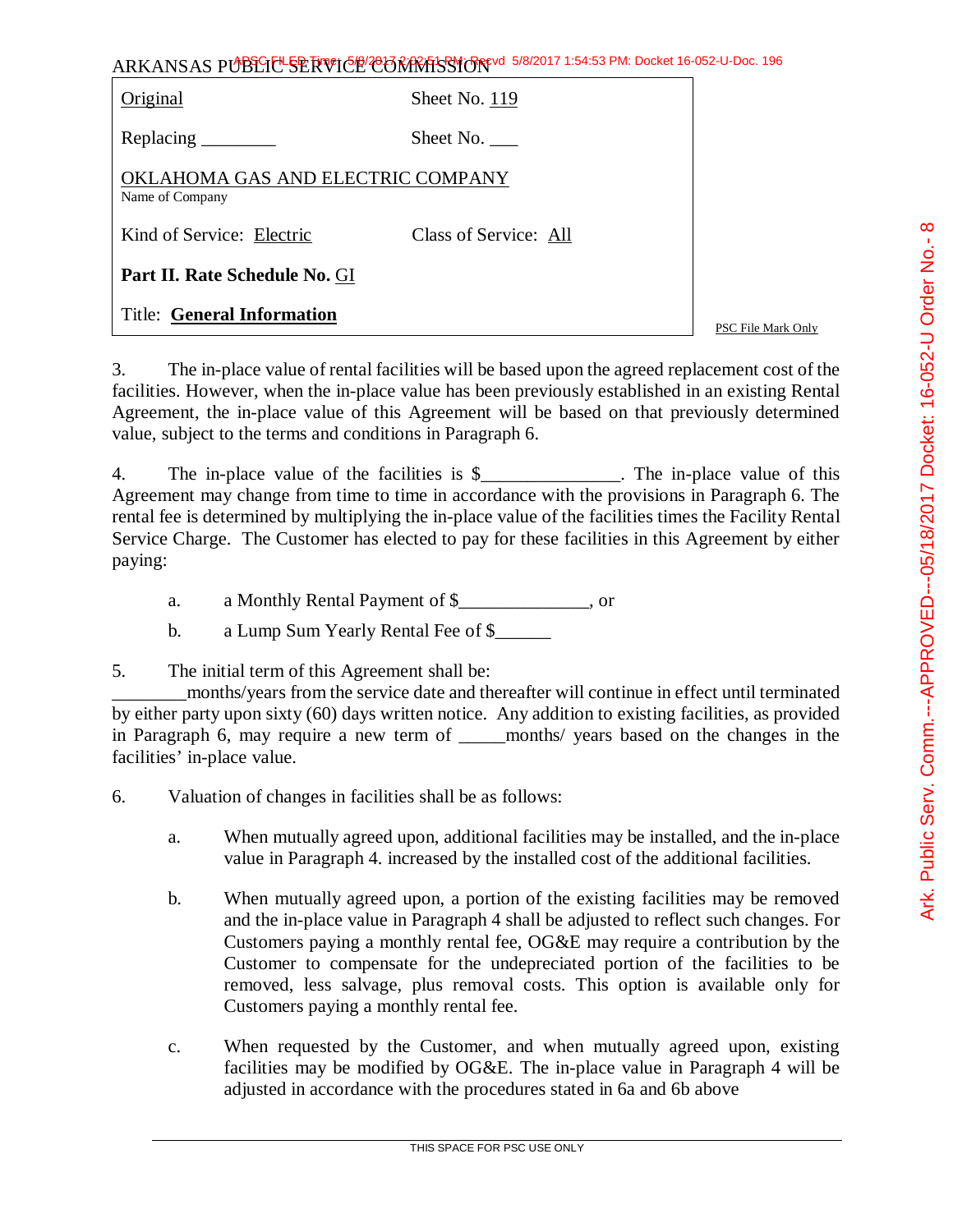ARKANSAS PUBLIC SERVICE COMMISSION

| | |
|---|---|
| Original | Sheet No. 119 |
| Replacing ________ | Sheet No. ___ |
| OKLAHOMA GAS AND ELECTRIC COMPANY<br>Name of Company | |
| Kind of Service: Electric | Class of Service: All |
| **Part II. Rate Schedule No.** GI | |
| Title: **General Information** | |

PSC File Mark Only

3. The in-place value of rental facilities will be based upon the agreed replacement cost of the facilities. However, when the in-place value has been previously established in an existing Rental Agreement, the in-place value of this Agreement will be based on that previously determined value, subject to the terms and conditions in Paragraph 6.

4. The in-place value of the facilities is $_______________. The in-place value of this Agreement may change from time to time in accordance with the provisions in Paragraph 6. The rental fee is determined by multiplying the in-place value of the facilities times the Facility Rental Service Charge. The Customer has elected to pay for these facilities in this Agreement by either paying:

   a. a Monthly Rental Payment of $______________, or

   b. a Lump Sum Yearly Rental Fee of $______

5. The initial term of this Agreement shall be:
________months/years from the service date and thereafter will continue in effect until terminated by either party upon sixty (60) days written notice. Any addition to existing facilities, as provided in Paragraph 6, may require a new term of _____months/ years based on the changes in the facilities' in-place value.

6. Valuation of changes in facilities shall be as follows:

   a. When mutually agreed upon, additional facilities may be installed, and the in-place value in Paragraph 4. increased by the installed cost of the additional facilities.

   b. When mutually agreed upon, a portion of the existing facilities may be removed and the in-place value in Paragraph 4 shall be adjusted to reflect such changes. For Customers paying a monthly rental fee, OG&E may require a contribution by the Customer to compensate for the undepreciated portion of the facilities to be removed, less salvage, plus removal costs. This option is available only for Customers paying a monthly rental fee.

   c. When requested by the Customer, and when mutually agreed upon, existing facilities may be modified by OG&E. The in-place value in Paragraph 4 will be adjusted in accordance with the procedures stated in 6a and 6b above

THIS SPACE FOR PSC USE ONLY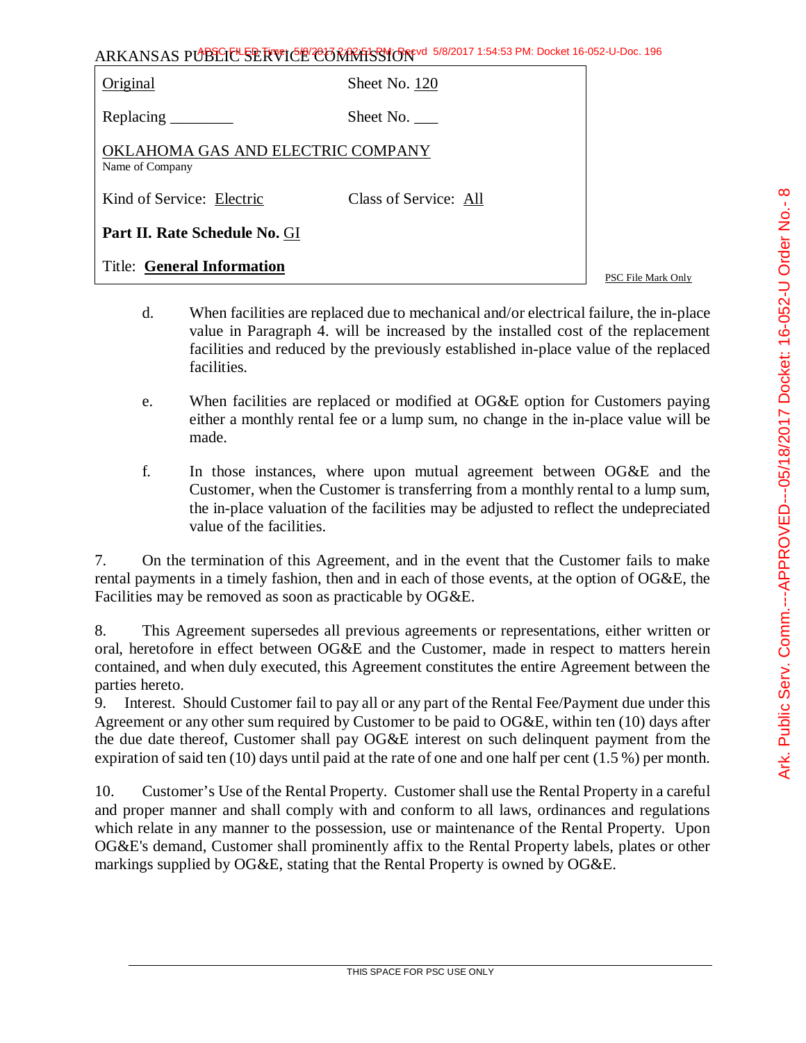ARKANSAS PUBLIC SERVICE COMMISSION

| Original | Sheet No. 120 |
|---|---|
| Replacing ________ | Sheet No. ___ |
| OKLAHOMA GAS AND ELECTRIC COMPANY<br>Name of Company | |
| Kind of Service: Electric | Class of Service: All |
| **Part II. Rate Schedule No.** GI | |
| Title: **General Information** | |

PSC File Mark Only

d. When facilities are replaced due to mechanical and/or electrical failure, the in-place value in Paragraph 4. will be increased by the installed cost of the replacement facilities and reduced by the previously established in-place value of the replaced facilities.

e. When facilities are replaced or modified at OG&E option for Customers paying either a monthly rental fee or a lump sum, no change in the in-place value will be made.

f. In those instances, where upon mutual agreement between OG&E and the Customer, when the Customer is transferring from a monthly rental to a lump sum, the in-place valuation of the facilities may be adjusted to reflect the undepreciated value of the facilities.

7. On the termination of this Agreement, and in the event that the Customer fails to make rental payments in a timely fashion, then and in each of those events, at the option of OG&E, the Facilities may be removed as soon as practicable by OG&E.

8. This Agreement supersedes all previous agreements or representations, either written or oral, heretofore in effect between OG&E and the Customer, made in respect to matters herein contained, and when duly executed, this Agreement constitutes the entire Agreement between the parties hereto.

9. Interest. Should Customer fail to pay all or any part of the Rental Fee/Payment due under this Agreement or any other sum required by Customer to be paid to OG&E, within ten (10) days after the due date thereof, Customer shall pay OG&E interest on such delinquent payment from the expiration of said ten (10) days until paid at the rate of one and one half per cent (1.5 %) per month.

10. Customer's Use of the Rental Property. Customer shall use the Rental Property in a careful and proper manner and shall comply with and conform to all laws, ordinances and regulations which relate in any manner to the possession, use or maintenance of the Rental Property. Upon OG&E's demand, Customer shall prominently affix to the Rental Property labels, plates or other markings supplied by OG&E, stating that the Rental Property is owned by OG&E.

THIS SPACE FOR PSC USE ONLY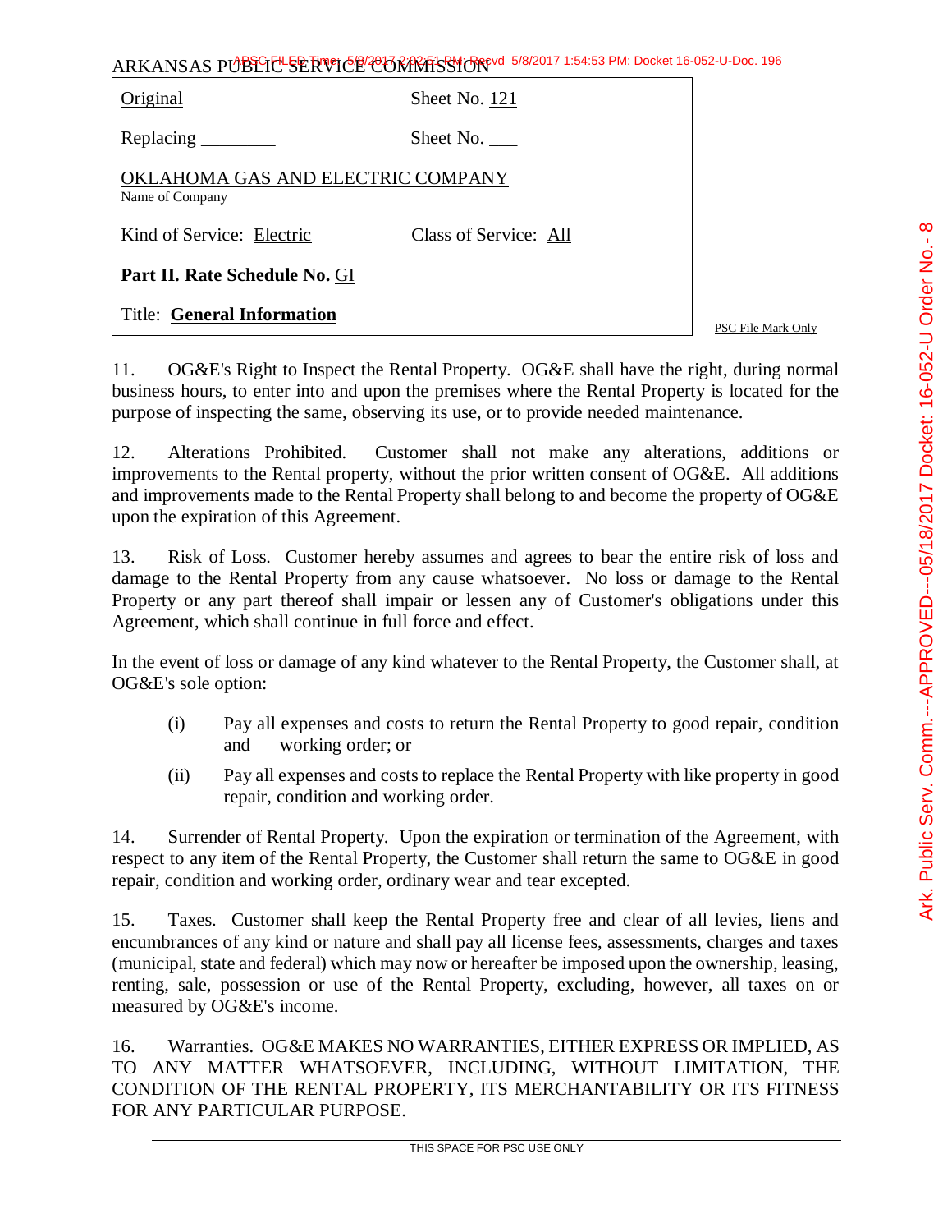ARKANSAS PUBLIC SERVICE COMMISSION

| Original | Sheet No. 121 |
|---|---|
| Replacing ________ | Sheet No. ___ |
| OKLAHOMA GAS AND ELECTRIC COMPANY<br>Name of Company | |
| Kind of Service: Electric | Class of Service: All |
| **Part II. Rate Schedule No.** GI | |
| Title: **General Information** | |

PSC File Mark Only

11. OG&E's Right to Inspect the Rental Property. OG&E shall have the right, during normal business hours, to enter into and upon the premises where the Rental Property is located for the purpose of inspecting the same, observing its use, or to provide needed maintenance.

12. Alterations Prohibited. Customer shall not make any alterations, additions or improvements to the Rental property, without the prior written consent of OG&E. All additions and improvements made to the Rental Property shall belong to and become the property of OG&E upon the expiration of this Agreement.

13. Risk of Loss. Customer hereby assumes and agrees to bear the entire risk of loss and damage to the Rental Property from any cause whatsoever. No loss or damage to the Rental Property or any part thereof shall impair or lessen any of Customer's obligations under this Agreement, which shall continue in full force and effect.

In the event of loss or damage of any kind whatever to the Rental Property, the Customer shall, at OG&E's sole option:

(i) Pay all expenses and costs to return the Rental Property to good repair, condition and working order; or

(ii) Pay all expenses and costs to replace the Rental Property with like property in good repair, condition and working order.

14. Surrender of Rental Property. Upon the expiration or termination of the Agreement, with respect to any item of the Rental Property, the Customer shall return the same to OG&E in good repair, condition and working order, ordinary wear and tear excepted.

15. Taxes. Customer shall keep the Rental Property free and clear of all levies, liens and encumbrances of any kind or nature and shall pay all license fees, assessments, charges and taxes (municipal, state and federal) which may now or hereafter be imposed upon the ownership, leasing, renting, sale, possession or use of the Rental Property, excluding, however, all taxes on or measured by OG&E's income.

16. Warranties. OG&E MAKES NO WARRANTIES, EITHER EXPRESS OR IMPLIED, AS TO ANY MATTER WHATSOEVER, INCLUDING, WITHOUT LIMITATION, THE CONDITION OF THE RENTAL PROPERTY, ITS MERCHANTABILITY OR ITS FITNESS FOR ANY PARTICULAR PURPOSE.

THIS SPACE FOR PSC USE ONLY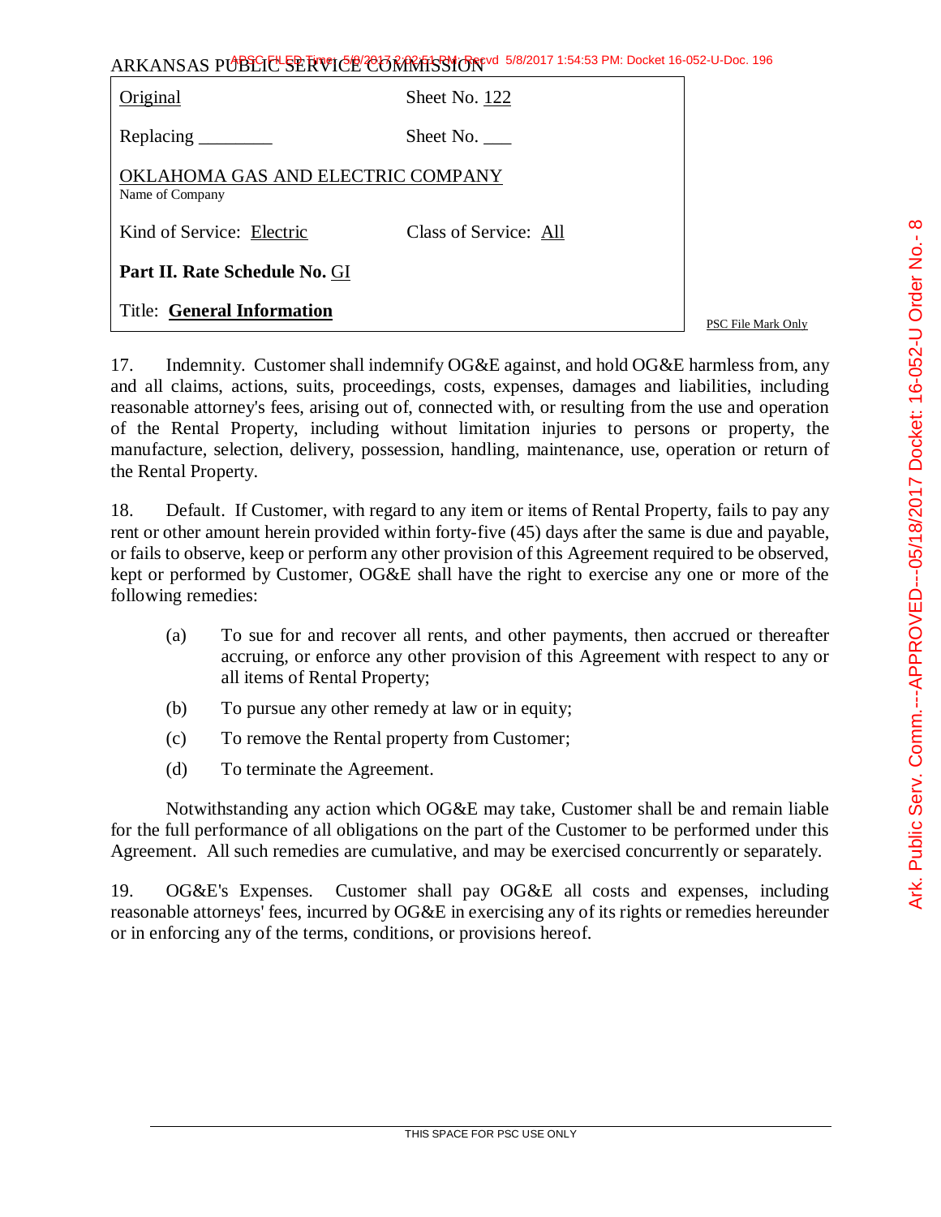| Original | Sheet No. 122 |
| --- | --- |
| Replacing ________ | Sheet No. ___ |
| OKLAHOMA GAS AND ELECTRIC COMPANY<br>Name of Company | |
| Kind of Service: Electric | Class of Service: All |
| **Part II. Rate Schedule No.** GI | |
| Title: **General Information** | |

17. Indemnity. Customer shall indemnify OG&E against, and hold OG&E harmless from, any and all claims, actions, suits, proceedings, costs, expenses, damages and liabilities, including reasonable attorney's fees, arising out of, connected with, or resulting from the use and operation of the Rental Property, including without limitation injuries to persons or property, the manufacture, selection, delivery, possession, handling, maintenance, use, operation or return of the Rental Property.

18. Default. If Customer, with regard to any item or items of Rental Property, fails to pay any rent or other amount herein provided within forty-five (45) days after the same is due and payable, or fails to observe, keep or perform any other provision of this Agreement required to be observed, kept or performed by Customer, OG&E shall have the right to exercise any one or more of the following remedies:

(a) To sue for and recover all rents, and other payments, then accrued or thereafter accruing, or enforce any other provision of this Agreement with respect to any or all items of Rental Property;

(b) To pursue any other remedy at law or in equity;

(c) To remove the Rental property from Customer;

(d) To terminate the Agreement.

Notwithstanding any action which OG&E may take, Customer shall be and remain liable for the full performance of all obligations on the part of the Customer to be performed under this Agreement. All such remedies are cumulative, and may be exercised concurrently or separately.

19. OG&E's Expenses. Customer shall pay OG&E all costs and expenses, including reasonable attorneys' fees, incurred by OG&E in exercising any of its rights or remedies hereunder or in enforcing any of the terms, conditions, or provisions hereof.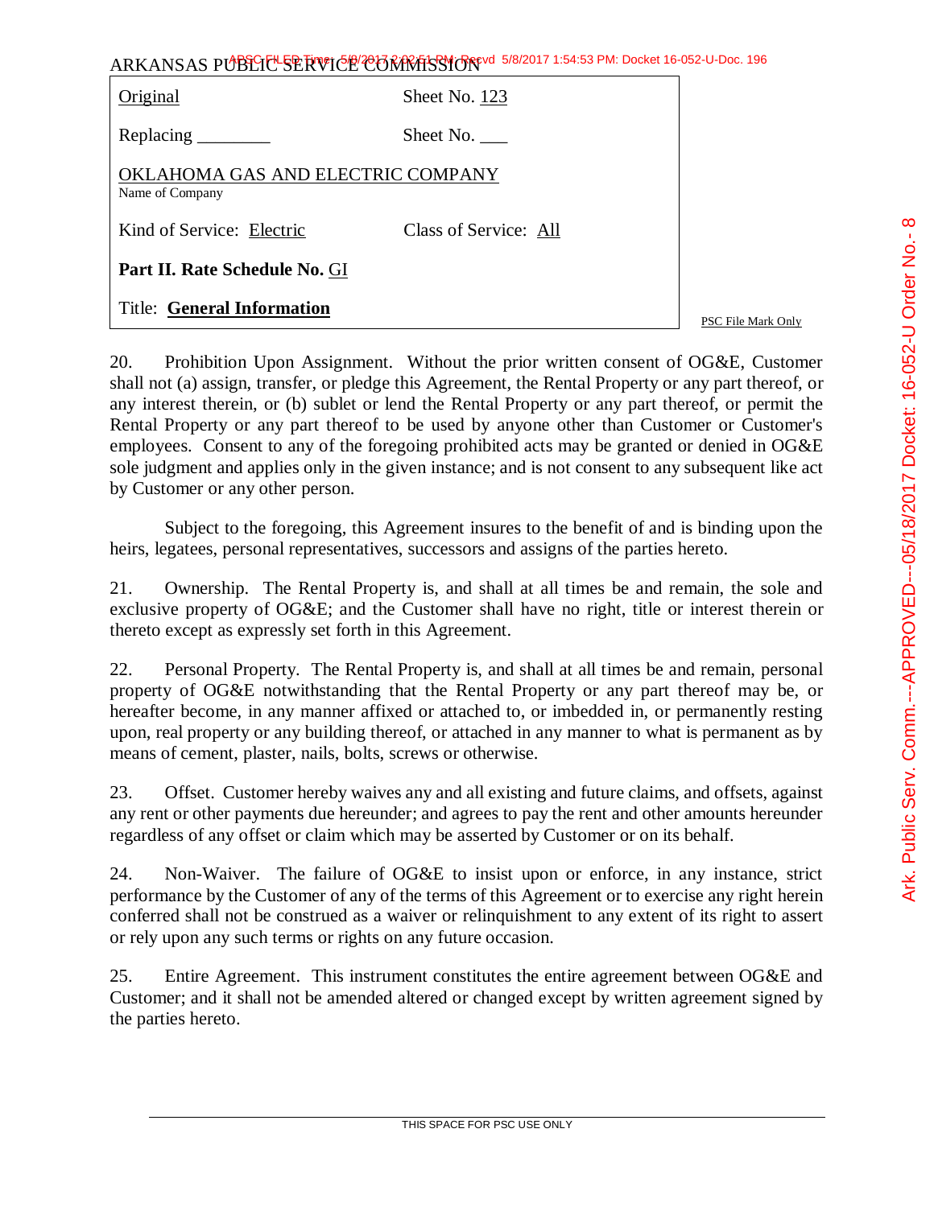ARKANSAS PUBLIC SERVICE COMMISSION

| Original | Sheet No. 123 |
|---|---|
| Replacing ________ | Sheet No. ___ |
| OKLAHOMA GAS AND ELECTRIC COMPANY<br>Name of Company | |
| Kind of Service: Electric | Class of Service: All |
| **Part II. Rate Schedule No.** GI | |
| Title: **General Information** | |

PSC File Mark Only

20. Prohibition Upon Assignment. Without the prior written consent of OG&E, Customer shall not (a) assign, transfer, or pledge this Agreement, the Rental Property or any part thereof, or any interest therein, or (b) sublet or lend the Rental Property or any part thereof, or permit the Rental Property or any part thereof to be used by anyone other than Customer or Customer's employees. Consent to any of the foregoing prohibited acts may be granted or denied in OG&E sole judgment and applies only in the given instance; and is not consent to any subsequent like act by Customer or any other person.

Subject to the foregoing, this Agreement insures to the benefit of and is binding upon the heirs, legatees, personal representatives, successors and assigns of the parties hereto.

21. Ownership. The Rental Property is, and shall at all times be and remain, the sole and exclusive property of OG&E; and the Customer shall have no right, title or interest therein or thereto except as expressly set forth in this Agreement.

22. Personal Property. The Rental Property is, and shall at all times be and remain, personal property of OG&E notwithstanding that the Rental Property or any part thereof may be, or hereafter become, in any manner affixed or attached to, or imbedded in, or permanently resting upon, real property or any building thereof, or attached in any manner to what is permanent as by means of cement, plaster, nails, bolts, screws or otherwise.

23. Offset. Customer hereby waives any and all existing and future claims, and offsets, against any rent or other payments due hereunder; and agrees to pay the rent and other amounts hereunder regardless of any offset or claim which may be asserted by Customer or on its behalf.

24. Non-Waiver. The failure of OG&E to insist upon or enforce, in any instance, strict performance by the Customer of any of the terms of this Agreement or to exercise any right herein conferred shall not be construed as a waiver or relinquishment to any extent of its right to assert or rely upon any such terms or rights on any future occasion.

25. Entire Agreement. This instrument constitutes the entire agreement between OG&E and Customer; and it shall not be amended altered or changed except by written agreement signed by the parties hereto.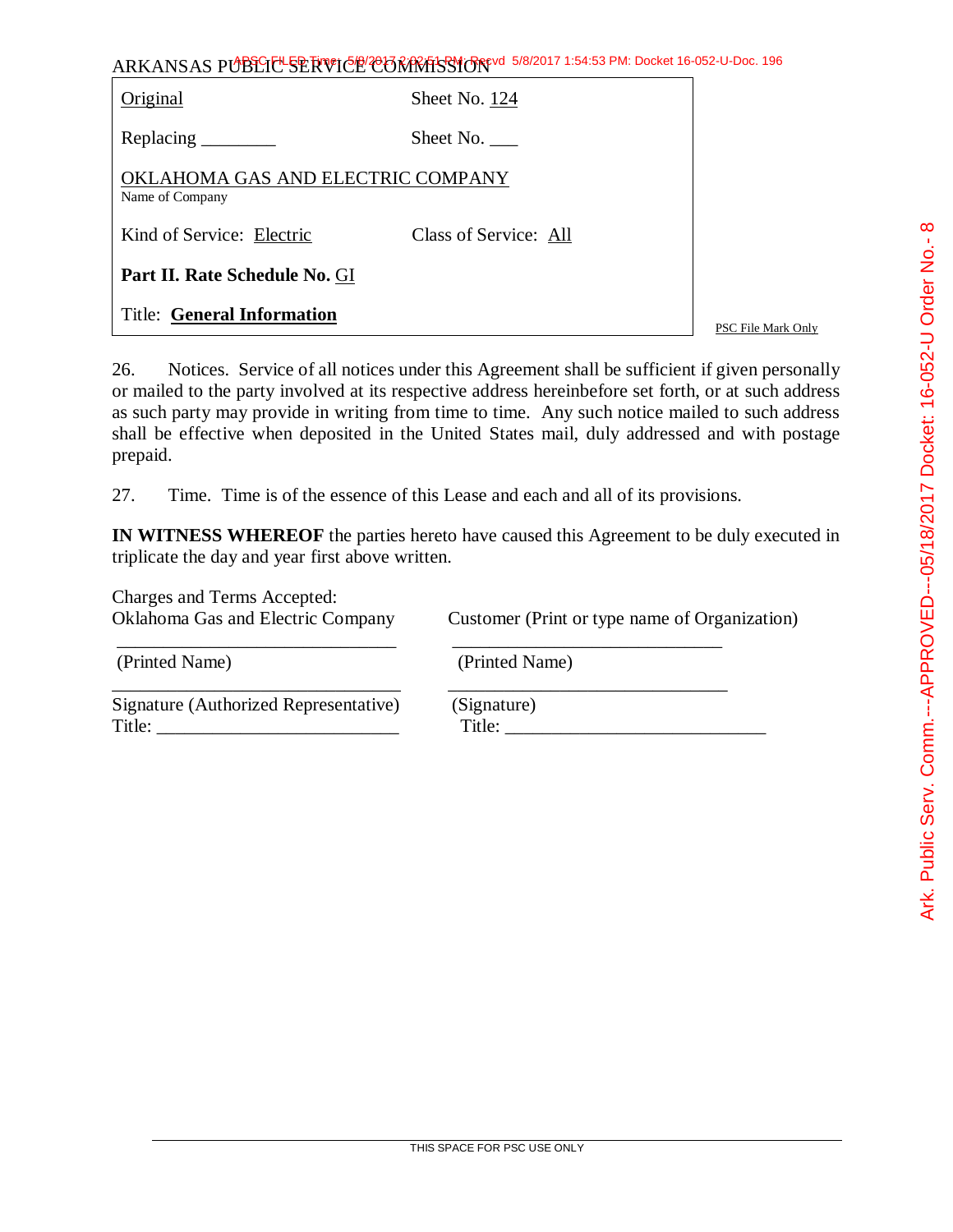ARKANSAS PUBLIC SERVICE COMMISSION

| | |
|---|---|
| Original | Sheet No. 124 |
| Replacing ________ | Sheet No. ___ |
| OKLAHOMA GAS AND ELECTRIC COMPANY<br>Name of Company | |
| Kind of Service: Electric | Class of Service: All |
| **Part II. Rate Schedule No.** GI | |
| Title: **General Information** | |

PSC File Mark Only

26. Notices. Service of all notices under this Agreement shall be sufficient if given personally or mailed to the party involved at its respective address hereinbefore set forth, or at such address as such party may provide in writing from time to time. Any such notice mailed to such address shall be effective when deposited in the United States mail, duly addressed and with postage prepaid.

27. Time. Time is of the essence of this Lease and each and all of its provisions.

**IN WITNESS WHEREOF** the parties hereto have caused this Agreement to be duly executed in triplicate the day and year first above written.

| Charges and Terms Accepted:<br>Oklahoma Gas and Electric Company | Customer (Print or type name of Organization) |
|---|---|
| ______________________________<br>(Printed Name) | ______________________________<br>(Printed Name) |
| ______________________________<br>Signature (Authorized Representative)<br>Title: __________________________ | ______________________________<br>(Signature)<br>Title: ____________________________ |

THIS SPACE FOR PSC USE ONLY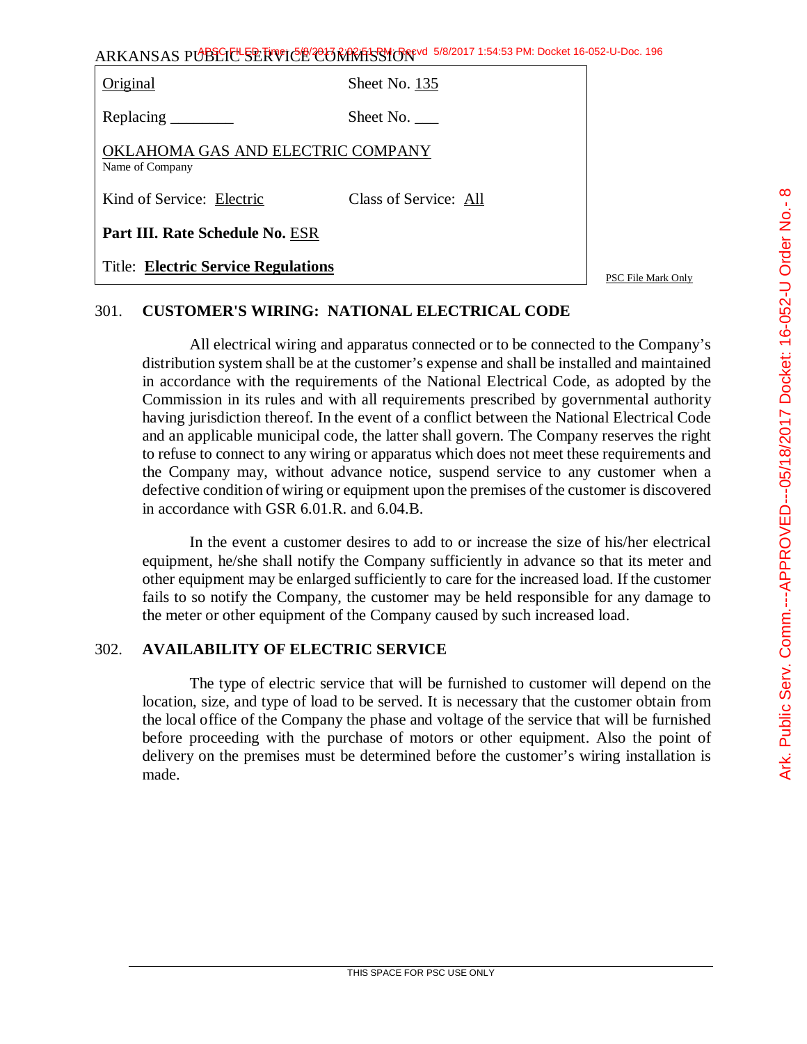| Original | Sheet No. 135 |
| --- | --- |
| Replacing ________ | Sheet No. ___ |
| OKLAHOMA GAS AND ELECTRIC COMPANY<br>Name of Company | |
| Kind of Service: Electric | Class of Service: All |
| **Part III. Rate Schedule No.** ESR | |
| Title: **Electric Service Regulations** | |

PSC File Mark Only

## 301. CUSTOMER'S WIRING: NATIONAL ELECTRICAL CODE

All electrical wiring and apparatus connected or to be connected to the Company's distribution system shall be at the customer's expense and shall be installed and maintained in accordance with the requirements of the National Electrical Code, as adopted by the Commission in its rules and with all requirements prescribed by governmental authority having jurisdiction thereof. In the event of a conflict between the National Electrical Code and an applicable municipal code, the latter shall govern. The Company reserves the right to refuse to connect to any wiring or apparatus which does not meet these requirements and the Company may, without advance notice, suspend service to any customer when a defective condition of wiring or equipment upon the premises of the customer is discovered in accordance with GSR 6.01.R. and 6.04.B.

In the event a customer desires to add to or increase the size of his/her electrical equipment, he/she shall notify the Company sufficiently in advance so that its meter and other equipment may be enlarged sufficiently to care for the increased load. If the customer fails to so notify the Company, the customer may be held responsible for any damage to the meter or other equipment of the Company caused by such increased load.

## 302. AVAILABILITY OF ELECTRIC SERVICE

The type of electric service that will be furnished to customer will depend on the location, size, and type of load to be served. It is necessary that the customer obtain from the local office of the Company the phase and voltage of the service that will be furnished before proceeding with the purchase of motors or other equipment. Also the point of delivery on the premises must be determined before the customer's wiring installation is made.

THIS SPACE FOR PSC USE ONLY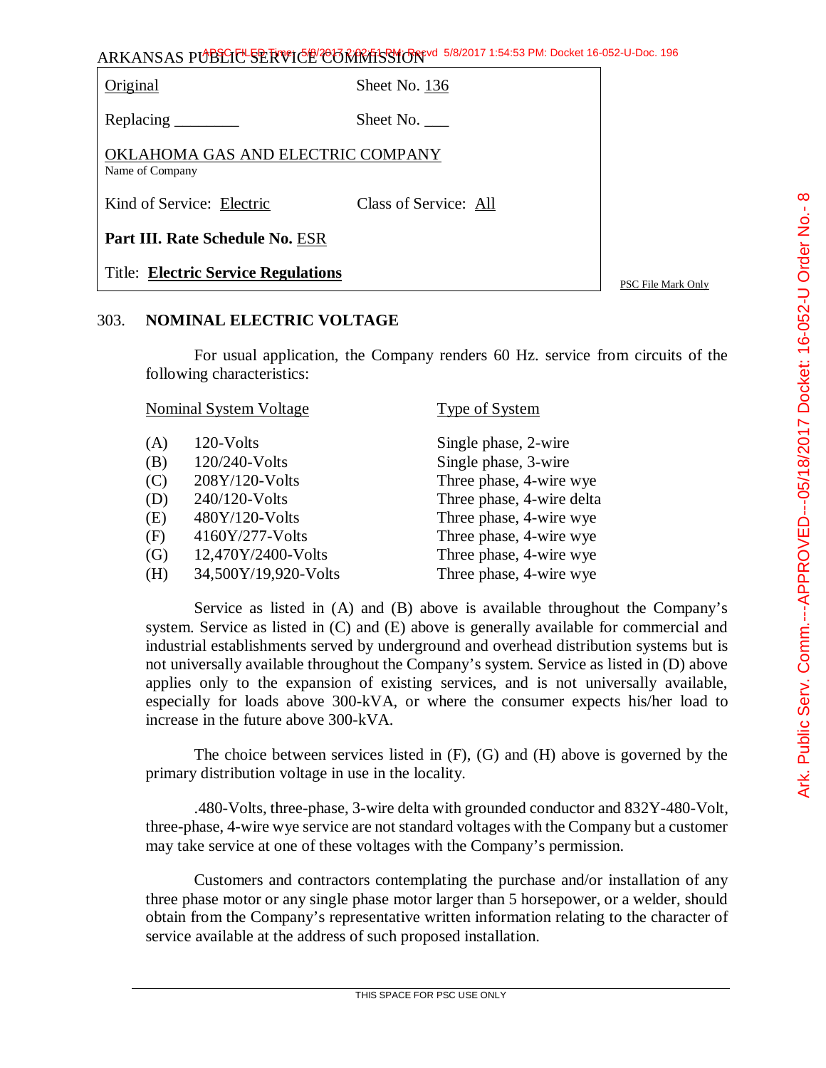| Original | Sheet No. 136 |
|---|---|
| Replacing ________ | Sheet No. ___ |
| OKLAHOMA GAS AND ELECTRIC COMPANY<br>Name of Company | |
| Kind of Service: Electric | Class of Service: All |
| **Part III. Rate Schedule No.** ESR | |
| Title: **Electric Service Regulations** | |

PSC File Mark Only

## 303. NOMINAL ELECTRIC VOLTAGE

For usual application, the Company renders 60 Hz. service from circuits of the following characteristics:

| | Nominal System Voltage | Type of System |
|---|---|---|
| (A) | 120-Volts | Single phase, 2-wire |
| (B) | 120/240-Volts | Single phase, 3-wire |
| (C) | 208Y/120-Volts | Three phase, 4-wire wye |
| (D) | 240/120-Volts | Three phase, 4-wire delta |
| (E) | 480Y/120-Volts | Three phase, 4-wire wye |
| (F) | 4160Y/277-Volts | Three phase, 4-wire wye |
| (G) | 12,470Y/2400-Volts | Three phase, 4-wire wye |
| (H) | 34,500Y/19,920-Volts | Three phase, 4-wire wye |

Service as listed in (A) and (B) above is available throughout the Company's system. Service as listed in (C) and (E) above is generally available for commercial and industrial establishments served by underground and overhead distribution systems but is not universally available throughout the Company's system. Service as listed in (D) above applies only to the expansion of existing services, and is not universally available, especially for loads above 300-kVA, or where the consumer expects his/her load to increase in the future above 300-kVA.

The choice between services listed in (F), (G) and (H) above is governed by the primary distribution voltage in use in the locality.

.480-Volts, three-phase, 3-wire delta with grounded conductor and 832Y-480-Volt, three-phase, 4-wire wye service are not standard voltages with the Company but a customer may take service at one of these voltages with the Company's permission.

Customers and contractors contemplating the purchase and/or installation of any three phase motor or any single phase motor larger than 5 horsepower, or a welder, should obtain from the Company's representative written information relating to the character of service available at the address of such proposed installation.

THIS SPACE FOR PSC USE ONLY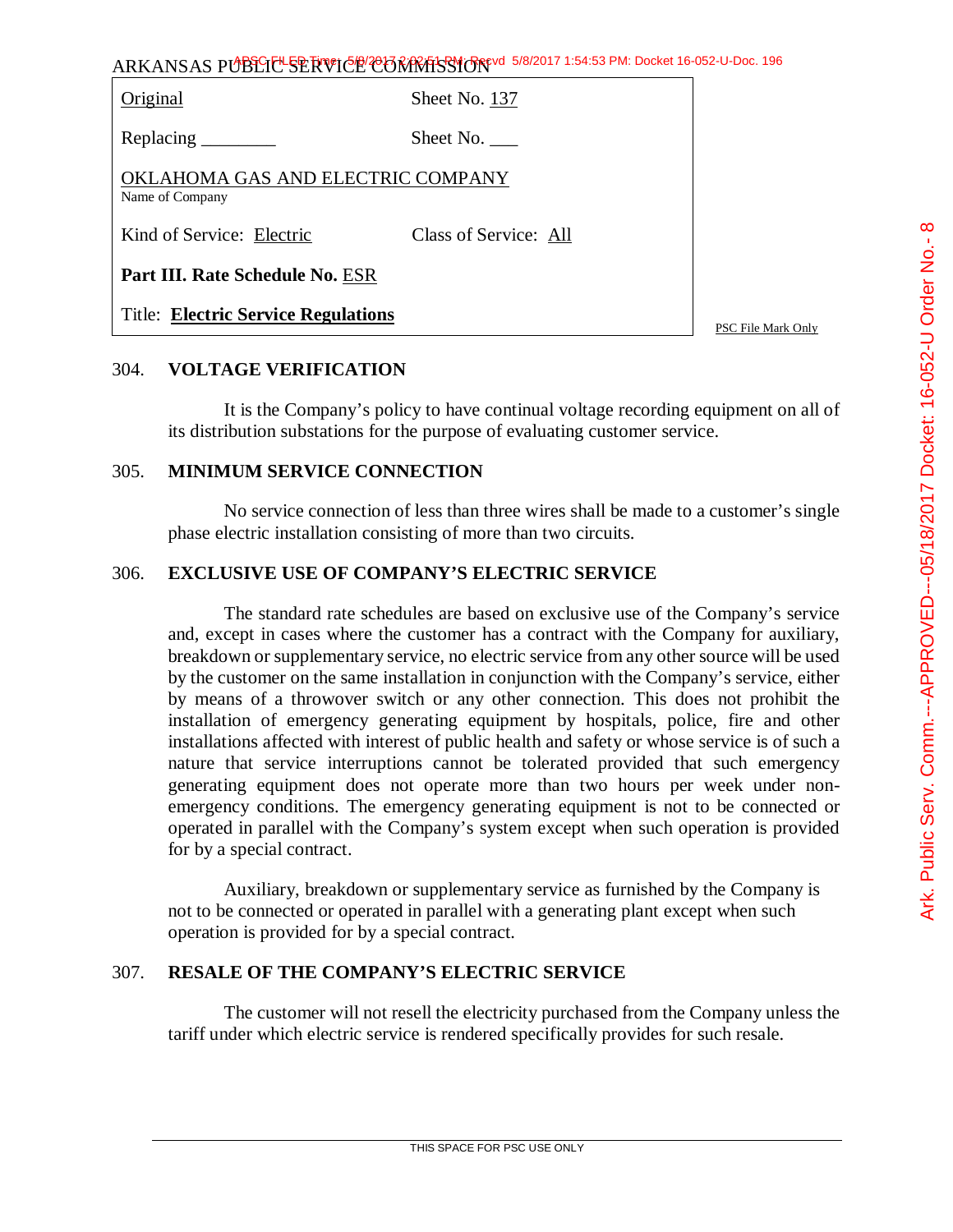| Original | Sheet No. 137 |
|---|---|
| Replacing ________ | Sheet No. ___ |
| OKLAHOMA GAS AND ELECTRIC COMPANY<br>Name of Company | |
| Kind of Service: Electric | Class of Service: All |
| **Part III. Rate Schedule No.** ESR | |
| Title: **Electric Service Regulations** | |

PSC File Mark Only

## 304. VOLTAGE VERIFICATION

It is the Company's policy to have continual voltage recording equipment on all of its distribution substations for the purpose of evaluating customer service.

## 305. MINIMUM SERVICE CONNECTION

No service connection of less than three wires shall be made to a customer's single phase electric installation consisting of more than two circuits.

## 306. EXCLUSIVE USE OF COMPANY'S ELECTRIC SERVICE

The standard rate schedules are based on exclusive use of the Company's service and, except in cases where the customer has a contract with the Company for auxiliary, breakdown or supplementary service, no electric service from any other source will be used by the customer on the same installation in conjunction with the Company's service, either by means of a throwover switch or any other connection. This does not prohibit the installation of emergency generating equipment by hospitals, police, fire and other installations affected with interest of public health and safety or whose service is of such a nature that service interruptions cannot be tolerated provided that such emergency generating equipment does not operate more than two hours per week under non-emergency conditions. The emergency generating equipment is not to be connected or operated in parallel with the Company's system except when such operation is provided for by a special contract.

Auxiliary, breakdown or supplementary service as furnished by the Company is not to be connected or operated in parallel with a generating plant except when such operation is provided for by a special contract.

## 307. RESALE OF THE COMPANY'S ELECTRIC SERVICE

The customer will not resell the electricity purchased from the Company unless the tariff under which electric service is rendered specifically provides for such resale.

THIS SPACE FOR PSC USE ONLY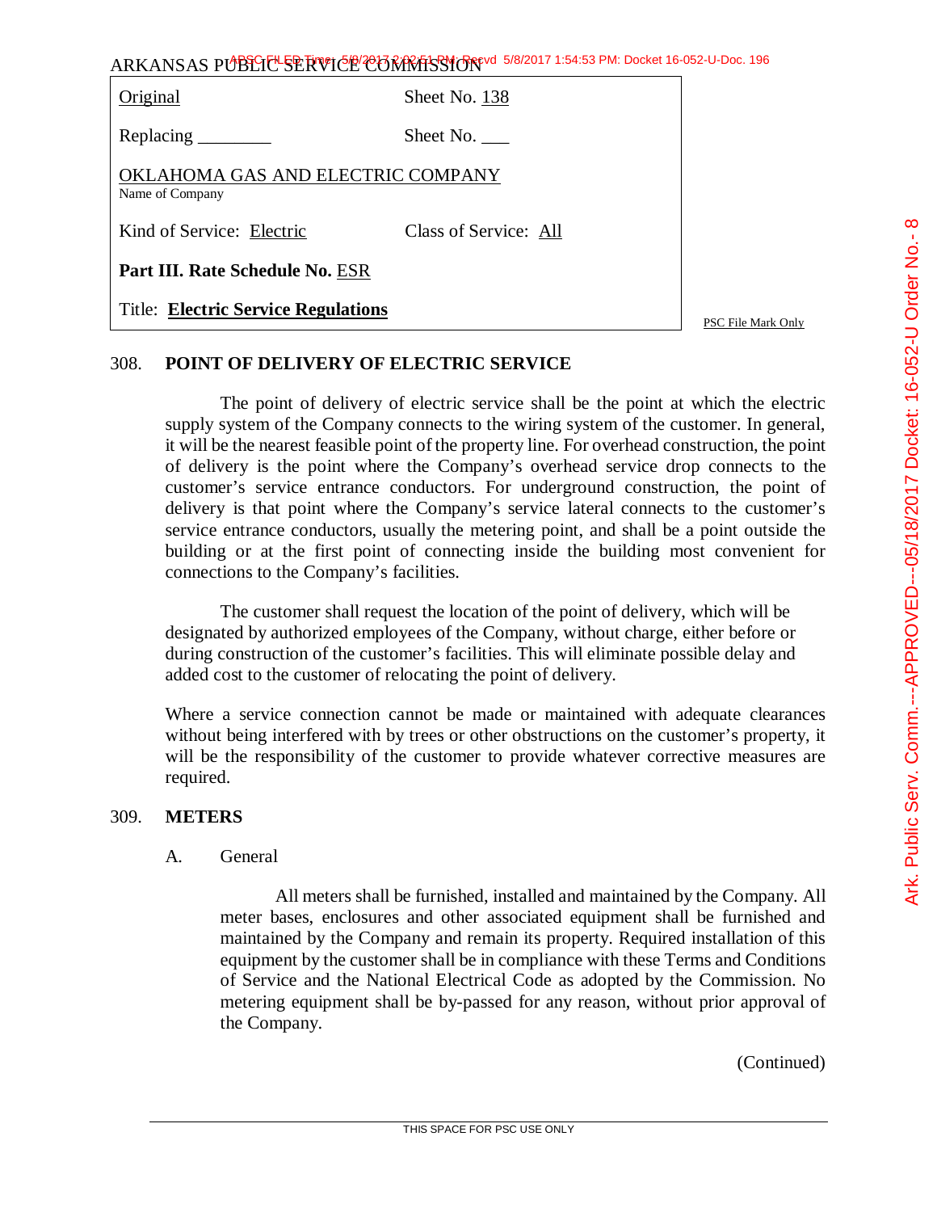| Original | Sheet No. 138 |
| --- | --- |
| Replacing ________ | Sheet No. ___ |
| OKLAHOMA GAS AND ELECTRIC COMPANY<br>Name of Company | |
| Kind of Service: Electric | Class of Service: All |
| **Part III. Rate Schedule No.** ESR | |
| Title: **Electric Service Regulations** | |

PSC File Mark Only

## 308. POINT OF DELIVERY OF ELECTRIC SERVICE

The point of delivery of electric service shall be the point at which the electric supply system of the Company connects to the wiring system of the customer. In general, it will be the nearest feasible point of the property line. For overhead construction, the point of delivery is the point where the Company's overhead service drop connects to the customer's service entrance conductors. For underground construction, the point of delivery is that point where the Company's service lateral connects to the customer's service entrance conductors, usually the metering point, and shall be a point outside the building or at the first point of connecting inside the building most convenient for connections to the Company's facilities.

The customer shall request the location of the point of delivery, which will be designated by authorized employees of the Company, without charge, either before or during construction of the customer's facilities. This will eliminate possible delay and added cost to the customer of relocating the point of delivery.

Where a service connection cannot be made or maintained with adequate clearances without being interfered with by trees or other obstructions on the customer's property, it will be the responsibility of the customer to provide whatever corrective measures are required.

## 309. METERS

A. General

All meters shall be furnished, installed and maintained by the Company. All meter bases, enclosures and other associated equipment shall be furnished and maintained by the Company and remain its property. Required installation of this equipment by the customer shall be in compliance with these Terms and Conditions of Service and the National Electrical Code as adopted by the Commission. No metering equipment shall be by-passed for any reason, without prior approval of the Company.

(Continued)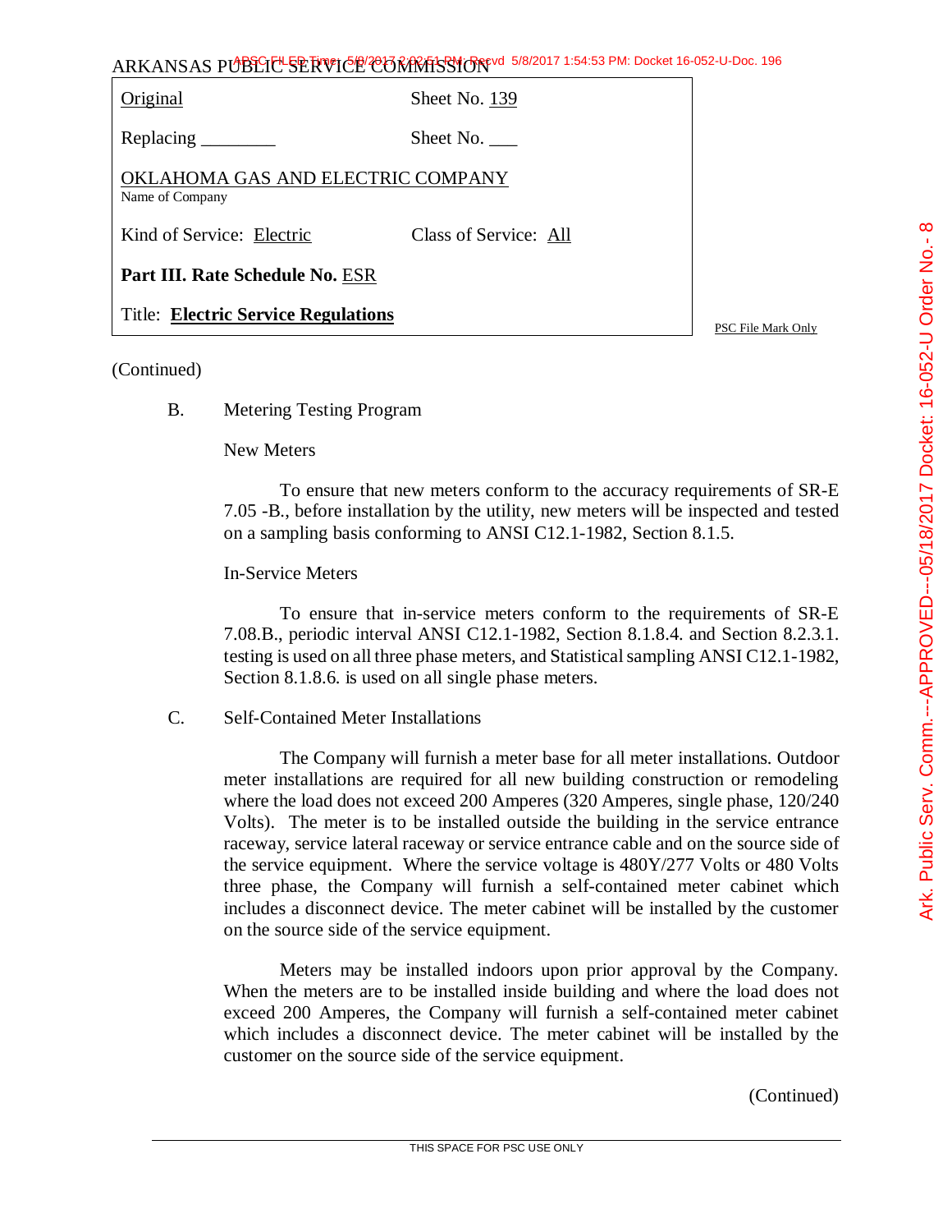ARKANSAS PUBLIC SERVICE COMMISSION

| | |
|---|---|
| Original | Sheet No. 139 |
| Replacing ________ | Sheet No. ___ |
| OKLAHOMA GAS AND ELECTRIC COMPANY<br>Name of Company | |
| Kind of Service: Electric | Class of Service: All |
| **Part III. Rate Schedule No.** ESR | |
| Title: **Electric Service Regulations** | |

PSC File Mark Only

(Continued)

B. Metering Testing Program

New Meters

To ensure that new meters conform to the accuracy requirements of SR-E 7.05 -B., before installation by the utility, new meters will be inspected and tested on a sampling basis conforming to ANSI C12.1-1982, Section 8.1.5.

In-Service Meters

To ensure that in-service meters conform to the requirements of SR-E 7.08.B., periodic interval ANSI C12.1-1982, Section 8.1.8.4. and Section 8.2.3.1. testing is used on all three phase meters, and Statistical sampling ANSI C12.1-1982, Section 8.1.8.6. is used on all single phase meters.

C. Self-Contained Meter Installations

The Company will furnish a meter base for all meter installations. Outdoor meter installations are required for all new building construction or remodeling where the load does not exceed 200 Amperes (320 Amperes, single phase, 120/240 Volts). The meter is to be installed outside the building in the service entrance raceway, service lateral raceway or service entrance cable and on the source side of the service equipment. Where the service voltage is 480Y/277 Volts or 480 Volts three phase, the Company will furnish a self-contained meter cabinet which includes a disconnect device. The meter cabinet will be installed by the customer on the source side of the service equipment.

Meters may be installed indoors upon prior approval by the Company. When the meters are to be installed inside building and where the load does not exceed 200 Amperes, the Company will furnish a self-contained meter cabinet which includes a disconnect device. The meter cabinet will be installed by the customer on the source side of the service equipment.

(Continued)

THIS SPACE FOR PSC USE ONLY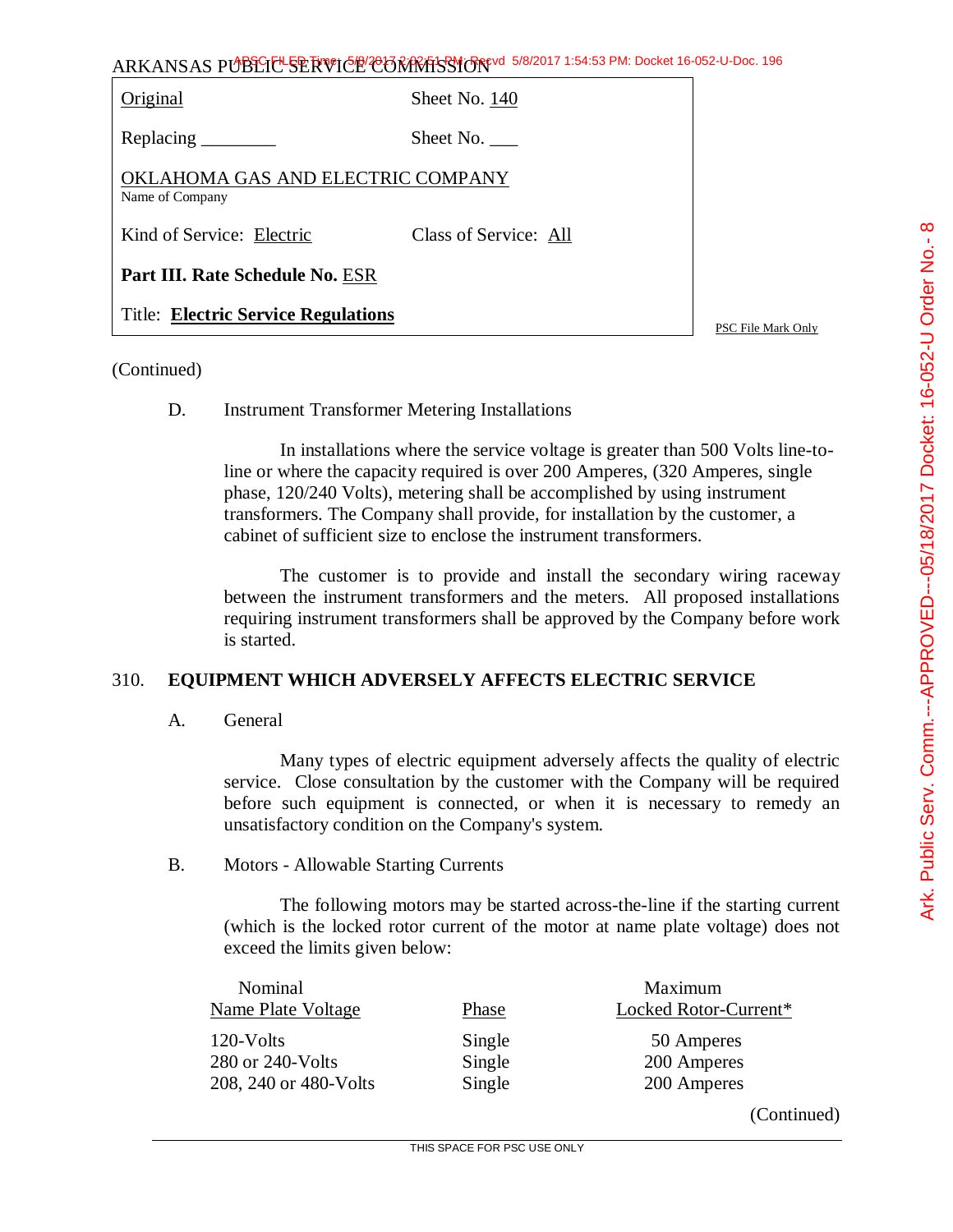ARKANSAS PUBLIC SERVICE COMMISSION

| Original | Sheet No. 140 |
|---|---|
| Replacing ________ | Sheet No. ___ |
| OKLAHOMA GAS AND ELECTRIC COMPANY<br>Name of Company | |
| Kind of Service: Electric | Class of Service: All |
| **Part III. Rate Schedule No.** ESR | |
| Title: **Electric Service Regulations** | |

PSC File Mark Only

(Continued)

D. Instrument Transformer Metering Installations

In installations where the service voltage is greater than 500 Volts line-to-line or where the capacity required is over 200 Amperes, (320 Amperes, single phase, 120/240 Volts), metering shall be accomplished by using instrument transformers. The Company shall provide, for installation by the customer, a cabinet of sufficient size to enclose the instrument transformers.

The customer is to provide and install the secondary wiring raceway between the instrument transformers and the meters. All proposed installations requiring instrument transformers shall be approved by the Company before work is started.

## 310. EQUIPMENT WHICH ADVERSELY AFFECTS ELECTRIC SERVICE

A. General

Many types of electric equipment adversely affects the quality of electric service. Close consultation by the customer with the Company will be required before such equipment is connected, or when it is necessary to remedy an unsatisfactory condition on the Company's system.

B. Motors - Allowable Starting Currents

The following motors may be started across-the-line if the starting current (which is the locked rotor current of the motor at name plate voltage) does not exceed the limits given below:

| Nominal Name Plate Voltage | Phase | Maximum Locked Rotor-Current* |
|---|---|---|
| 120-Volts | Single | 50 Amperes |
| 280 or 240-Volts | Single | 200 Amperes |
| 208, 240 or 480-Volts | Single | 200 Amperes |

(Continued)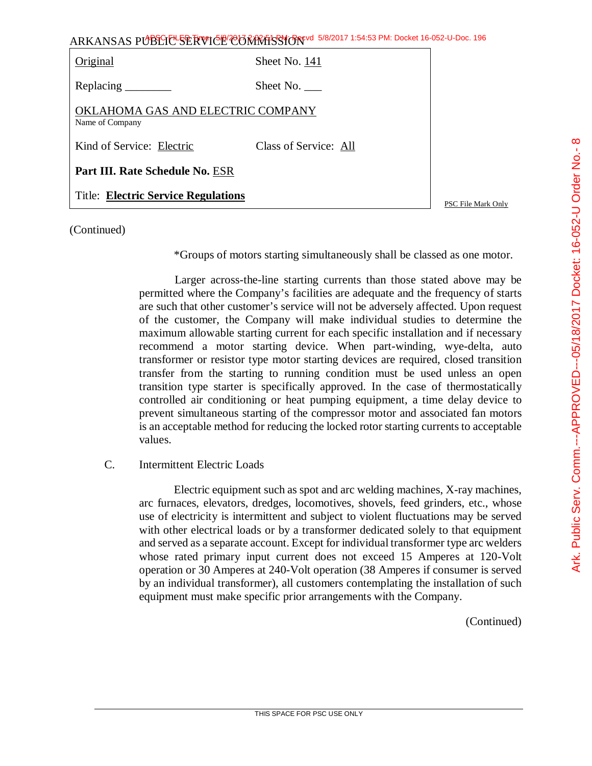ARKANSAS PUBLIC SERVICE COMMISSION

| Original | Sheet No. 141 |
|---|---|
| Replacing ________ | Sheet No. ___ |
| OKLAHOMA GAS AND ELECTRIC COMPANY<br>Name of Company | |
| Kind of Service: Electric | Class of Service: All |
| **Part III. Rate Schedule No.** ESR | |
| Title: **Electric Service Regulations** | |

PSC File Mark Only

(Continued)

*Groups of motors starting simultaneously shall be classed as one motor.

Larger across-the-line starting currents than those stated above may be permitted where the Company's facilities are adequate and the frequency of starts are such that other customer's service will not be adversely affected. Upon request of the customer, the Company will make individual studies to determine the maximum allowable starting current for each specific installation and if necessary recommend a motor starting device. When part-winding, wye-delta, auto transformer or resistor type motor starting devices are required, closed transition transfer from the starting to running condition must be used unless an open transition type starter is specifically approved. In the case of thermostatically controlled air conditioning or heat pumping equipment, a time delay device to prevent simultaneous starting of the compressor motor and associated fan motors is an acceptable method for reducing the locked rotor starting currents to acceptable values.

C. Intermittent Electric Loads

Electric equipment such as spot and arc welding machines, X-ray machines, arc furnaces, elevators, dredges, locomotives, shovels, feed grinders, etc., whose use of electricity is intermittent and subject to violent fluctuations may be served with other electrical loads or by a transformer dedicated solely to that equipment and served as a separate account. Except for individual transformer type arc welders whose rated primary input current does not exceed 15 Amperes at 120-Volt operation or 30 Amperes at 240-Volt operation (38 Amperes if consumer is served by an individual transformer), all customers contemplating the installation of such equipment must make specific prior arrangements with the Company.

(Continued)

THIS SPACE FOR PSC USE ONLY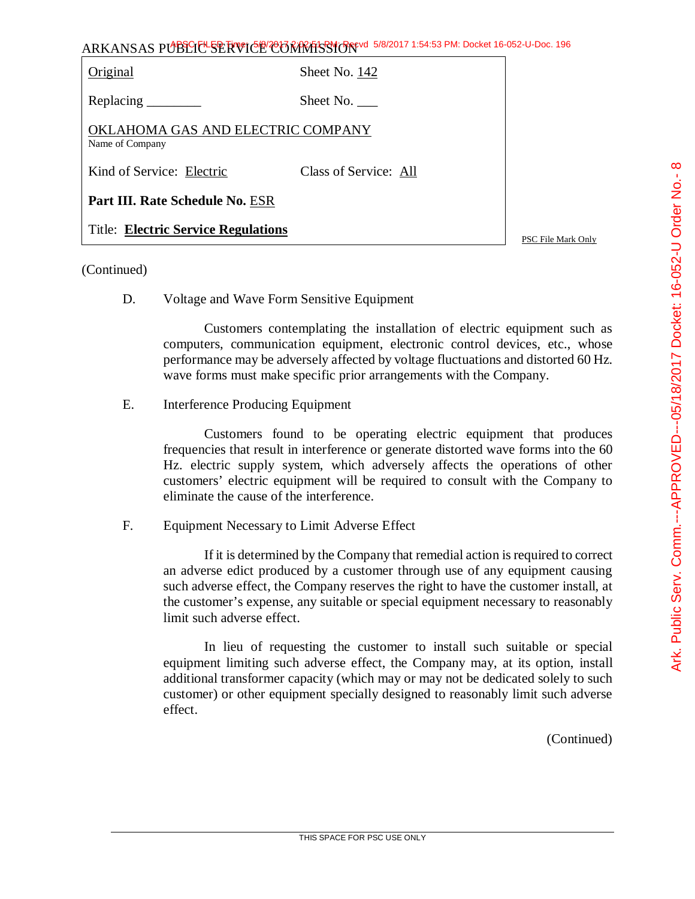ARKANSAS PUBLIC SERVICE COMMISSION

| | |
|---|---|
| Original | Sheet No. 142 |
| Replacing ________ | Sheet No. ___ |
| OKLAHOMA GAS AND ELECTRIC COMPANY<br>Name of Company | |
| Kind of Service: Electric | Class of Service: All |
| **Part III. Rate Schedule No.** ESR | |
| Title: **Electric Service Regulations** | |

PSC File Mark Only

(Continued)

D. Voltage and Wave Form Sensitive Equipment

Customers contemplating the installation of electric equipment such as computers, communication equipment, electronic control devices, etc., whose performance may be adversely affected by voltage fluctuations and distorted 60 Hz. wave forms must make specific prior arrangements with the Company.

E. Interference Producing Equipment

Customers found to be operating electric equipment that produces frequencies that result in interference or generate distorted wave forms into the 60 Hz. electric supply system, which adversely affects the operations of other customers' electric equipment will be required to consult with the Company to eliminate the cause of the interference.

F. Equipment Necessary to Limit Adverse Effect

If it is determined by the Company that remedial action is required to correct an adverse edict produced by a customer through use of any equipment causing such adverse effect, the Company reserves the right to have the customer install, at the customer's expense, any suitable or special equipment necessary to reasonably limit such adverse effect.

In lieu of requesting the customer to install such suitable or special equipment limiting such adverse effect, the Company may, at its option, install additional transformer capacity (which may or may not be dedicated solely to such customer) or other equipment specially designed to reasonably limit such adverse effect.

(Continued)

THIS SPACE FOR PSC USE ONLY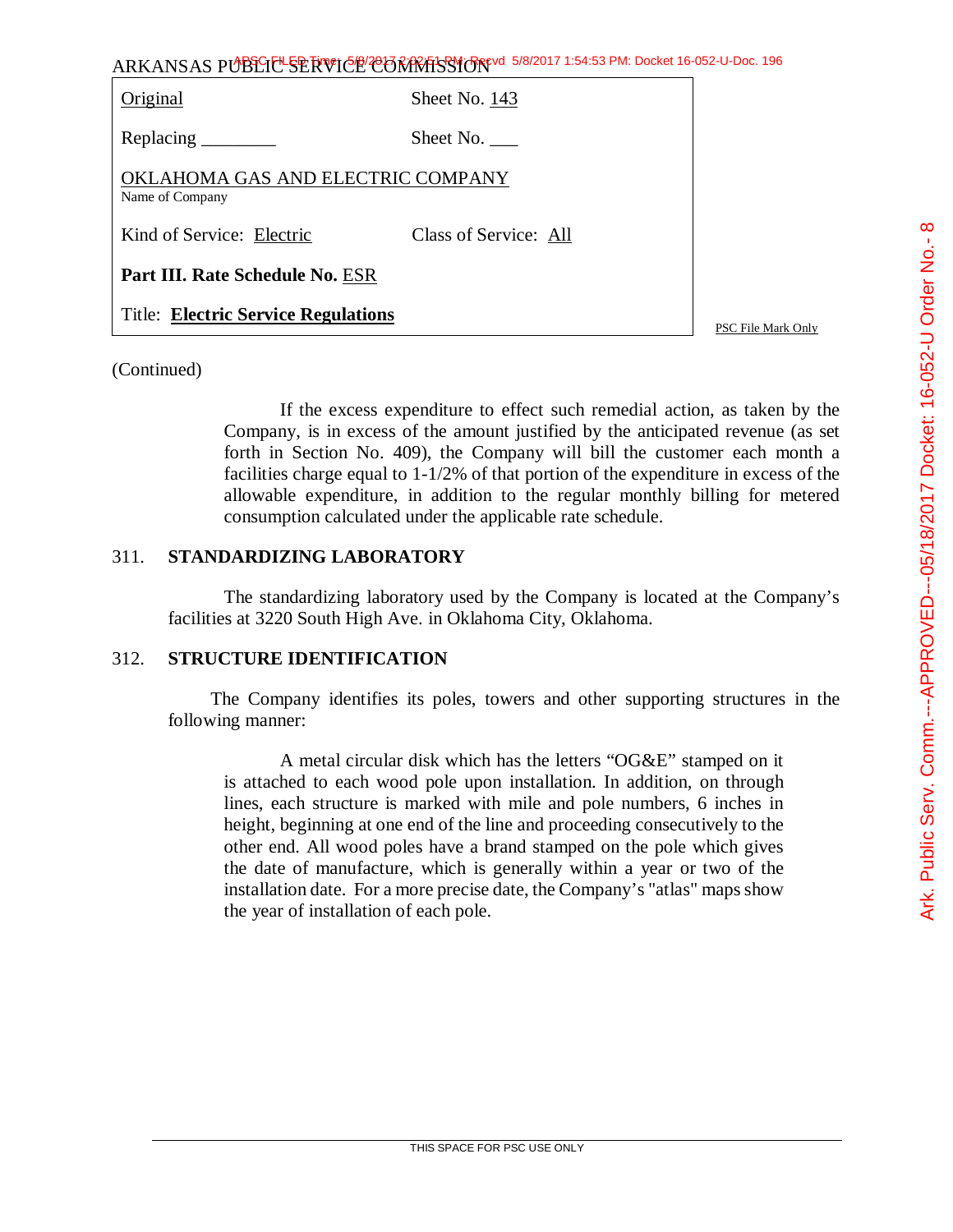ARKANSAS PUBLIC SERVICE COMMISSION

| | |
|---|---|
| Original | Sheet No. 143 |
| Replacing ________ | Sheet No. ___ |
| OKLAHOMA GAS AND ELECTRIC COMPANY<br>Name of Company | |
| Kind of Service: Electric | Class of Service: All |
| **Part III. Rate Schedule No.** ESR | |
| Title: **Electric Service Regulations** | |

PSC File Mark Only

(Continued)

If the excess expenditure to effect such remedial action, as taken by the Company, is in excess of the amount justified by the anticipated revenue (as set forth in Section No. 409), the Company will bill the customer each month a facilities charge equal to 1-1/2% of that portion of the expenditure in excess of the allowable expenditure, in addition to the regular monthly billing for metered consumption calculated under the applicable rate schedule.

## 311. STANDARDIZING LABORATORY

The standardizing laboratory used by the Company is located at the Company's facilities at 3220 South High Ave. in Oklahoma City, Oklahoma.

## 312. STRUCTURE IDENTIFICATION

The Company identifies its poles, towers and other supporting structures in the following manner:

A metal circular disk which has the letters "OG&E" stamped on it is attached to each wood pole upon installation. In addition, on through lines, each structure is marked with mile and pole numbers, 6 inches in height, beginning at one end of the line and proceeding consecutively to the other end. All wood poles have a brand stamped on the pole which gives the date of manufacture, which is generally within a year or two of the installation date. For a more precise date, the Company's "atlas" maps show the year of installation of each pole.

THIS SPACE FOR PSC USE ONLY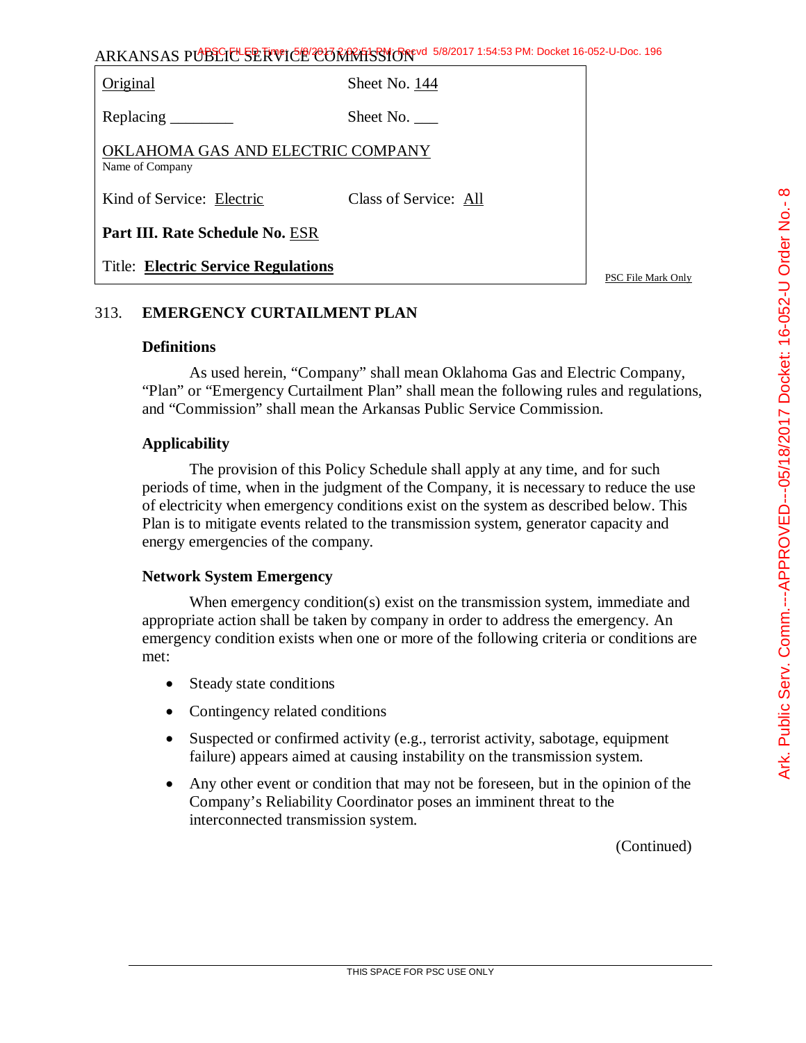ARKANSAS PUBLIC SERVICE COMMISSION

| | |
|---|---|
| Original | Sheet No. 144 |
| Replacing ________ | Sheet No. ___ |
| OKLAHOMA GAS AND ELECTRIC COMPANY<br>Name of Company | |
| Kind of Service: Electric | Class of Service: All |
| **Part III. Rate Schedule No.** ESR | |
| Title: **Electric Service Regulations** | |

PSC File Mark Only

## 313. EMERGENCY CURTAILMENT PLAN

### Definitions

As used herein, "Company" shall mean Oklahoma Gas and Electric Company, "Plan" or "Emergency Curtailment Plan" shall mean the following rules and regulations, and "Commission" shall mean the Arkansas Public Service Commission.

### Applicability

The provision of this Policy Schedule shall apply at any time, and for such periods of time, when in the judgment of the Company, it is necessary to reduce the use of electricity when emergency conditions exist on the system as described below. This Plan is to mitigate events related to the transmission system, generator capacity and energy emergencies of the company.

### Network System Emergency

When emergency condition(s) exist on the transmission system, immediate and appropriate action shall be taken by company in order to address the emergency. An emergency condition exists when one or more of the following criteria or conditions are met:

- Steady state conditions
- Contingency related conditions
- Suspected or confirmed activity (e.g., terrorist activity, sabotage, equipment failure) appears aimed at causing instability on the transmission system.
- Any other event or condition that may not be foreseen, but in the opinion of the Company's Reliability Coordinator poses an imminent threat to the interconnected transmission system.

(Continued)

THIS SPACE FOR PSC USE ONLY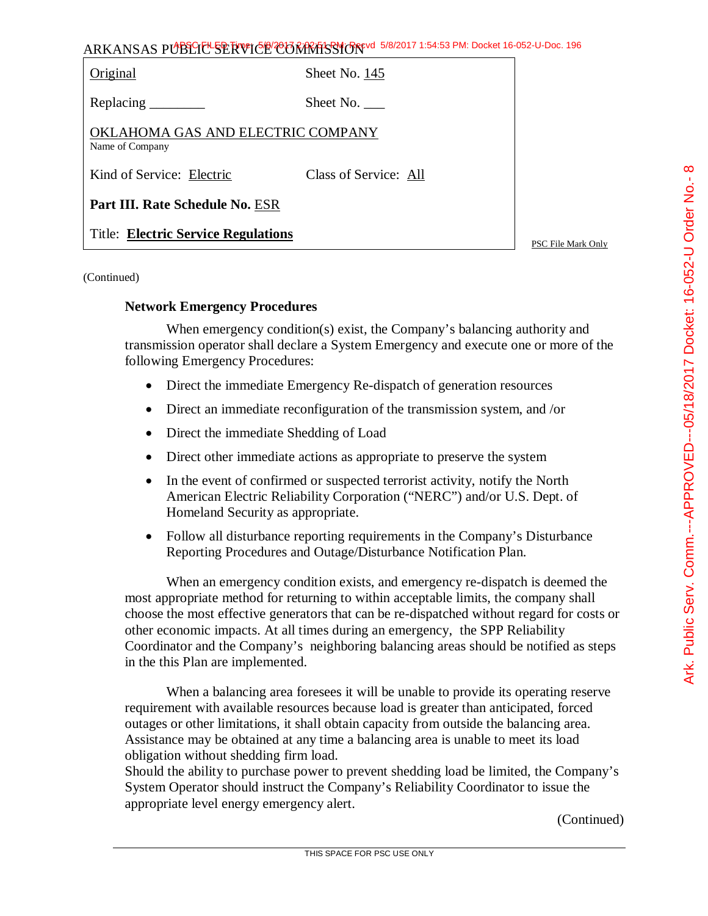ARKANSAS PUBLIC SERVICE COMMISSION

| | |
|---|---|
| Original | Sheet No. 145 |
| Replacing ________ | Sheet No. ___ |
| OKLAHOMA GAS AND ELECTRIC COMPANY<br>Name of Company | |
| Kind of Service: Electric | Class of Service: All |
| **Part III. Rate Schedule No.** ESR | |
| Title: **Electric Service Regulations** | |

PSC File Mark Only

(Continued)

**Network Emergency Procedures**

When emergency condition(s) exist, the Company's balancing authority and transmission operator shall declare a System Emergency and execute one or more of the following Emergency Procedures:

- Direct the immediate Emergency Re-dispatch of generation resources
- Direct an immediate reconfiguration of the transmission system, and /or
- Direct the immediate Shedding of Load
- Direct other immediate actions as appropriate to preserve the system
- In the event of confirmed or suspected terrorist activity, notify the North American Electric Reliability Corporation ("NERC") and/or U.S. Dept. of Homeland Security as appropriate.
- Follow all disturbance reporting requirements in the Company's Disturbance Reporting Procedures and Outage/Disturbance Notification Plan.

When an emergency condition exists, and emergency re-dispatch is deemed the most appropriate method for returning to within acceptable limits, the company shall choose the most effective generators that can be re-dispatched without regard for costs or other economic impacts. At all times during an emergency, the SPP Reliability Coordinator and the Company's neighboring balancing areas should be notified as steps in the this Plan are implemented.

When a balancing area foresees it will be unable to provide its operating reserve requirement with available resources because load is greater than anticipated, forced outages or other limitations, it shall obtain capacity from outside the balancing area. Assistance may be obtained at any time a balancing area is unable to meet its load obligation without shedding firm load.
Should the ability to purchase power to prevent shedding load be limited, the Company's System Operator should instruct the Company's Reliability Coordinator to issue the appropriate level energy emergency alert.

(Continued)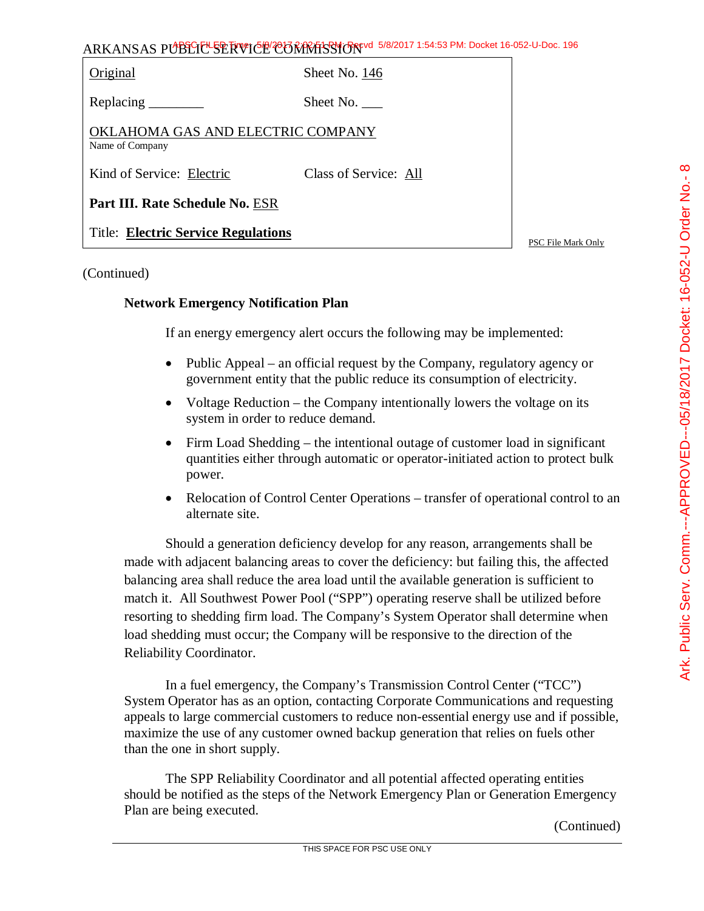(Continued)

**Network Emergency Notification Plan**

If an energy emergency alert occurs the following may be implemented:

- Public Appeal – an official request by the Company, regulatory agency or government entity that the public reduce its consumption of electricity.
- Voltage Reduction – the Company intentionally lowers the voltage on its system in order to reduce demand.
- Firm Load Shedding – the intentional outage of customer load in significant quantities either through automatic or operator-initiated action to protect bulk power.
- Relocation of Control Center Operations – transfer of operational control to an alternate site.

Should a generation deficiency develop for any reason, arrangements shall be made with adjacent balancing areas to cover the deficiency: but failing this, the affected balancing area shall reduce the area load until the available generation is sufficient to match it. All Southwest Power Pool ("SPP") operating reserve shall be utilized before resorting to shedding firm load. The Company's System Operator shall determine when load shedding must occur; the Company will be responsive to the direction of the Reliability Coordinator.

In a fuel emergency, the Company's Transmission Control Center ("TCC") System Operator has as an option, contacting Corporate Communications and requesting appeals to large commercial customers to reduce non-essential energy use and if possible, maximize the use of any customer owned backup generation that relies on fuels other than the one in short supply.

The SPP Reliability Coordinator and all potential affected operating entities should be notified as the steps of the Network Emergency Plan or Generation Emergency Plan are being executed.

(Continued)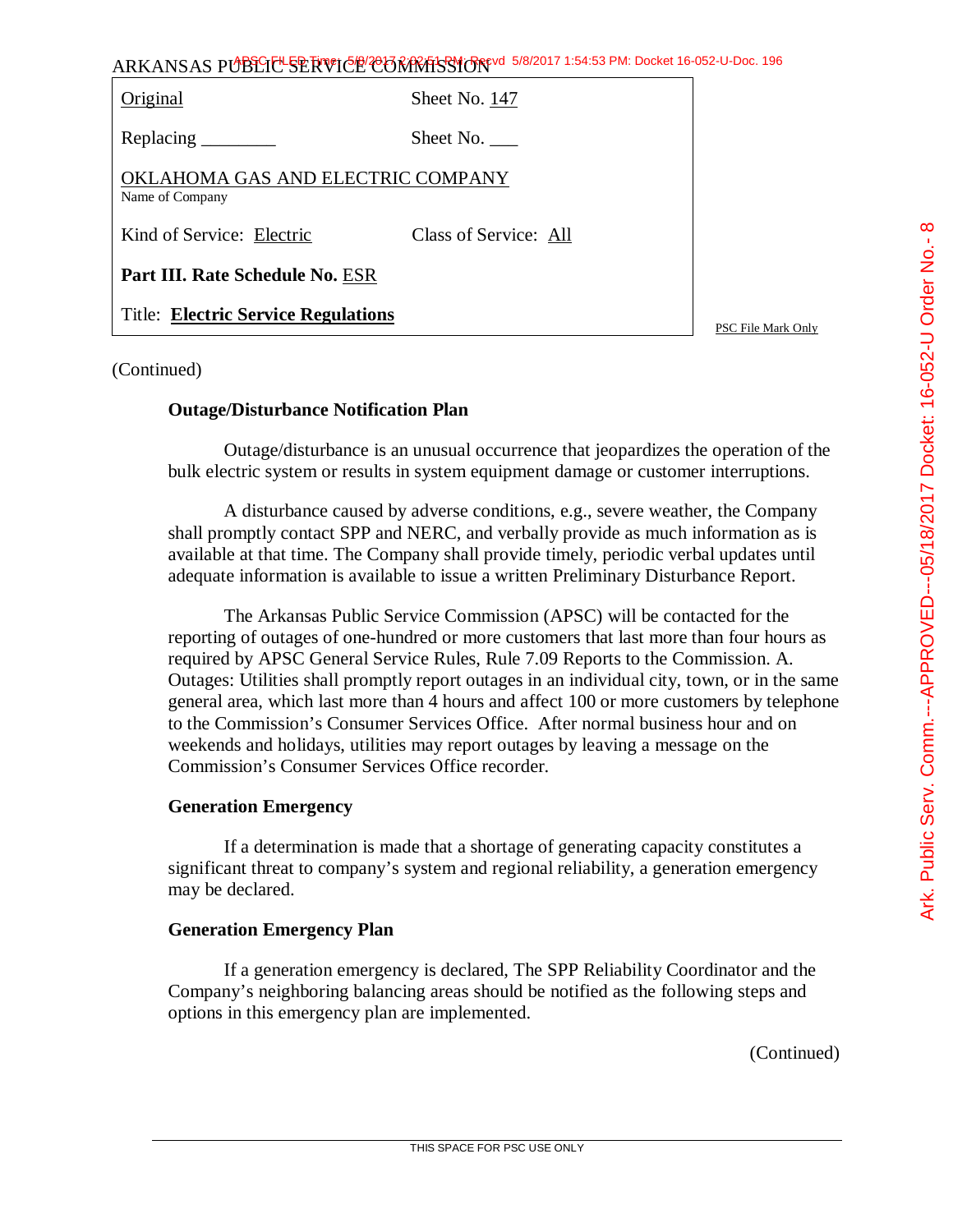| Original | Sheet No. 147 |
| --- | --- |
| Replacing ________ | Sheet No. ___ |
| OKLAHOMA GAS AND ELECTRIC COMPANY<br>Name of Company | |
| Kind of Service: Electric | Class of Service: All |
| **Part III. Rate Schedule No.** ESR | |
| Title: **Electric Service Regulations** | |

(Continued)

**Outage/Disturbance Notification Plan**

Outage/disturbance is an unusual occurrence that jeopardizes the operation of the bulk electric system or results in system equipment damage or customer interruptions.

A disturbance caused by adverse conditions, e.g., severe weather, the Company shall promptly contact SPP and NERC, and verbally provide as much information as is available at that time. The Company shall provide timely, periodic verbal updates until adequate information is available to issue a written Preliminary Disturbance Report.

The Arkansas Public Service Commission (APSC) will be contacted for the reporting of outages of one-hundred or more customers that last more than four hours as required by APSC General Service Rules, Rule 7.09 Reports to the Commission. A. Outages: Utilities shall promptly report outages in an individual city, town, or in the same general area, which last more than 4 hours and affect 100 or more customers by telephone to the Commission's Consumer Services Office. After normal business hour and on weekends and holidays, utilities may report outages by leaving a message on the Commission's Consumer Services Office recorder.

**Generation Emergency**

If a determination is made that a shortage of generating capacity constitutes a significant threat to company's system and regional reliability, a generation emergency may be declared.

**Generation Emergency Plan**

If a generation emergency is declared, The SPP Reliability Coordinator and the Company's neighboring balancing areas should be notified as the following steps and options in this emergency plan are implemented.

(Continued)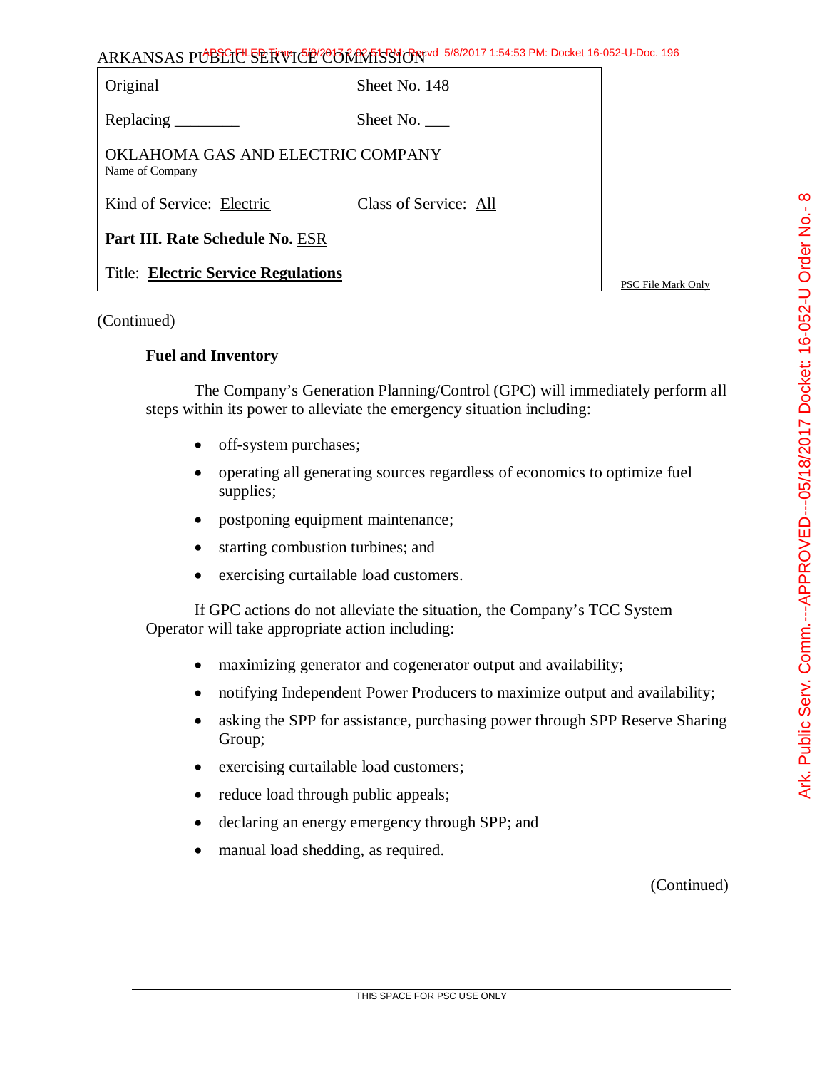ARKANSAS PUBLIC SERVICE COMMISSION

| | |
|---|---|
| Original | Sheet No. 148 |
| Replacing ________ | Sheet No. ___ |
| OKLAHOMA GAS AND ELECTRIC COMPANY<br>Name of Company | |
| Kind of Service: Electric | Class of Service: All |
| **Part III. Rate Schedule No.** ESR | |
| Title: **Electric Service Regulations** | |

PSC File Mark Only

(Continued)

**Fuel and Inventory**

The Company's Generation Planning/Control (GPC) will immediately perform all steps within its power to alleviate the emergency situation including:

- off-system purchases;
- operating all generating sources regardless of economics to optimize fuel supplies;
- postponing equipment maintenance;
- starting combustion turbines; and
- exercising curtailable load customers.

If GPC actions do not alleviate the situation, the Company's TCC System Operator will take appropriate action including:

- maximizing generator and cogenerator output and availability;
- notifying Independent Power Producers to maximize output and availability;
- asking the SPP for assistance, purchasing power through SPP Reserve Sharing Group;
- exercising curtailable load customers;
- reduce load through public appeals;
- declaring an energy emergency through SPP; and
- manual load shedding, as required.

(Continued)

THIS SPACE FOR PSC USE ONLY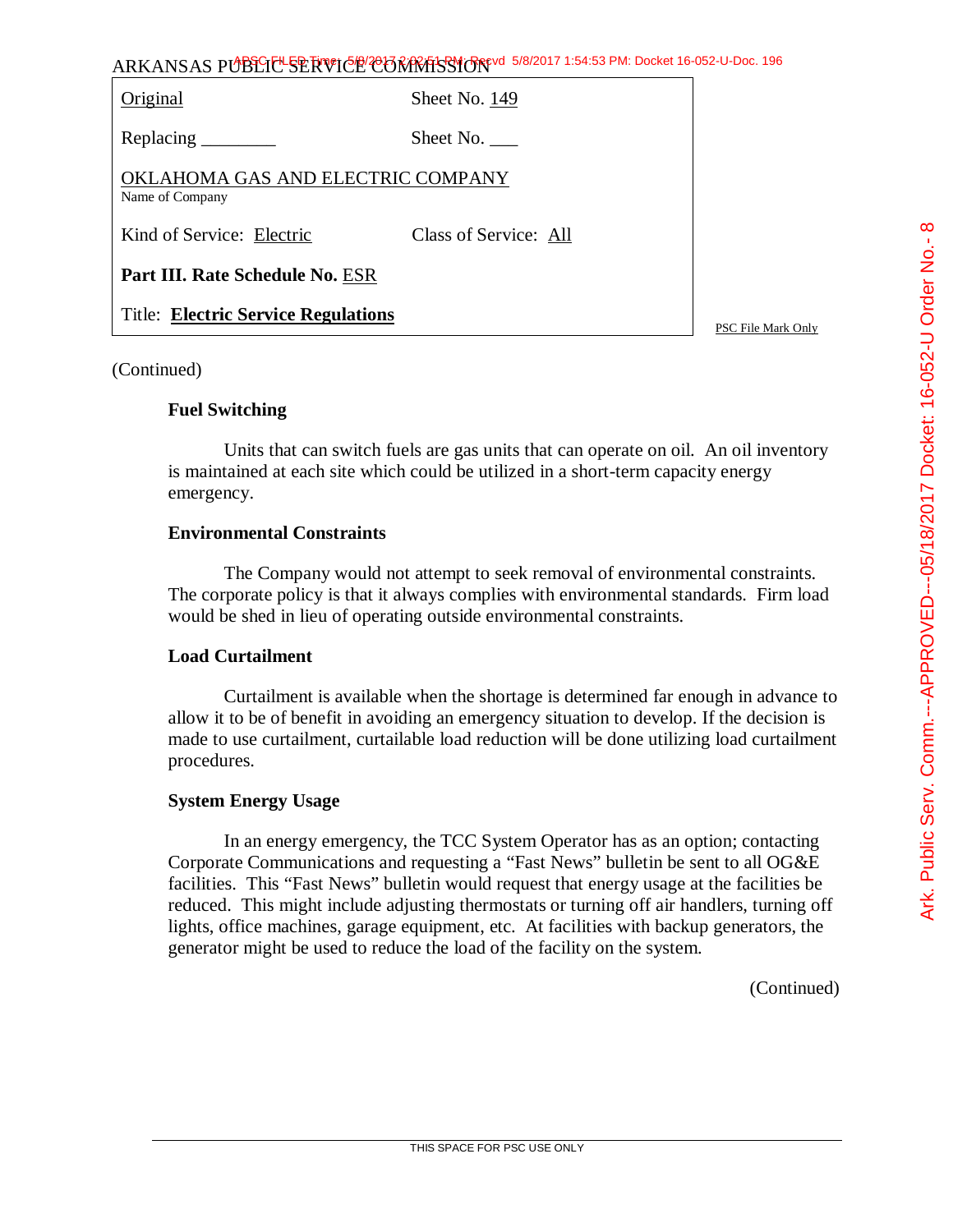ARKANSAS PUBLIC SERVICE COMMISSION

| | |
|---|---|
| Original | Sheet No. 149 |
| Replacing ________ | Sheet No. ___ |
| OKLAHOMA GAS AND ELECTRIC COMPANY<br>Name of Company | |
| Kind of Service: Electric | Class of Service: All |
| **Part III. Rate Schedule No.** ESR | |
| Title: **Electric Service Regulations** | |

PSC File Mark Only

(Continued)

**Fuel Switching**

Units that can switch fuels are gas units that can operate on oil. An oil inventory is maintained at each site which could be utilized in a short-term capacity energy emergency.

**Environmental Constraints**

The Company would not attempt to seek removal of environmental constraints. The corporate policy is that it always complies with environmental standards. Firm load would be shed in lieu of operating outside environmental constraints.

**Load Curtailment**

Curtailment is available when the shortage is determined far enough in advance to allow it to be of benefit in avoiding an emergency situation to develop. If the decision is made to use curtailment, curtailable load reduction will be done utilizing load curtailment procedures.

**System Energy Usage**

In an energy emergency, the TCC System Operator has as an option; contacting Corporate Communications and requesting a "Fast News" bulletin be sent to all OG&E facilities. This "Fast News" bulletin would request that energy usage at the facilities be reduced. This might include adjusting thermostats or turning off air handlers, turning off lights, office machines, garage equipment, etc. At facilities with backup generators, the generator might be used to reduce the load of the facility on the system.

(Continued)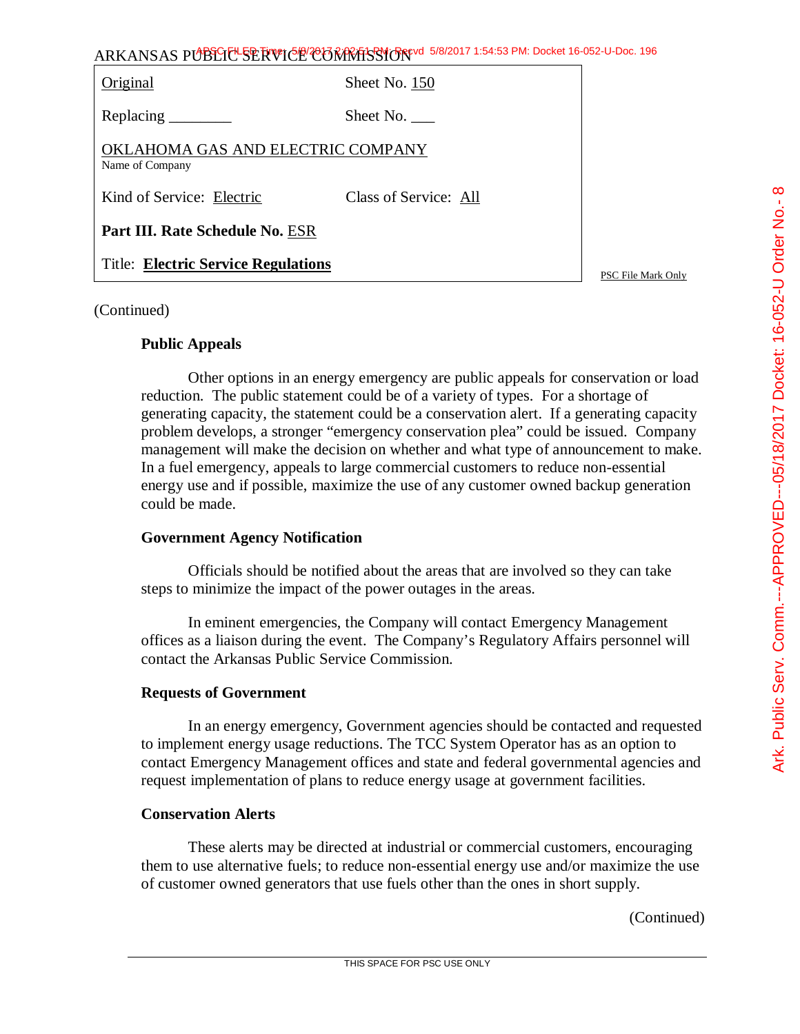| Original | Sheet No. 150 |
|---|---|
| Replacing ________ | Sheet No. ___ |
| OKLAHOMA GAS AND ELECTRIC COMPANY<br>Name of Company | |
| Kind of Service: Electric | Class of Service: All |
| **Part III. Rate Schedule No.** ESR | |
| Title: **Electric Service Regulations** | |

PSC File Mark Only

(Continued)

**Public Appeals**

Other options in an energy emergency are public appeals for conservation or load reduction. The public statement could be of a variety of types. For a shortage of generating capacity, the statement could be a conservation alert. If a generating capacity problem develops, a stronger "emergency conservation plea" could be issued. Company management will make the decision on whether and what type of announcement to make. In a fuel emergency, appeals to large commercial customers to reduce non-essential energy use and if possible, maximize the use of any customer owned backup generation could be made.

**Government Agency Notification**

Officials should be notified about the areas that are involved so they can take steps to minimize the impact of the power outages in the areas.

In eminent emergencies, the Company will contact Emergency Management offices as a liaison during the event. The Company's Regulatory Affairs personnel will contact the Arkansas Public Service Commission.

**Requests of Government**

In an energy emergency, Government agencies should be contacted and requested to implement energy usage reductions. The TCC System Operator has as an option to contact Emergency Management offices and state and federal governmental agencies and request implementation of plans to reduce energy usage at government facilities.

**Conservation Alerts**

These alerts may be directed at industrial or commercial customers, encouraging them to use alternative fuels; to reduce non-essential energy use and/or maximize the use of customer owned generators that use fuels other than the ones in short supply.

(Continued)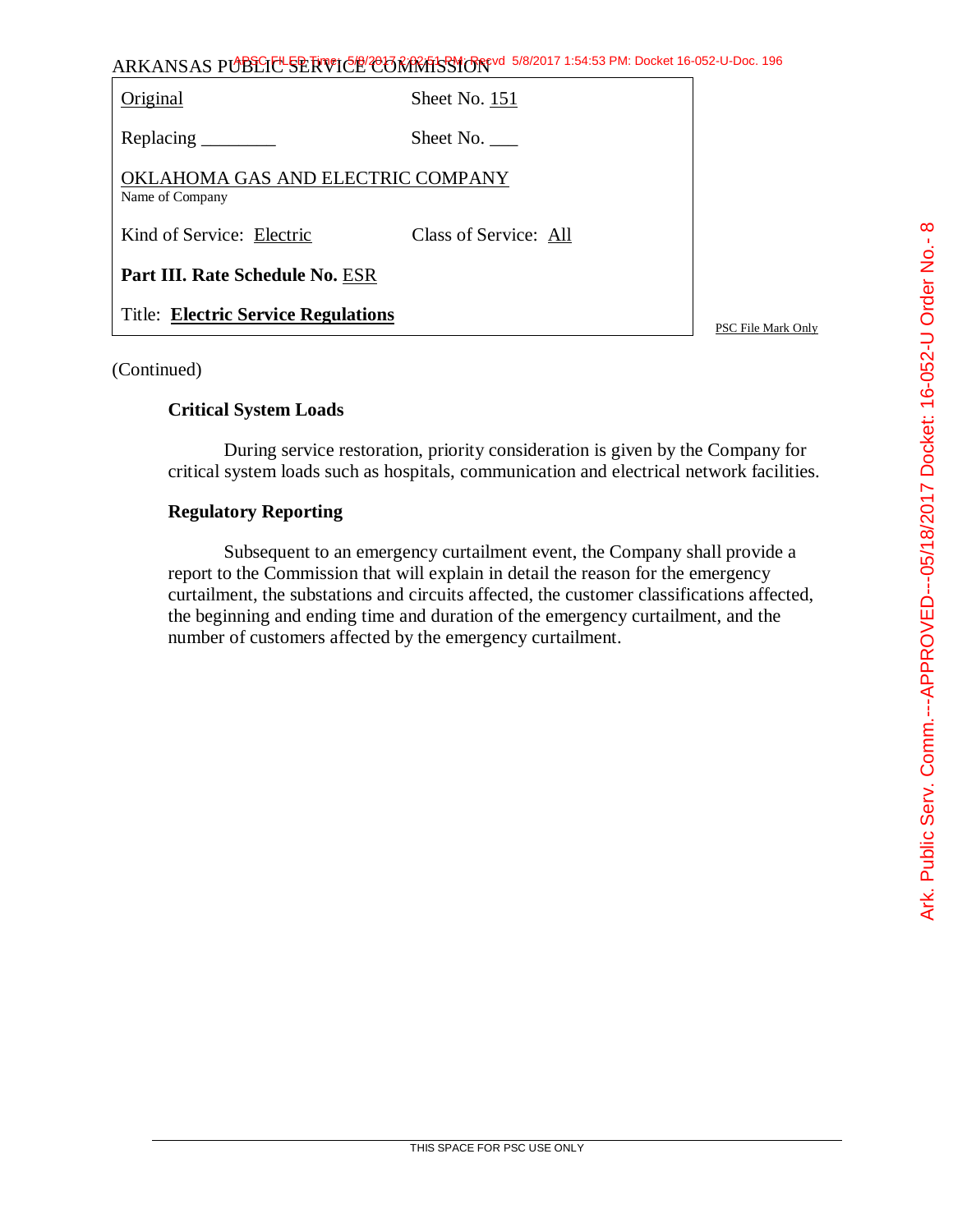ARKANSAS PUBLIC SERVICE COMMISSION

| | |
|---|---|
| Original | Sheet No. 151 |
| Replacing ________ | Sheet No. ___ |
| OKLAHOMA GAS AND ELECTRIC COMPANY<br>Name of Company | |
| Kind of Service: Electric | Class of Service: All |
| **Part III. Rate Schedule No.** ESR | |
| Title: **Electric Service Regulations** | |

PSC File Mark Only

(Continued)

**Critical System Loads**

During service restoration, priority consideration is given by the Company for critical system loads such as hospitals, communication and electrical network facilities.

**Regulatory Reporting**

Subsequent to an emergency curtailment event, the Company shall provide a report to the Commission that will explain in detail the reason for the emergency curtailment, the substations and circuits affected, the customer classifications affected, the beginning and ending time and duration of the emergency curtailment, and the number of customers affected by the emergency curtailment.

THIS SPACE FOR PSC USE ONLY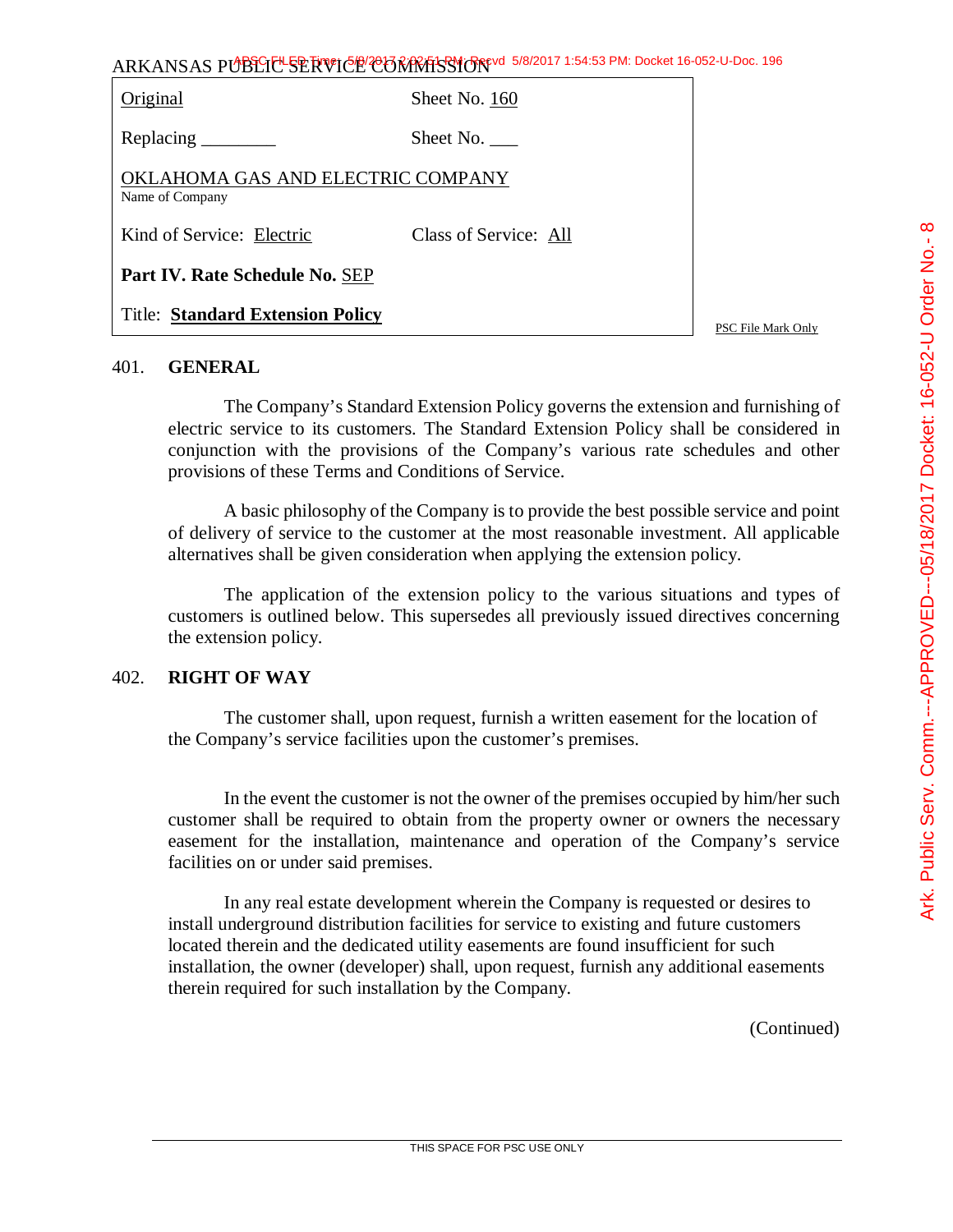ARKANSAS PUBLIC SERVICE COMMISSION

| | |
|---|---|
| Original | Sheet No. 160 |
| Replacing ________ | Sheet No. ___ |
| OKLAHOMA GAS AND ELECTRIC COMPANY<br>Name of Company | |
| Kind of Service: Electric | Class of Service: All |
| **Part IV. Rate Schedule No.** SEP | |
| Title: **Standard Extension Policy** | |

PSC File Mark Only

## 401. GENERAL

The Company's Standard Extension Policy governs the extension and furnishing of electric service to its customers. The Standard Extension Policy shall be considered in conjunction with the provisions of the Company's various rate schedules and other provisions of these Terms and Conditions of Service.

A basic philosophy of the Company is to provide the best possible service and point of delivery of service to the customer at the most reasonable investment. All applicable alternatives shall be given consideration when applying the extension policy.

The application of the extension policy to the various situations and types of customers is outlined below. This supersedes all previously issued directives concerning the extension policy.

## 402. RIGHT OF WAY

The customer shall, upon request, furnish a written easement for the location of the Company's service facilities upon the customer's premises.

In the event the customer is not the owner of the premises occupied by him/her such customer shall be required to obtain from the property owner or owners the necessary easement for the installation, maintenance and operation of the Company's service facilities on or under said premises.

In any real estate development wherein the Company is requested or desires to install underground distribution facilities for service to existing and future customers located therein and the dedicated utility easements are found insufficient for such installation, the owner (developer) shall, upon request, furnish any additional easements therein required for such installation by the Company.

(Continued)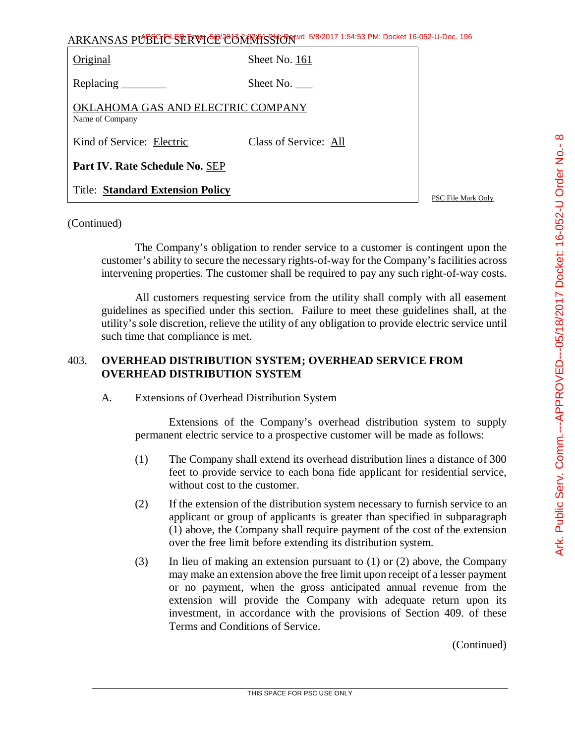ARKANSAS PUBLIC SERVICE COMMISSION

| | |
|---|---|
| Original | Sheet No. 161 |
| Replacing ________ | Sheet No. ___ |
| OKLAHOMA GAS AND ELECTRIC COMPANY<br>Name of Company | |
| Kind of Service: Electric | Class of Service: All |
| **Part IV. Rate Schedule No.** SEP | |
| Title: **Standard Extension Policy** | |

PSC File Mark Only

(Continued)

The Company's obligation to render service to a customer is contingent upon the customer's ability to secure the necessary rights-of-way for the Company's facilities across intervening properties. The customer shall be required to pay any such right-of-way costs.

All customers requesting service from the utility shall comply with all easement guidelines as specified under this section. Failure to meet these guidelines shall, at the utility's sole discretion, relieve the utility of any obligation to provide electric service until such time that compliance is met.

## 403. OVERHEAD DISTRIBUTION SYSTEM; OVERHEAD SERVICE FROM OVERHEAD DISTRIBUTION SYSTEM

A. Extensions of Overhead Distribution System

Extensions of the Company's overhead distribution system to supply permanent electric service to a prospective customer will be made as follows:

(1) The Company shall extend its overhead distribution lines a distance of 300 feet to provide service to each bona fide applicant for residential service, without cost to the customer.

(2) If the extension of the distribution system necessary to furnish service to an applicant or group of applicants is greater than specified in subparagraph (1) above, the Company shall require payment of the cost of the extension over the free limit before extending its distribution system.

(3) In lieu of making an extension pursuant to (1) or (2) above, the Company may make an extension above the free limit upon receipt of a lesser payment or no payment, when the gross anticipated annual revenue from the extension will provide the Company with adequate return upon its investment, in accordance with the provisions of Section 409. of these Terms and Conditions of Service.

(Continued)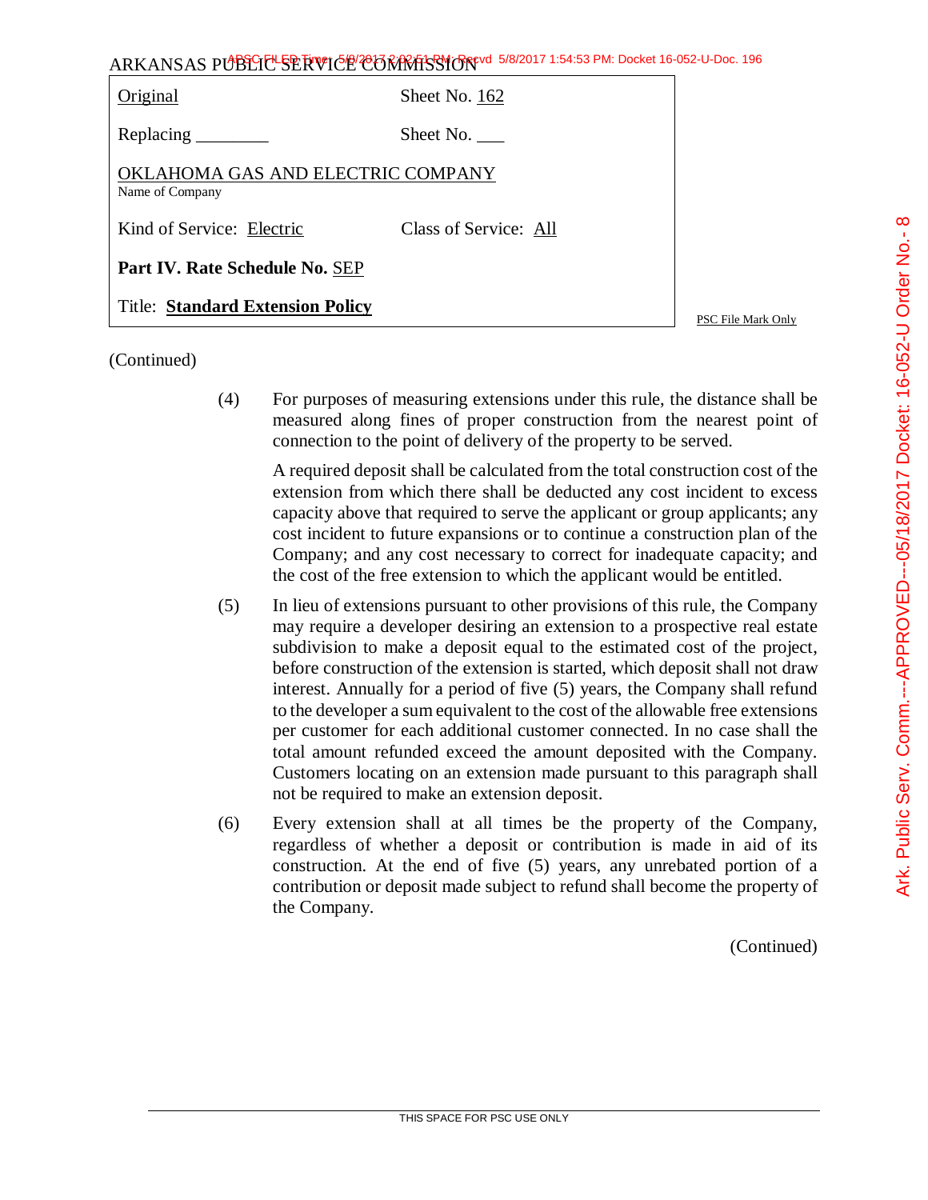ARKANSAS PUBLIC SERVICE COMMISSION

| Original | Sheet No. 162 |
|---|---|
| Replacing ________ | Sheet No. ___ |
| OKLAHOMA GAS AND ELECTRIC COMPANY<br>Name of Company | |
| Kind of Service: Electric | Class of Service: All |
| **Part IV. Rate Schedule No.** SEP | |
| Title: **Standard Extension Policy** | |

PSC File Mark Only

(Continued)

(4) For purposes of measuring extensions under this rule, the distance shall be measured along fines of proper construction from the nearest point of connection to the point of delivery of the property to be served.

A required deposit shall be calculated from the total construction cost of the extension from which there shall be deducted any cost incident to excess capacity above that required to serve the applicant or group applicants; any cost incident to future expansions or to continue a construction plan of the Company; and any cost necessary to correct for inadequate capacity; and the cost of the free extension to which the applicant would be entitled.

(5) In lieu of extensions pursuant to other provisions of this rule, the Company may require a developer desiring an extension to a prospective real estate subdivision to make a deposit equal to the estimated cost of the project, before construction of the extension is started, which deposit shall not draw interest. Annually for a period of five (5) years, the Company shall refund to the developer a sum equivalent to the cost of the allowable free extensions per customer for each additional customer connected. In no case shall the total amount refunded exceed the amount deposited with the Company. Customers locating on an extension made pursuant to this paragraph shall not be required to make an extension deposit.

(6) Every extension shall at all times be the property of the Company, regardless of whether a deposit or contribution is made in aid of its construction. At the end of five (5) years, any unrebated portion of a contribution or deposit made subject to refund shall become the property of the Company.

(Continued)

THIS SPACE FOR PSC USE ONLY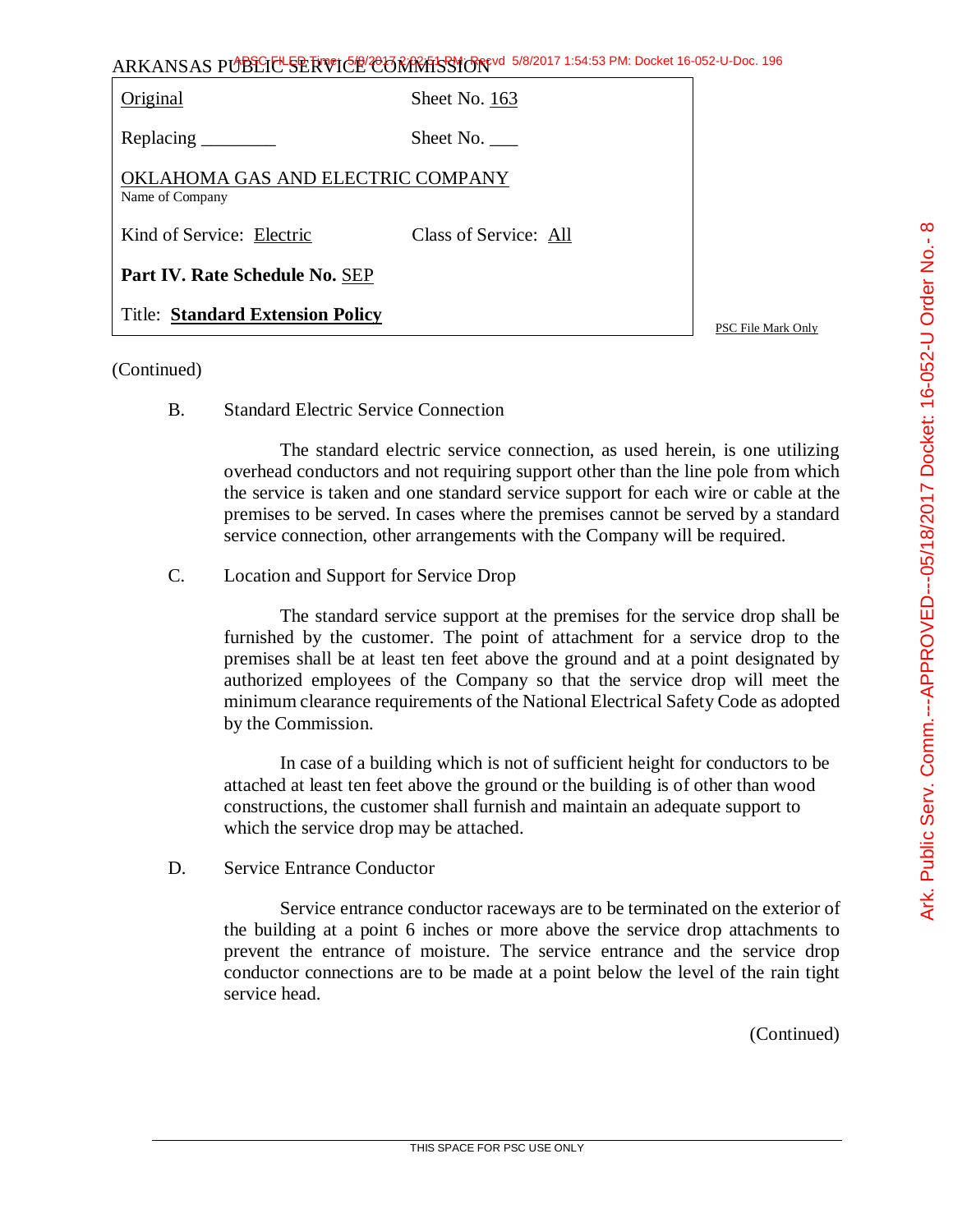ARKANSAS PUBLIC SERVICE COMMISSION

| | |
|---|---|
| Original | Sheet No. 163 |
| Replacing ________ | Sheet No. ___ |
| OKLAHOMA GAS AND ELECTRIC COMPANY<br>Name of Company | |
| Kind of Service: Electric | Class of Service: All |
| **Part IV. Rate Schedule No.** SEP | |
| Title: **Standard Extension Policy** | |

PSC File Mark Only

(Continued)

B. Standard Electric Service Connection

The standard electric service connection, as used herein, is one utilizing overhead conductors and not requiring support other than the line pole from which the service is taken and one standard service support for each wire or cable at the premises to be served. In cases where the premises cannot be served by a standard service connection, other arrangements with the Company will be required.

C. Location and Support for Service Drop

The standard service support at the premises for the service drop shall be furnished by the customer. The point of attachment for a service drop to the premises shall be at least ten feet above the ground and at a point designated by authorized employees of the Company so that the service drop will meet the minimum clearance requirements of the National Electrical Safety Code as adopted by the Commission.

In case of a building which is not of sufficient height for conductors to be attached at least ten feet above the ground or the building is of other than wood constructions, the customer shall furnish and maintain an adequate support to which the service drop may be attached.

D. Service Entrance Conductor

Service entrance conductor raceways are to be terminated on the exterior of the building at a point 6 inches or more above the service drop attachments to prevent the entrance of moisture. The service entrance and the service drop conductor connections are to be made at a point below the level of the rain tight service head.

(Continued)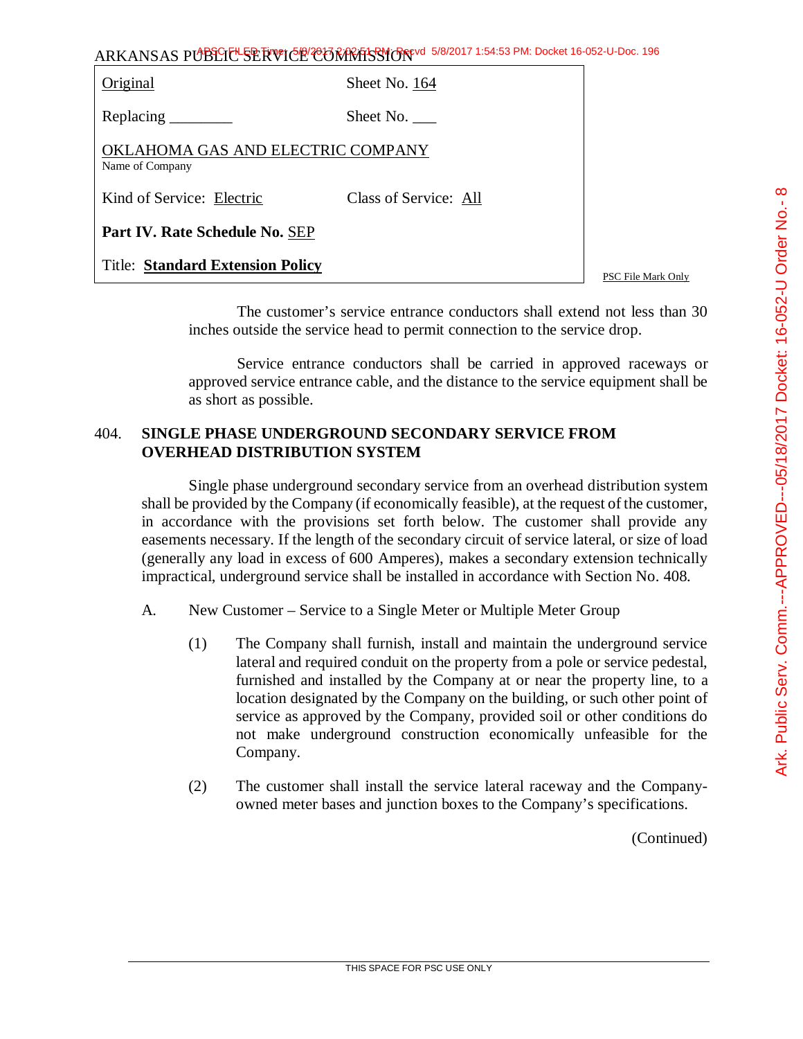| Original | Sheet No. 164 |
|---|---|
| Replacing ________ | Sheet No. ___ |
| OKLAHOMA GAS AND ELECTRIC COMPANY<br>Name of Company | |
| Kind of Service: Electric | Class of Service: All |
| **Part IV. Rate Schedule No.** SEP | |
| Title: **Standard Extension Policy** | |

The customer's service entrance conductors shall extend not less than 30 inches outside the service head to permit connection to the service drop.

Service entrance conductors shall be carried in approved raceways or approved service entrance cable, and the distance to the service equipment shall be as short as possible.

## 404. SINGLE PHASE UNDERGROUND SECONDARY SERVICE FROM OVERHEAD DISTRIBUTION SYSTEM

Single phase underground secondary service from an overhead distribution system shall be provided by the Company (if economically feasible), at the request of the customer, in accordance with the provisions set forth below. The customer shall provide any easements necessary. If the length of the secondary circuit of service lateral, or size of load (generally any load in excess of 600 Amperes), makes a secondary extension technically impractical, underground service shall be installed in accordance with Section No. 408.

A. New Customer – Service to a Single Meter or Multiple Meter Group

(1) The Company shall furnish, install and maintain the underground service lateral and required conduit on the property from a pole or service pedestal, furnished and installed by the Company at or near the property line, to a location designated by the Company on the building, or such other point of service as approved by the Company, provided soil or other conditions do not make underground construction economically unfeasible for the Company.

(2) The customer shall install the service lateral raceway and the Company-owned meter bases and junction boxes to the Company's specifications.

(Continued)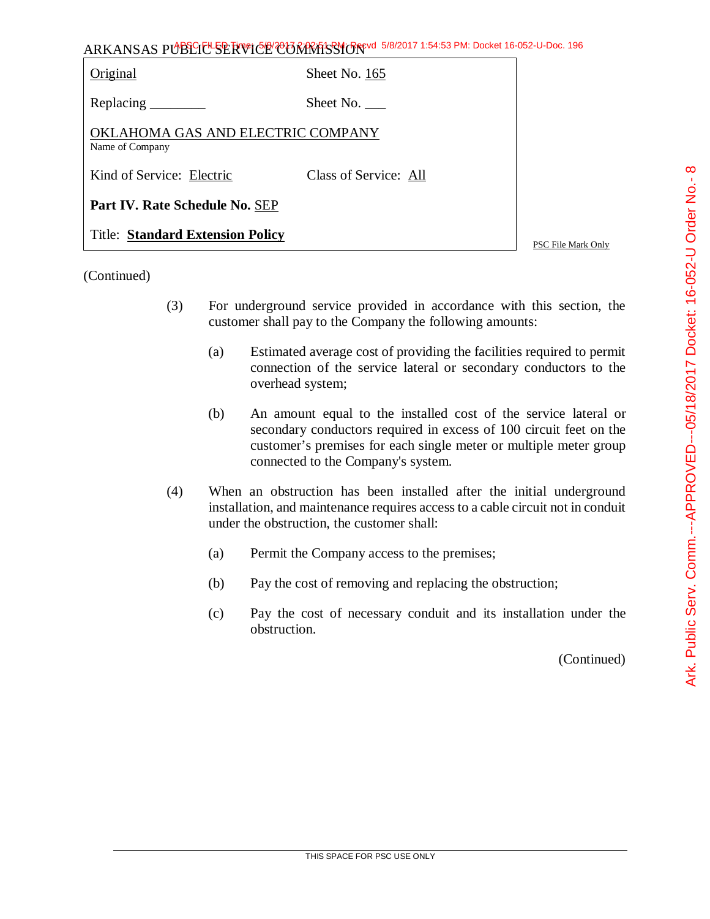ARKANSAS PUBLIC SERVICE COMMISSION

| Original | Sheet No. 165 |
|---|---|
| Replacing ________ | Sheet No. ___ |
| OKLAHOMA GAS AND ELECTRIC COMPANY<br>Name of Company | |
| Kind of Service: Electric | Class of Service: All |
| **Part IV. Rate Schedule No.** SEP | |
| Title: **Standard Extension Policy** | |

PSC File Mark Only

(Continued)

(3) For underground service provided in accordance with this section, the customer shall pay to the Company the following amounts:

 (a) Estimated average cost of providing the facilities required to permit connection of the service lateral or secondary conductors to the overhead system;

 (b) An amount equal to the installed cost of the service lateral or secondary conductors required in excess of 100 circuit feet on the customer's premises for each single meter or multiple meter group connected to the Company's system.

(4) When an obstruction has been installed after the initial underground installation, and maintenance requires access to a cable circuit not in conduit under the obstruction, the customer shall:

 (a) Permit the Company access to the premises;

 (b) Pay the cost of removing and replacing the obstruction;

 (c) Pay the cost of necessary conduit and its installation under the obstruction.

(Continued)

THIS SPACE FOR PSC USE ONLY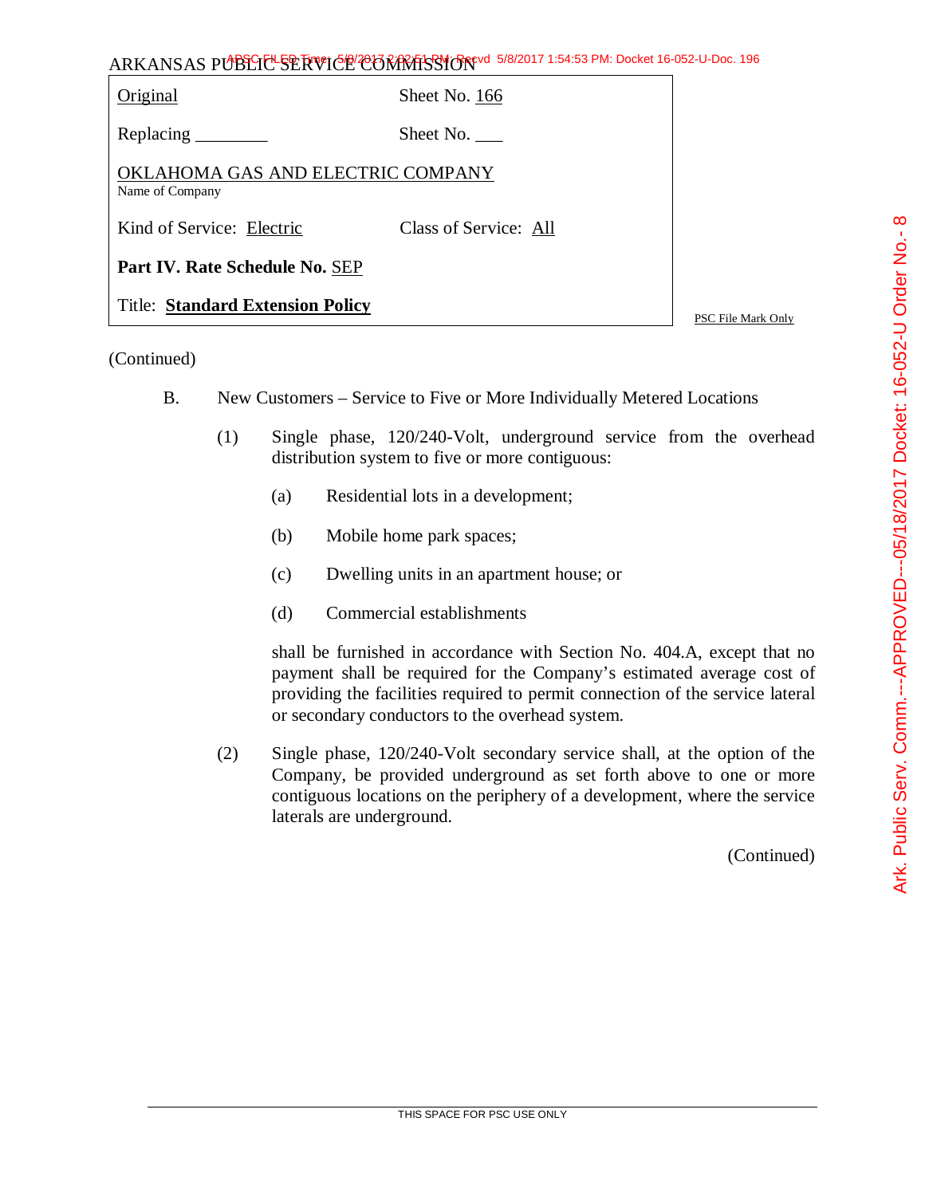ARKANSAS PUBLIC SERVICE COMMISSION

| Original | Sheet No. 166 |
|---|---|
| Replacing ________ | Sheet No. ___ |
| OKLAHOMA GAS AND ELECTRIC COMPANY<br>Name of Company | |
| Kind of Service: Electric | Class of Service: All |
| **Part IV. Rate Schedule No.** SEP | |
| Title: **Standard Extension Policy** | |

PSC File Mark Only

(Continued)

B. New Customers – Service to Five or More Individually Metered Locations

(1) Single phase, 120/240-Volt, underground service from the overhead distribution system to five or more contiguous:

(a) Residential lots in a development;

(b) Mobile home park spaces;

(c) Dwelling units in an apartment house; or

(d) Commercial establishments

shall be furnished in accordance with Section No. 404.A, except that no payment shall be required for the Company's estimated average cost of providing the facilities required to permit connection of the service lateral or secondary conductors to the overhead system.

(2) Single phase, 120/240-Volt secondary service shall, at the option of the Company, be provided underground as set forth above to one or more contiguous locations on the periphery of a development, where the service laterals are underground.

(Continued)

THIS SPACE FOR PSC USE ONLY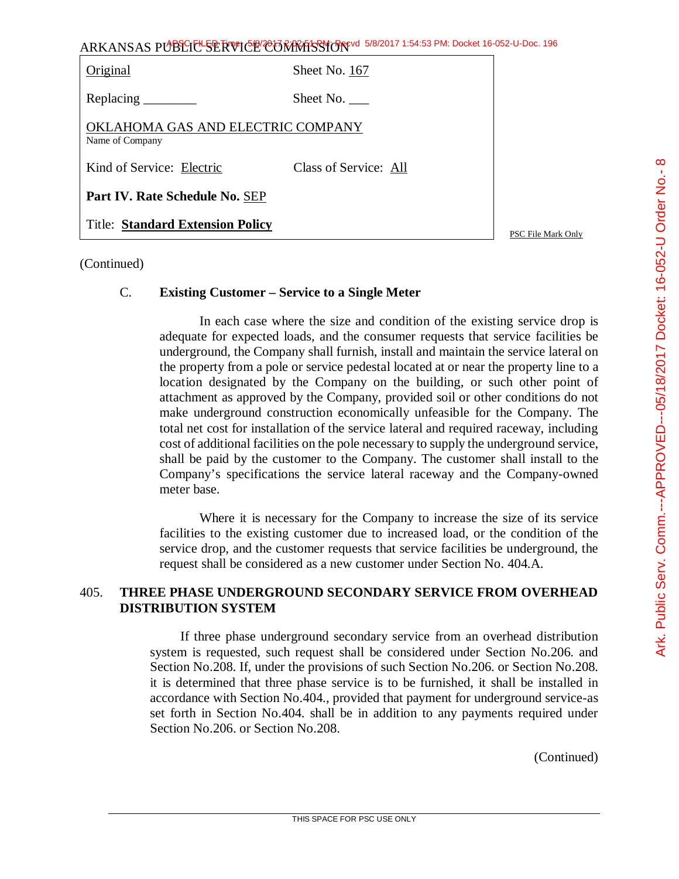ARKANSAS PUBLIC SERVICE COMMISSION

| | |
|---|---|
| Original | Sheet No. 167 |
| Replacing ________ | Sheet No. ___ |
| OKLAHOMA GAS AND ELECTRIC COMPANY<br>Name of Company | |
| Kind of Service: Electric | Class of Service: All |
| **Part IV. Rate Schedule No.** SEP | |
| Title: **Standard Extension Policy** | |

PSC File Mark Only

(Continued)

C. **Existing Customer – Service to a Single Meter**

In each case where the size and condition of the existing service drop is adequate for expected loads, and the consumer requests that service facilities be underground, the Company shall furnish, install and maintain the service lateral on the property from a pole or service pedestal located at or near the property line to a location designated by the Company on the building, or such other point of attachment as approved by the Company, provided soil or other conditions do not make underground construction economically unfeasible for the Company. The total net cost for installation of the service lateral and required raceway, including cost of additional facilities on the pole necessary to supply the underground service, shall be paid by the customer to the Company. The customer shall install to the Company's specifications the service lateral raceway and the Company-owned meter base.

Where it is necessary for the Company to increase the size of its service facilities to the existing customer due to increased load, or the condition of the service drop, and the customer requests that service facilities be underground, the request shall be considered as a new customer under Section No. 404.A.

## 405. THREE PHASE UNDERGROUND SECONDARY SERVICE FROM OVERHEAD DISTRIBUTION SYSTEM

If three phase underground secondary service from an overhead distribution system is requested, such request shall be considered under Section No.206. and Section No.208. If, under the provisions of such Section No.206. or Section No.208. it is determined that three phase service is to be furnished, it shall be installed in accordance with Section No.404., provided that payment for underground service-as set forth in Section No.404. shall be in addition to any payments required under Section No.206. or Section No.208.

(Continued)

THIS SPACE FOR PSC USE ONLY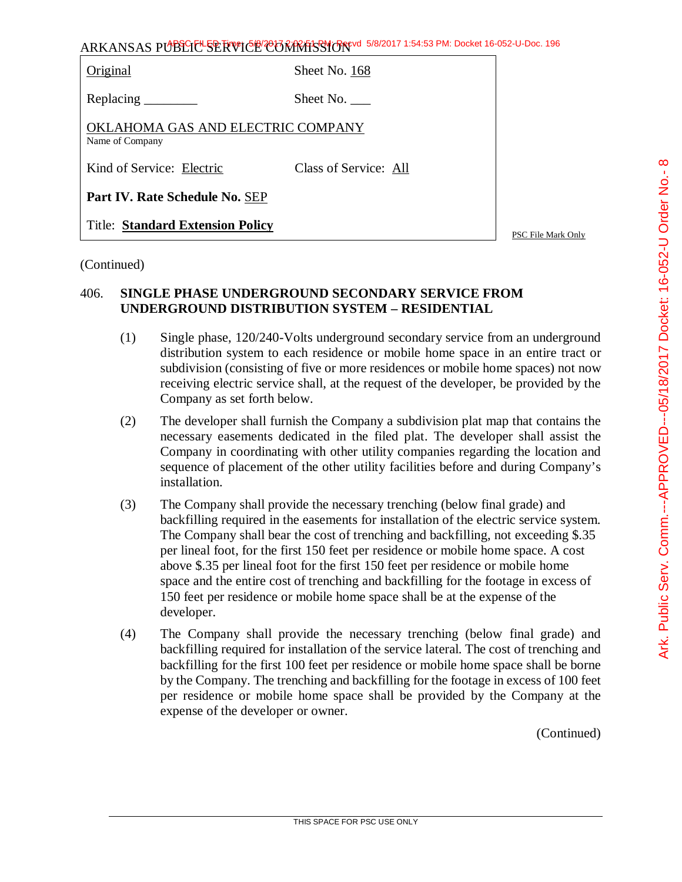ARKANSAS PUBLIC SERVICE COMMISSION

| | |
|---|---|
| Original | Sheet No. 168 |
| Replacing ________ | Sheet No. ___ |
| OKLAHOMA GAS AND ELECTRIC COMPANY<br>Name of Company | |
| Kind of Service: Electric | Class of Service: All |
| **Part IV. Rate Schedule No.** SEP | |
| Title: **Standard Extension Policy** | |

PSC File Mark Only

(Continued)

406. **SINGLE PHASE UNDERGROUND SECONDARY SERVICE FROM UNDERGROUND DISTRIBUTION SYSTEM – RESIDENTIAL**

(1) Single phase, 120/240-Volts underground secondary service from an underground distribution system to each residence or mobile home space in an entire tract or subdivision (consisting of five or more residences or mobile home spaces) not now receiving electric service shall, at the request of the developer, be provided by the Company as set forth below.

(2) The developer shall furnish the Company a subdivision plat map that contains the necessary easements dedicated in the filed plat. The developer shall assist the Company in coordinating with other utility companies regarding the location and sequence of placement of the other utility facilities before and during Company's installation.

(3) The Company shall provide the necessary trenching (below final grade) and backfilling required in the easements for installation of the electric service system. The Company shall bear the cost of trenching and backfilling, not exceeding $.35 per lineal foot, for the first 150 feet per residence or mobile home space. A cost above $.35 per lineal foot for the first 150 feet per residence or mobile home space and the entire cost of trenching and backfilling for the footage in excess of 150 feet per residence or mobile home space shall be at the expense of the developer.

(4) The Company shall provide the necessary trenching (below final grade) and backfilling required for installation of the service lateral. The cost of trenching and backfilling for the first 100 feet per residence or mobile home space shall be borne by the Company. The trenching and backfilling for the footage in excess of 100 feet per residence or mobile home space shall be provided by the Company at the expense of the developer or owner.

(Continued)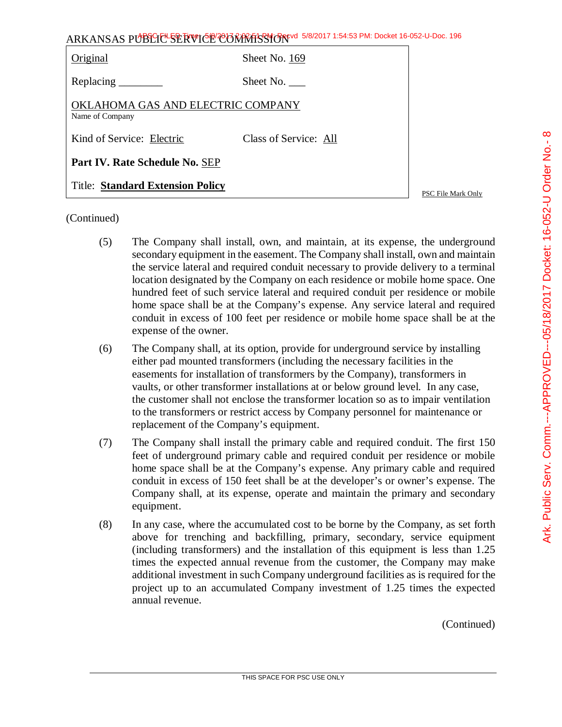| Original | Sheet No. 169 |
|---|---|
| Replacing ________ | Sheet No. ___ |
| OKLAHOMA GAS AND ELECTRIC COMPANY<br>Name of Company | |
| Kind of Service: Electric | Class of Service: All |
| **Part IV. Rate Schedule No.** SEP | |
| Title: **Standard Extension Policy** | |

PSC File Mark Only

(Continued)

(5) The Company shall install, own, and maintain, at its expense, the underground secondary equipment in the easement. The Company shall install, own and maintain the service lateral and required conduit necessary to provide delivery to a terminal location designated by the Company on each residence or mobile home space. One hundred feet of such service lateral and required conduit per residence or mobile home space shall be at the Company's expense. Any service lateral and required conduit in excess of 100 feet per residence or mobile home space shall be at the expense of the owner.

(6) The Company shall, at its option, provide for underground service by installing either pad mounted transformers (including the necessary facilities in the easements for installation of transformers by the Company), transformers in vaults, or other transformer installations at or below ground level. In any case, the customer shall not enclose the transformer location so as to impair ventilation to the transformers or restrict access by Company personnel for maintenance or replacement of the Company's equipment.

(7) The Company shall install the primary cable and required conduit. The first 150 feet of underground primary cable and required conduit per residence or mobile home space shall be at the Company's expense. Any primary cable and required conduit in excess of 150 feet shall be at the developer's or owner's expense. The Company shall, at its expense, operate and maintain the primary and secondary equipment.

(8) In any case, where the accumulated cost to be borne by the Company, as set forth above for trenching and backfilling, primary, secondary, service equipment (including transformers) and the installation of this equipment is less than 1.25 times the expected annual revenue from the customer, the Company may make additional investment in such Company underground facilities as is required for the project up to an accumulated Company investment of 1.25 times the expected annual revenue.

(Continued)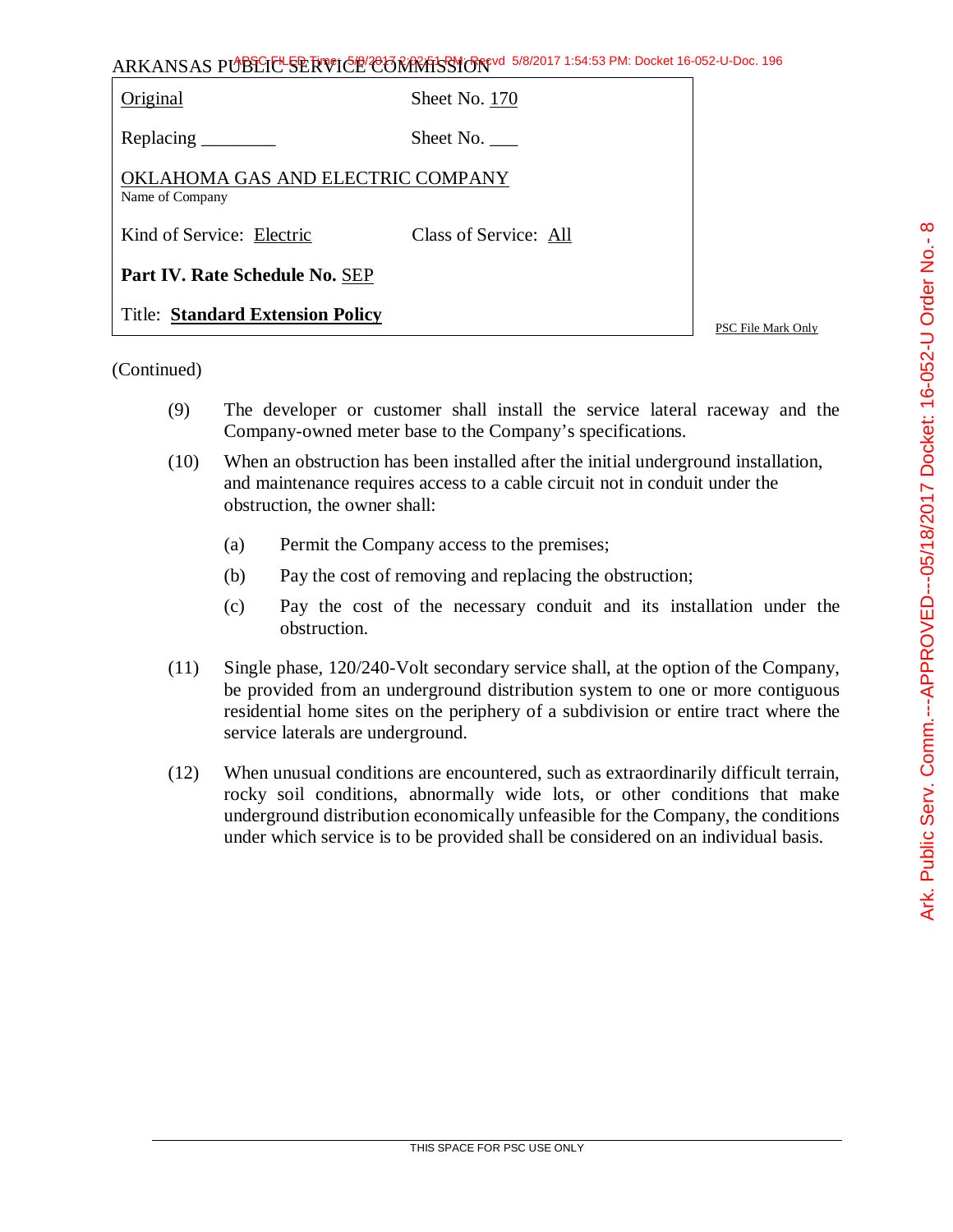ARKANSAS PUBLIC SERVICE COMMISSION

| Original | Sheet No. 170 |
|---|---|
| Replacing ________ | Sheet No. ___ |
| OKLAHOMA GAS AND ELECTRIC COMPANY<br>Name of Company | |
| Kind of Service: Electric | Class of Service: All |
| **Part IV. Rate Schedule No.** SEP | |
| Title: **Standard Extension Policy** | |

PSC File Mark Only

(Continued)

(9) The developer or customer shall install the service lateral raceway and the Company-owned meter base to the Company's specifications.

(10) When an obstruction has been installed after the initial underground installation, and maintenance requires access to a cable circuit not in conduit under the obstruction, the owner shall:

- (a) Permit the Company access to the premises;
- (b) Pay the cost of removing and replacing the obstruction;
- (c) Pay the cost of the necessary conduit and its installation under the obstruction.

(11) Single phase, 120/240-Volt secondary service shall, at the option of the Company, be provided from an underground distribution system to one or more contiguous residential home sites on the periphery of a subdivision or entire tract where the service laterals are underground.

(12) When unusual conditions are encountered, such as extraordinarily difficult terrain, rocky soil conditions, abnormally wide lots, or other conditions that make underground distribution economically unfeasible for the Company, the conditions under which service is to be provided shall be considered on an individual basis.

THIS SPACE FOR PSC USE ONLY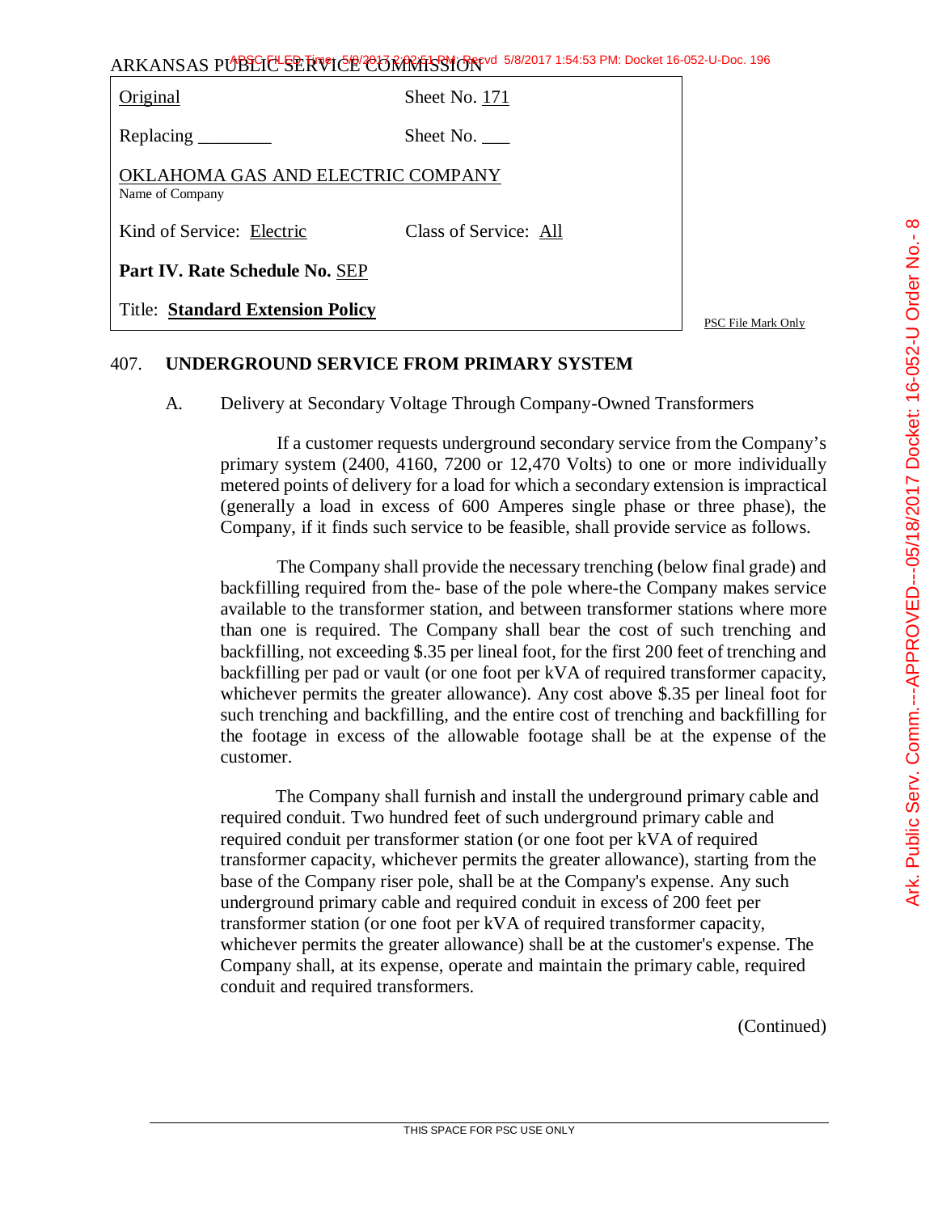| Original | Sheet No. 171 |
| --- | --- |
| Replacing ________ | Sheet No. ___ |
| OKLAHOMA GAS AND ELECTRIC COMPANY<br>Name of Company | |
| Kind of Service: Electric | Class of Service: All |
| **Part IV. Rate Schedule No.** SEP | |
| Title: **Standard Extension Policy** | |

PSC File Mark Only

## 407. UNDERGROUND SERVICE FROM PRIMARY SYSTEM

A. Delivery at Secondary Voltage Through Company-Owned Transformers

If a customer requests underground secondary service from the Company's primary system (2400, 4160, 7200 or 12,470 Volts) to one or more individually metered points of delivery for a load for which a secondary extension is impractical (generally a load in excess of 600 Amperes single phase or three phase), the Company, if it finds such service to be feasible, shall provide service as follows.

The Company shall provide the necessary trenching (below final grade) and backfilling required from the- base of the pole where-the Company makes service available to the transformer station, and between transformer stations where more than one is required. The Company shall bear the cost of such trenching and backfilling, not exceeding $.35 per lineal foot, for the first 200 feet of trenching and backfilling per pad or vault (or one foot per kVA of required transformer capacity, whichever permits the greater allowance). Any cost above $.35 per lineal foot for such trenching and backfilling, and the entire cost of trenching and backfilling for the footage in excess of the allowable footage shall be at the expense of the customer.

The Company shall furnish and install the underground primary cable and required conduit. Two hundred feet of such underground primary cable and required conduit per transformer station (or one foot per kVA of required transformer capacity, whichever permits the greater allowance), starting from the base of the Company riser pole, shall be at the Company's expense. Any such underground primary cable and required conduit in excess of 200 feet per transformer station (or one foot per kVA of required transformer capacity, whichever permits the greater allowance) shall be at the customer's expense. The Company shall, at its expense, operate and maintain the primary cable, required conduit and required transformers.

(Continued)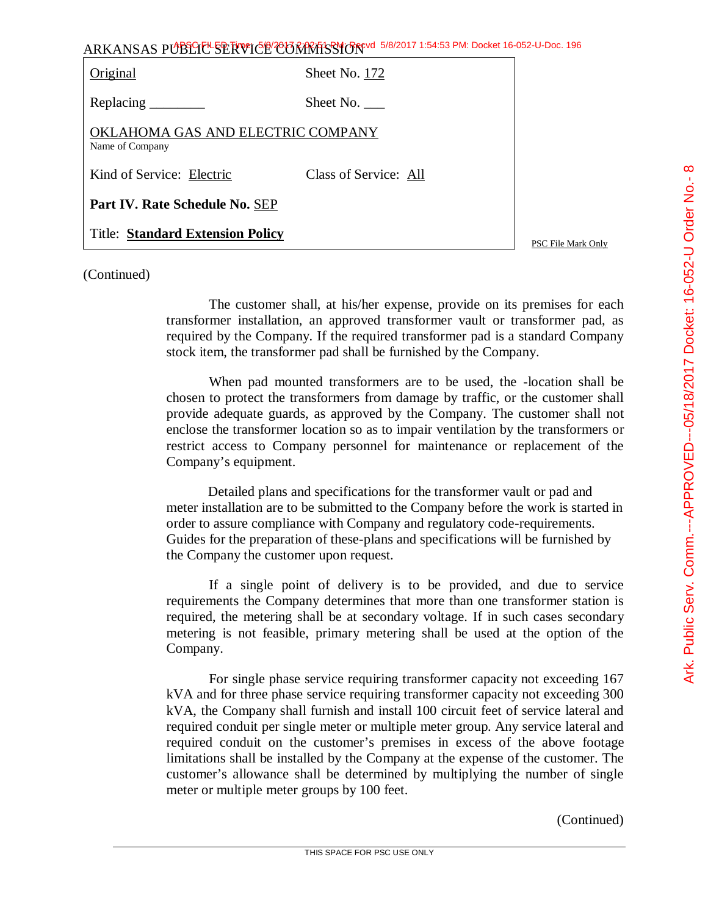ARKANSAS PUBLIC SERVICE COMMISSION

| Original | Sheet No. 172 |
|---|---|
| Replacing ________ | Sheet No. ___ |
| OKLAHOMA GAS AND ELECTRIC COMPANY<br>Name of Company | |
| Kind of Service: Electric | Class of Service: All |
| **Part IV. Rate Schedule No.** SEP | |
| Title: **Standard Extension Policy** | |

PSC File Mark Only

(Continued)

The customer shall, at his/her expense, provide on its premises for each transformer installation, an approved transformer vault or transformer pad, as required by the Company. If the required transformer pad is a standard Company stock item, the transformer pad shall be furnished by the Company.

When pad mounted transformers are to be used, the -location shall be chosen to protect the transformers from damage by traffic, or the customer shall provide adequate guards, as approved by the Company. The customer shall not enclose the transformer location so as to impair ventilation by the transformers or restrict access to Company personnel for maintenance or replacement of the Company's equipment.

Detailed plans and specifications for the transformer vault or pad and meter installation are to be submitted to the Company before the work is started in order to assure compliance with Company and regulatory code-requirements. Guides for the preparation of these-plans and specifications will be furnished by the Company the customer upon request.

If a single point of delivery is to be provided, and due to service requirements the Company determines that more than one transformer station is required, the metering shall be at secondary voltage. If in such cases secondary metering is not feasible, primary metering shall be used at the option of the Company.

For single phase service requiring transformer capacity not exceeding 167 kVA and for three phase service requiring transformer capacity not exceeding 300 kVA, the Company shall furnish and install 100 circuit feet of service lateral and required conduit per single meter or multiple meter group. Any service lateral and required conduit on the customer's premises in excess of the above footage limitations shall be installed by the Company at the expense of the customer. The customer's allowance shall be determined by multiplying the number of single meter or multiple meter groups by 100 feet.

(Continued)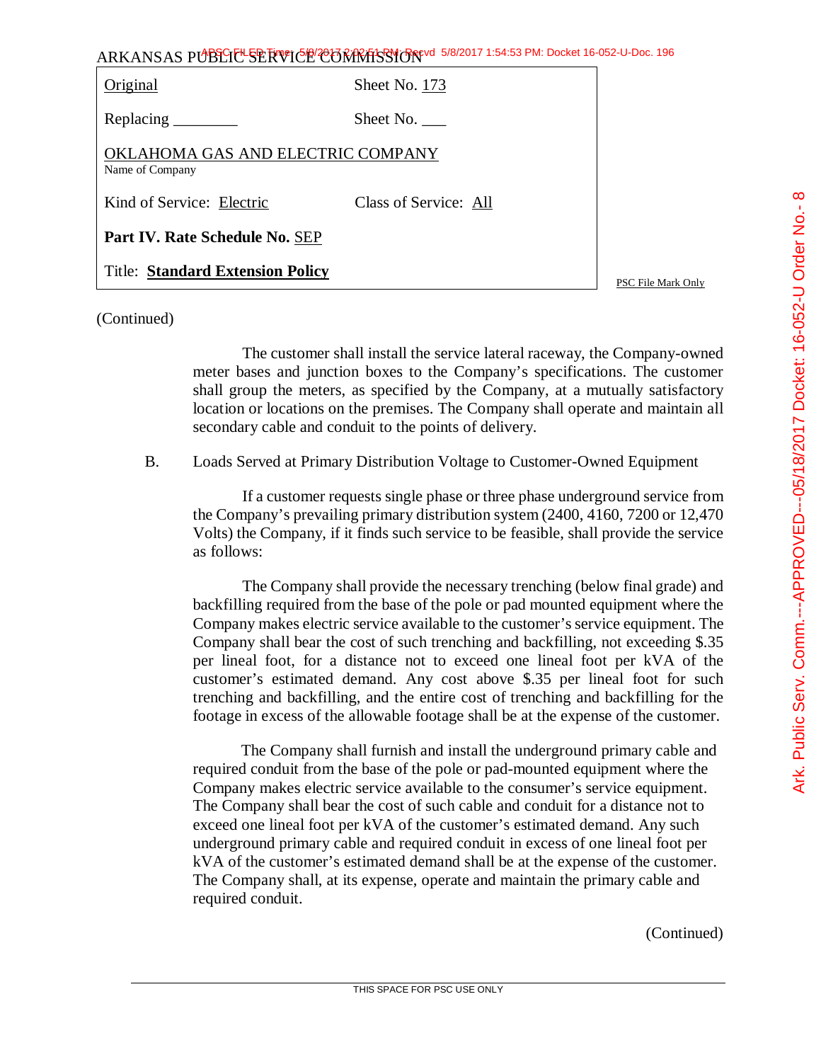ARKANSAS PUBLIC SERVICE COMMISSION

| | |
|---|---|
| Original | Sheet No. 173 |
| Replacing ________ | Sheet No. ___ |
| OKLAHOMA GAS AND ELECTRIC COMPANY<br>Name of Company | |
| Kind of Service: Electric | Class of Service: All |
| **Part IV. Rate Schedule No.** SEP | |
| Title: **Standard Extension Policy** | |

PSC File Mark Only

(Continued)

The customer shall install the service lateral raceway, the Company-owned meter bases and junction boxes to the Company's specifications. The customer shall group the meters, as specified by the Company, at a mutually satisfactory location or locations on the premises. The Company shall operate and maintain all secondary cable and conduit to the points of delivery.

B. Loads Served at Primary Distribution Voltage to Customer-Owned Equipment

If a customer requests single phase or three phase underground service from the Company's prevailing primary distribution system (2400, 4160, 7200 or 12,470 Volts) the Company, if it finds such service to be feasible, shall provide the service as follows:

The Company shall provide the necessary trenching (below final grade) and backfilling required from the base of the pole or pad mounted equipment where the Company makes electric service available to the customer's service equipment. The Company shall bear the cost of such trenching and backfilling, not exceeding $.35 per lineal foot, for a distance not to exceed one lineal foot per kVA of the customer's estimated demand. Any cost above $.35 per lineal foot for such trenching and backfilling, and the entire cost of trenching and backfilling for the footage in excess of the allowable footage shall be at the expense of the customer.

The Company shall furnish and install the underground primary cable and required conduit from the base of the pole or pad-mounted equipment where the Company makes electric service available to the consumer's service equipment. The Company shall bear the cost of such cable and conduit for a distance not to exceed one lineal foot per kVA of the customer's estimated demand. Any such underground primary cable and required conduit in excess of one lineal foot per kVA of the customer's estimated demand shall be at the expense of the customer. The Company shall, at its expense, operate and maintain the primary cable and required conduit.

(Continued)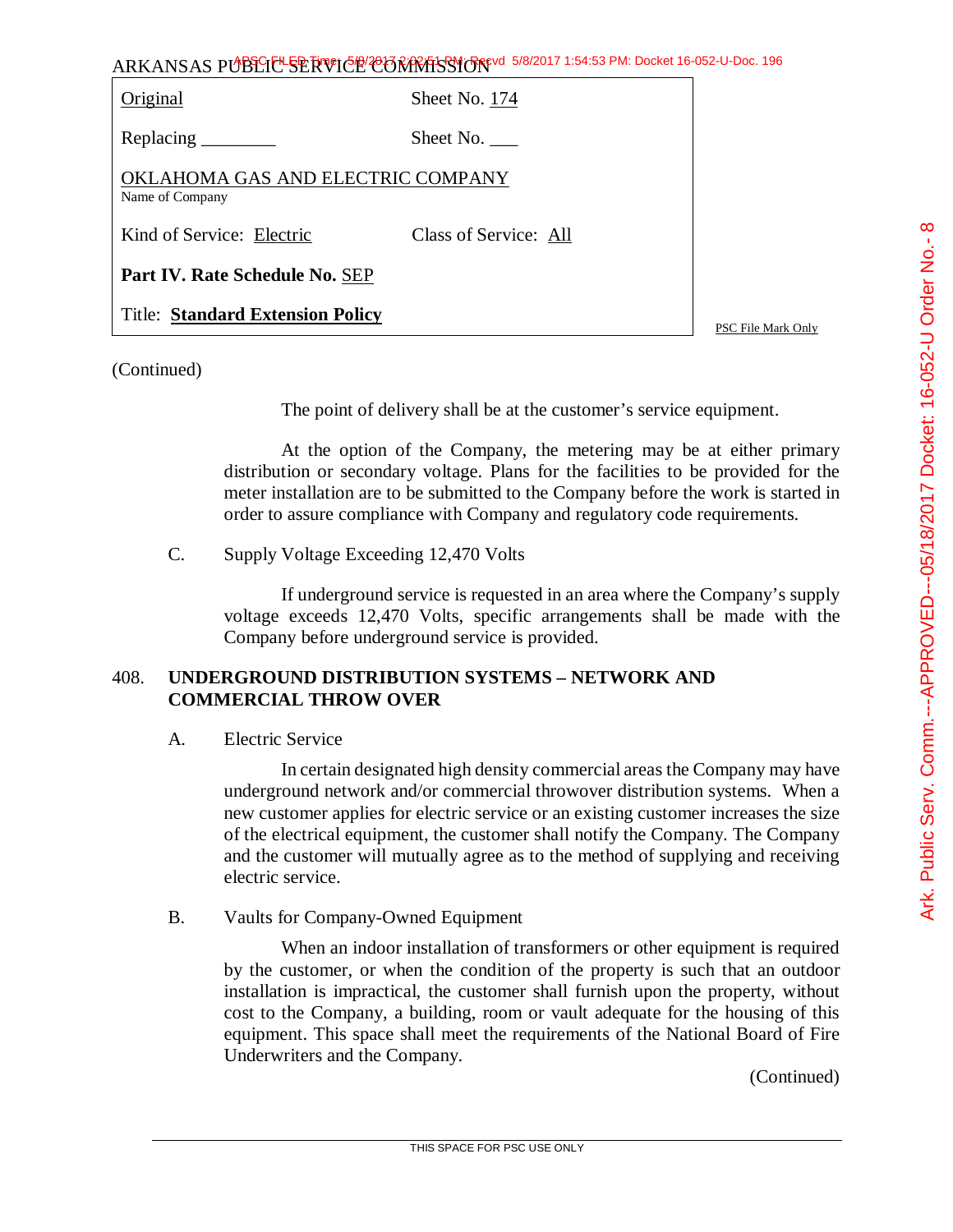ARKANSAS PUBLIC SERVICE COMMISSION

| Original | Sheet No. 174 |
|---|---|
| Replacing ________ | Sheet No. ___ |
| OKLAHOMA GAS AND ELECTRIC COMPANY<br>Name of Company | |
| Kind of Service: Electric | Class of Service: All |
| **Part IV. Rate Schedule No.** SEP | |
| Title: **Standard Extension Policy** | |

PSC File Mark Only

(Continued)

The point of delivery shall be at the customer's service equipment.

At the option of the Company, the metering may be at either primary distribution or secondary voltage. Plans for the facilities to be provided for the meter installation are to be submitted to the Company before the work is started in order to assure compliance with Company and regulatory code requirements.

C. Supply Voltage Exceeding 12,470 Volts

If underground service is requested in an area where the Company's supply voltage exceeds 12,470 Volts, specific arrangements shall be made with the Company before underground service is provided.

## 408. UNDERGROUND DISTRIBUTION SYSTEMS – NETWORK AND COMMERCIAL THROW OVER

A. Electric Service

In certain designated high density commercial areas the Company may have underground network and/or commercial throwover distribution systems. When a new customer applies for electric service or an existing customer increases the size of the electrical equipment, the customer shall notify the Company. The Company and the customer will mutually agree as to the method of supplying and receiving electric service.

B. Vaults for Company-Owned Equipment

When an indoor installation of transformers or other equipment is required by the customer, or when the condition of the property is such that an outdoor installation is impractical, the customer shall furnish upon the property, without cost to the Company, a building, room or vault adequate for the housing of this equipment. This space shall meet the requirements of the National Board of Fire Underwriters and the Company.

(Continued)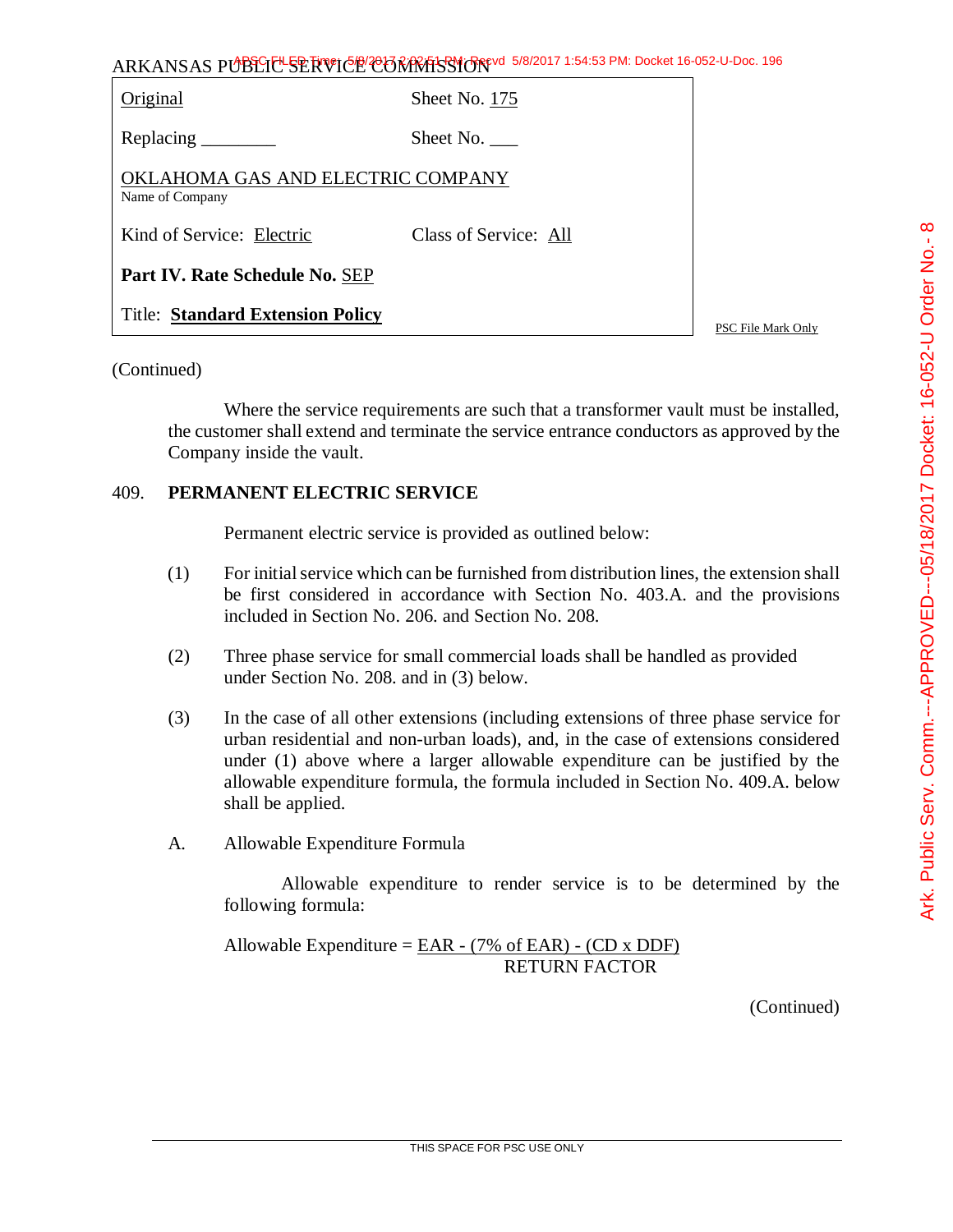ARKANSAS PUBLIC SERVICE COMMISSION

| | |
|---|---|
| Original | Sheet No. 175 |
| Replacing ________ | Sheet No. ___ |
| OKLAHOMA GAS AND ELECTRIC COMPANY<br>Name of Company | |
| Kind of Service: Electric | Class of Service: All |
| **Part IV. Rate Schedule No.** SEP | |
| Title: **Standard Extension Policy** | |

PSC File Mark Only

(Continued)

Where the service requirements are such that a transformer vault must be installed, the customer shall extend and terminate the service entrance conductors as approved by the Company inside the vault.

## 409. PERMANENT ELECTRIC SERVICE

Permanent electric service is provided as outlined below:

(1) For initial service which can be furnished from distribution lines, the extension shall be first considered in accordance with Section No. 403.A. and the provisions included in Section No. 206. and Section No. 208.

(2) Three phase service for small commercial loads shall be handled as provided under Section No. 208. and in (3) below.

(3) In the case of all other extensions (including extensions of three phase service for urban residential and non-urban loads), and, in the case of extensions considered under (1) above where a larger allowable expenditure can be justified by the allowable expenditure formula, the formula included in Section No. 409.A. below shall be applied.

A. Allowable Expenditure Formula

Allowable expenditure to render service is to be determined by the following formula:

$$\text{Allowable Expenditure} = \frac{\text{EAR - (7\% of EAR) - (CD x DDF)}}{\text{RETURN FACTOR}}$$

(Continued)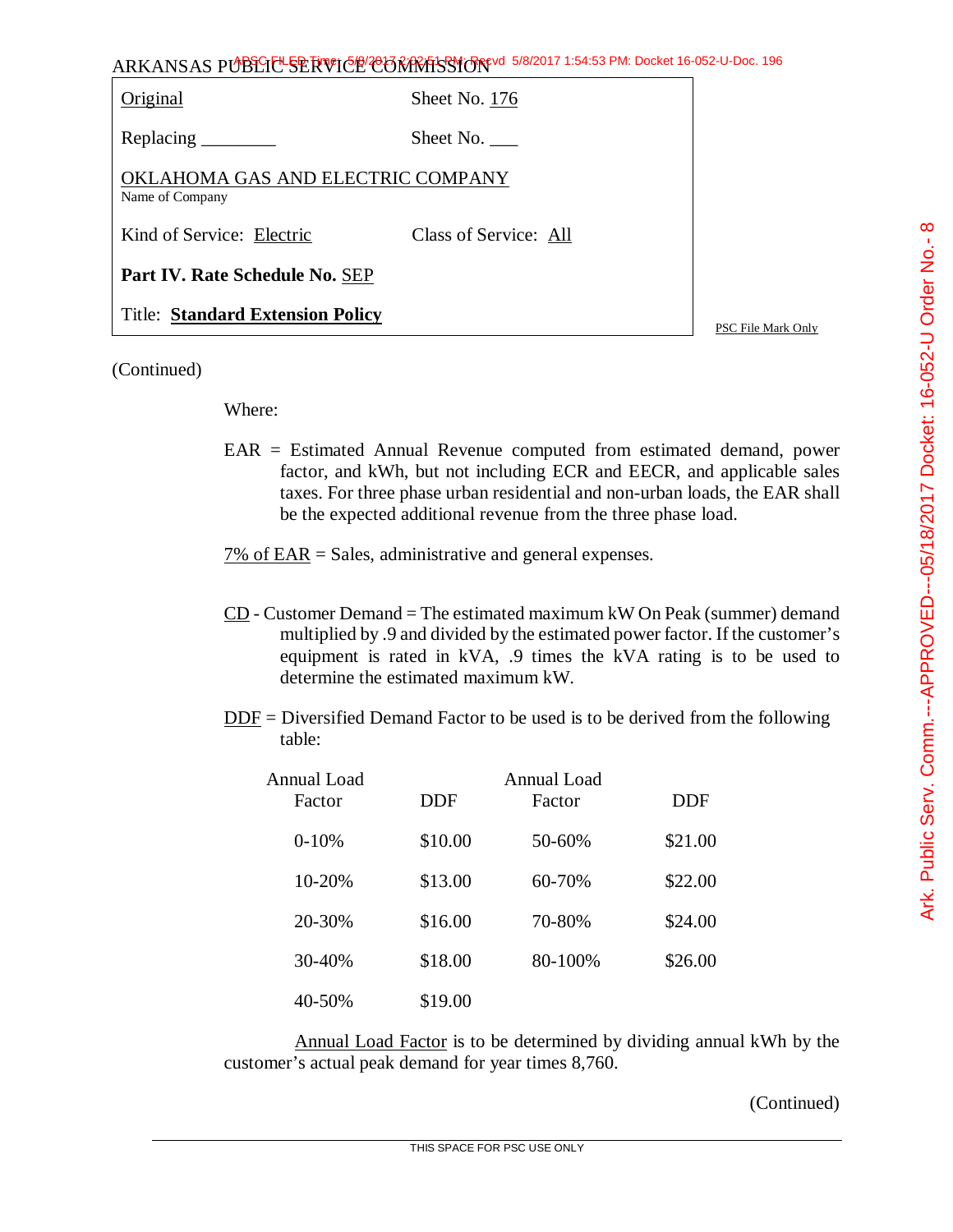ARKANSAS PUBLIC SERVICE COMMISSION

| | |
|---|---|
| Original | Sheet No. 176 |
| Replacing ________ | Sheet No. ___ |
| OKLAHOMA GAS AND ELECTRIC COMPANY<br>Name of Company | |
| Kind of Service: Electric | Class of Service: All |
| **Part IV. Rate Schedule No.** SEP | |
| Title: **Standard Extension Policy** | |

PSC File Mark Only

(Continued)

Where:

EAR = Estimated Annual Revenue computed from estimated demand, power factor, and kWh, but not including ECR and EECR, and applicable sales taxes. For three phase urban residential and non-urban loads, the EAR shall be the expected additional revenue from the three phase load.

7% of EAR = Sales, administrative and general expenses.

CD - Customer Demand = The estimated maximum kW On Peak (summer) demand multiplied by .9 and divided by the estimated power factor. If the customer's equipment is rated in kVA, .9 times the kVA rating is to be used to determine the estimated maximum kW.

DDF = Diversified Demand Factor to be used is to be derived from the following table:

| Annual Load Factor | DDF | Annual Load Factor | DDF |
|---|---|---|---|
| 0-10% | $10.00 | 50-60% | $21.00 |
| 10-20% | $13.00 | 60-70% | $22.00 |
| 20-30% | $16.00 | 70-80% | $24.00 |
| 30-40% | $18.00 | 80-100% | $26.00 |
| 40-50% | $19.00 | | |

Annual Load Factor is to be determined by dividing annual kWh by the customer's actual peak demand for year times 8,760.

(Continued)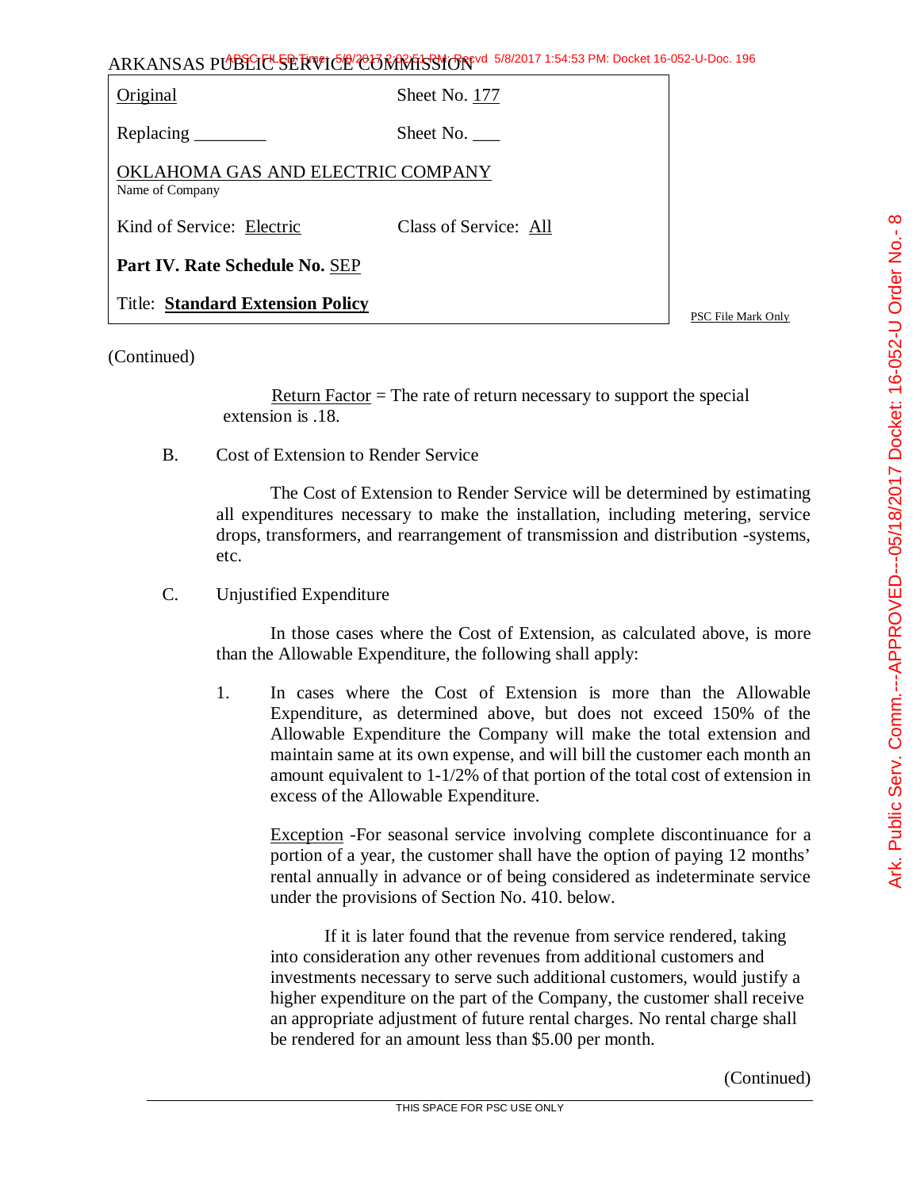ARKANSAS PUBLIC SERVICE COMMISSION

| Original | Sheet No. 177 |
|---|---|
| Replacing ________ | Sheet No. ___ |
| OKLAHOMA GAS AND ELECTRIC COMPANY<br>Name of Company | |
| Kind of Service: Electric | Class of Service: All |
| **Part IV. Rate Schedule No.** SEP | |
| Title: **Standard Extension Policy** | |

PSC File Mark Only

(Continued)

Return Factor = The rate of return necessary to support the special extension is .18.

B. Cost of Extension to Render Service

The Cost of Extension to Render Service will be determined by estimating all expenditures necessary to make the installation, including metering, service drops, transformers, and rearrangement of transmission and distribution -systems, etc.

C. Unjustified Expenditure

In those cases where the Cost of Extension, as calculated above, is more than the Allowable Expenditure, the following shall apply:

1. In cases where the Cost of Extension is more than the Allowable Expenditure, as determined above, but does not exceed 150% of the Allowable Expenditure the Company will make the total extension and maintain same at its own expense, and will bill the customer each month an amount equivalent to 1-1/2% of that portion of the total cost of extension in excess of the Allowable Expenditure.

   Exception -For seasonal service involving complete discontinuance for a portion of a year, the customer shall have the option of paying 12 months' rental annually in advance or of being considered as indeterminate service under the provisions of Section No. 410. below.

   If it is later found that the revenue from service rendered, taking into consideration any other revenues from additional customers and investments necessary to serve such additional customers, would justify a higher expenditure on the part of the Company, the customer shall receive an appropriate adjustment of future rental charges. No rental charge shall be rendered for an amount less than $5.00 per month.

(Continued)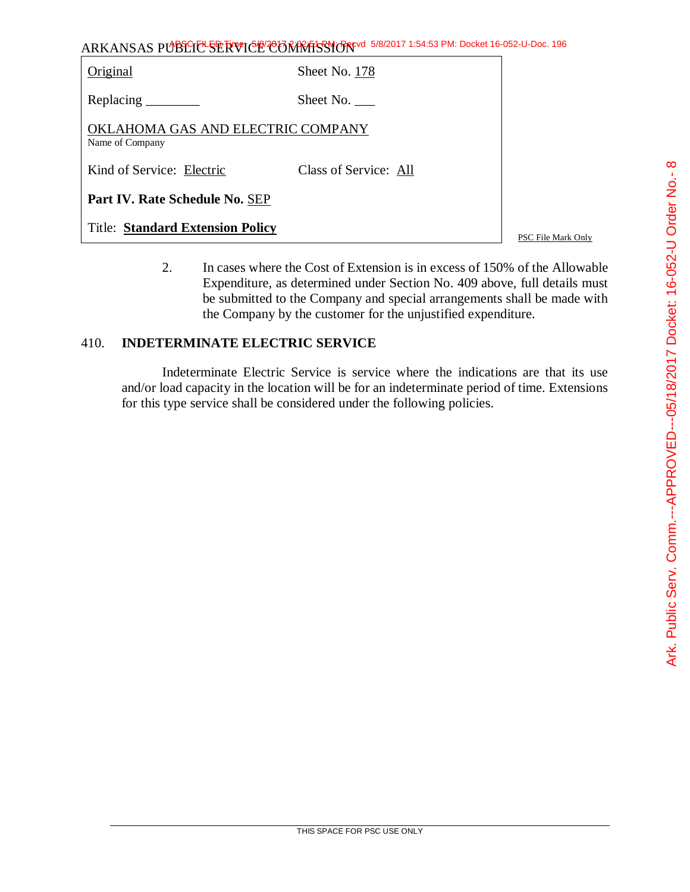ARKANSAS PUBLIC SERVICE COMMISSION

| Original | Sheet No. 178 |
|---|---|
| Replacing ________ | Sheet No. ___ |
| OKLAHOMA GAS AND ELECTRIC COMPANY<br>Name of Company | |
| Kind of Service: Electric | Class of Service: All |
| **Part IV. Rate Schedule No.** SEP | |
| Title: **Standard Extension Policy** | |

PSC File Mark Only

2. In cases where the Cost of Extension is in excess of 150% of the Allowable Expenditure, as determined under Section No. 409 above, full details must be submitted to the Company and special arrangements shall be made with the Company by the customer for the unjustified expenditure.

## 410. INDETERMINATE ELECTRIC SERVICE

Indeterminate Electric Service is service where the indications are that its use and/or load capacity in the location will be for an indeterminate period of time. Extensions for this type service shall be considered under the following policies.

THIS SPACE FOR PSC USE ONLY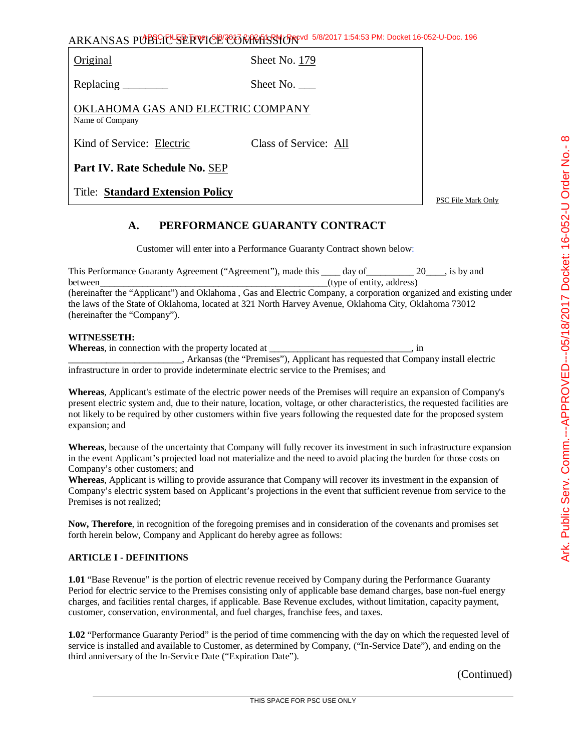| Original | Sheet No. 179 |
|---|---|
| Replacing ________ | Sheet No. ___ |
| OKLAHOMA GAS AND ELECTRIC COMPANY<br>Name of Company | |
| Kind of Service: Electric | Class of Service: All |
| **Part IV. Rate Schedule No.** SEP | |
| Title: **Standard Extension Policy** | |

PSC File Mark Only

## A. PERFORMANCE GUARANTY CONTRACT

Customer will enter into a Performance Guaranty Contract shown below:

This Performance Guaranty Agreement ("Agreement"), made this ____ day of__________ 20____, is by and between__________________________________________________(type of entity, address) (hereinafter the "Applicant") and Oklahoma , Gas and Electric Company, a corporation organized and existing under the laws of the State of Oklahoma, located at 321 North Harvey Avenue, Oklahoma City, Oklahoma 73012 (hereinafter the "Company").

**WITNESSETH:**

**Whereas**, in connection with the property located at ______________________________, in ________________________, Arkansas (the "Premises"), Applicant has requested that Company install electric infrastructure in order to provide indeterminate electric service to the Premises; and

**Whereas**, Applicant's estimate of the electric power needs of the Premises will require an expansion of Company's present electric system and, due to their nature, location, voltage, or other characteristics, the requested facilities are not likely to be required by other customers within five years following the requested date for the proposed system expansion; and

**Whereas**, because of the uncertainty that Company will fully recover its investment in such infrastructure expansion in the event Applicant's projected load not materialize and the need to avoid placing the burden for those costs on Company's other customers; and

**Whereas**, Applicant is willing to provide assurance that Company will recover its investment in the expansion of Company's electric system based on Applicant's projections in the event that sufficient revenue from service to the Premises is not realized;

**Now, Therefore**, in recognition of the foregoing premises and in consideration of the covenants and promises set forth herein below, Company and Applicant do hereby agree as follows:

**ARTICLE I - DEFINITIONS**

**1.01** "Base Revenue" is the portion of electric revenue received by Company during the Performance Guaranty Period for electric service to the Premises consisting only of applicable base demand charges, base non-fuel energy charges, and facilities rental charges, if applicable. Base Revenue excludes, without limitation, capacity payment, customer, conservation, environmental, and fuel charges, franchise fees, and taxes.

**1.02** "Performance Guaranty Period" is the period of time commencing with the day on which the requested level of service is installed and available to Customer, as determined by Company, ("In-Service Date"), and ending on the third anniversary of the In-Service Date ("Expiration Date").

(Continued)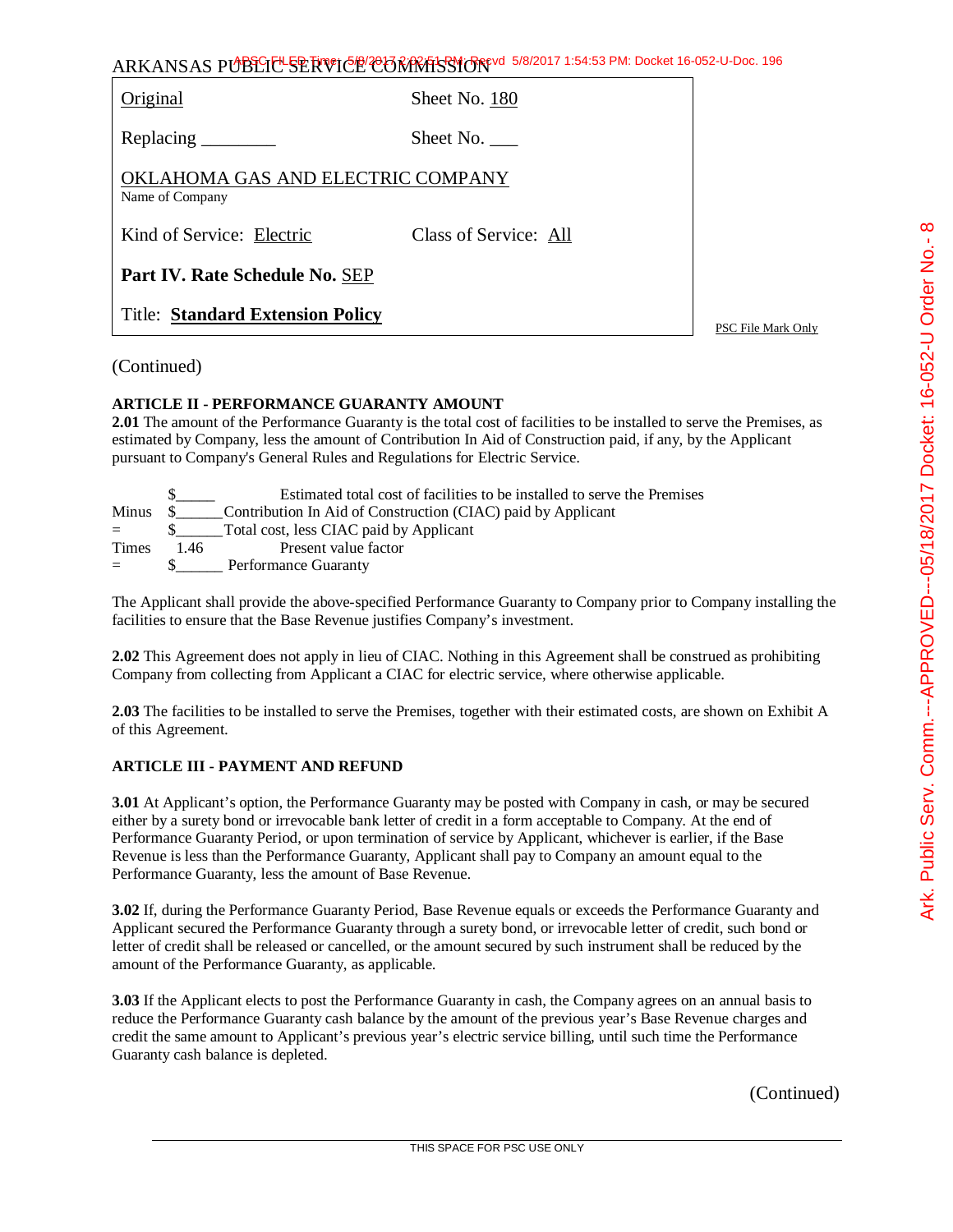ARKANSAS PUBLIC SERVICE COMMISSION

| | |
|---|---|
| Original | Sheet No. 180 |
| Replacing ________ | Sheet No. ___ |
| OKLAHOMA GAS AND ELECTRIC COMPANY<br>Name of Company | |
| Kind of Service: Electric | Class of Service: All |
| **Part IV. Rate Schedule No.** SEP | |
| Title: **Standard Extension Policy** | |

PSC File Mark Only

(Continued)

**ARTICLE II - PERFORMANCE GUARANTY AMOUNT**

**2.01** The amount of the Performance Guaranty is the total cost of facilities to be installed to serve the Premises, as estimated by Company, less the amount of Contribution In Aid of Construction paid, if any, by the Applicant pursuant to Company's General Rules and Regulations for Electric Service.

| | | |
|---|---|---|
| | $_____ | Estimated total cost of facilities to be installed to serve the Premises |
| Minus | $______ | Contribution In Aid of Construction (CIAC) paid by Applicant |
| = | $______ | Total cost, less CIAC paid by Applicant |
| Times | 1.46 | Present value factor |
| = | $______ | Performance Guaranty |

The Applicant shall provide the above-specified Performance Guaranty to Company prior to Company installing the facilities to ensure that the Base Revenue justifies Company's investment.

**2.02** This Agreement does not apply in lieu of CIAC. Nothing in this Agreement shall be construed as prohibiting Company from collecting from Applicant a CIAC for electric service, where otherwise applicable.

**2.03** The facilities to be installed to serve the Premises, together with their estimated costs, are shown on Exhibit A of this Agreement.

**ARTICLE III - PAYMENT AND REFUND**

**3.01** At Applicant's option, the Performance Guaranty may be posted with Company in cash, or may be secured either by a surety bond or irrevocable bank letter of credit in a form acceptable to Company. At the end of Performance Guaranty Period, or upon termination of service by Applicant, whichever is earlier, if the Base Revenue is less than the Performance Guaranty, Applicant shall pay to Company an amount equal to the Performance Guaranty, less the amount of Base Revenue.

**3.02** If, during the Performance Guaranty Period, Base Revenue equals or exceeds the Performance Guaranty and Applicant secured the Performance Guaranty through a surety bond, or irrevocable letter of credit, such bond or letter of credit shall be released or cancelled, or the amount secured by such instrument shall be reduced by the amount of the Performance Guaranty, as applicable.

**3.03** If the Applicant elects to post the Performance Guaranty in cash, the Company agrees on an annual basis to reduce the Performance Guaranty cash balance by the amount of the previous year's Base Revenue charges and credit the same amount to Applicant's previous year's electric service billing, until such time the Performance Guaranty cash balance is depleted.

(Continued)

THIS SPACE FOR PSC USE ONLY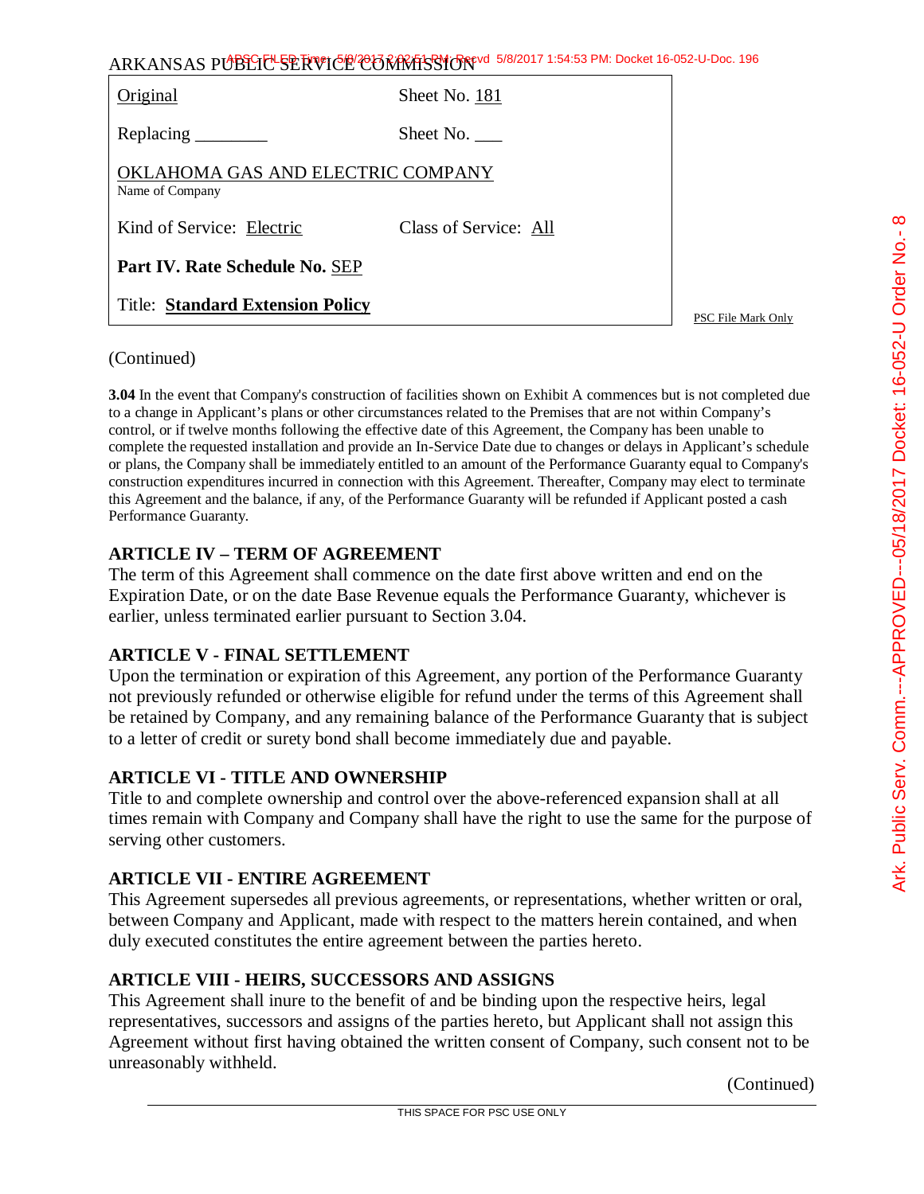| Original | Sheet No. 181 |
| --- | --- |
| Replacing ________ | Sheet No. ___ |
| OKLAHOMA GAS AND ELECTRIC COMPANY<br>Name of Company | |
| Kind of Service: Electric | Class of Service: All |
| **Part IV. Rate Schedule No.** SEP | |
| Title: **Standard Extension Policy** | |

(Continued)

**3.04** In the event that Company's construction of facilities shown on Exhibit A commences but is not completed due to a change in Applicant's plans or other circumstances related to the Premises that are not within Company's control, or if twelve months following the effective date of this Agreement, the Company has been unable to complete the requested installation and provide an In-Service Date due to changes or delays in Applicant's schedule or plans, the Company shall be immediately entitled to an amount of the Performance Guaranty equal to Company's construction expenditures incurred in connection with this Agreement. Thereafter, Company may elect to terminate this Agreement and the balance, if any, of the Performance Guaranty will be refunded if Applicant posted a cash Performance Guaranty.

## ARTICLE IV – TERM OF AGREEMENT

The term of this Agreement shall commence on the date first above written and end on the Expiration Date, or on the date Base Revenue equals the Performance Guaranty, whichever is earlier, unless terminated earlier pursuant to Section 3.04.

## ARTICLE V - FINAL SETTLEMENT

Upon the termination or expiration of this Agreement, any portion of the Performance Guaranty not previously refunded or otherwise eligible for refund under the terms of this Agreement shall be retained by Company, and any remaining balance of the Performance Guaranty that is subject to a letter of credit or surety bond shall become immediately due and payable.

## ARTICLE VI - TITLE AND OWNERSHIP

Title to and complete ownership and control over the above-referenced expansion shall at all times remain with Company and Company shall have the right to use the same for the purpose of serving other customers.

## ARTICLE VII - ENTIRE AGREEMENT

This Agreement supersedes all previous agreements, or representations, whether written or oral, between Company and Applicant, made with respect to the matters herein contained, and when duly executed constitutes the entire agreement between the parties hereto.

## ARTICLE VIII - HEIRS, SUCCESSORS AND ASSIGNS

This Agreement shall inure to the benefit of and be binding upon the respective heirs, legal representatives, successors and assigns of the parties hereto, but Applicant shall not assign this Agreement without first having obtained the written consent of Company, such consent not to be unreasonably withheld.

(Continued)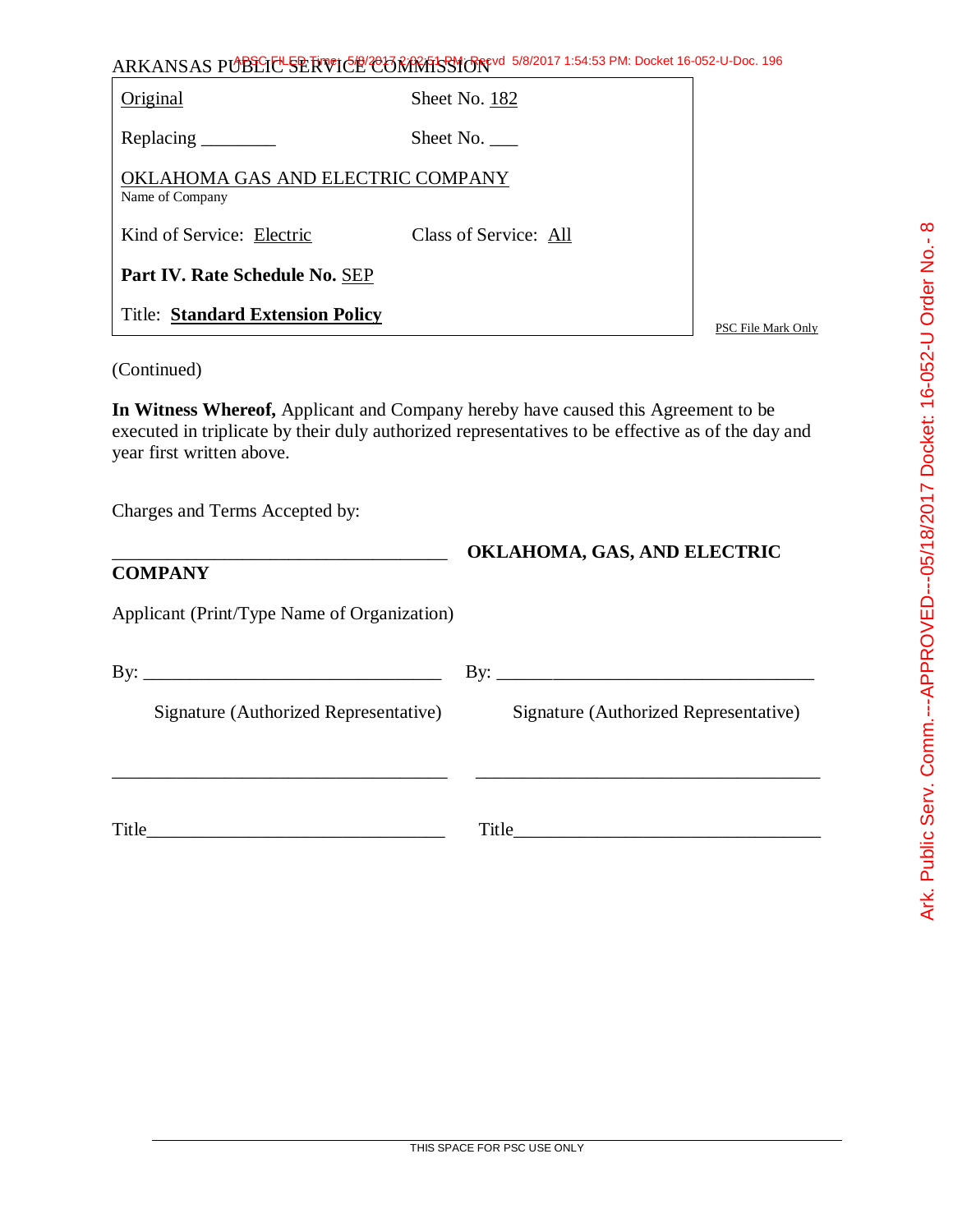ARKANSAS PUBLIC SERVICE COMMISSION

| Original | Sheet No. 182 |
|---|---|
| Replacing ________ | Sheet No. ___ |
| OKLAHOMA GAS AND ELECTRIC COMPANY<br>Name of Company | |
| Kind of Service: Electric | Class of Service: All |
| **Part IV. Rate Schedule No.** SEP | |
| Title: **Standard Extension Policy** | |

PSC File Mark Only

(Continued)

**In Witness Whereof,** Applicant and Company hereby have caused this Agreement to be executed in triplicate by their duly authorized representatives to be effective as of the day and year first written above.

Charges and Terms Accepted by:

___________________________________ **OKLAHOMA, GAS, AND ELECTRIC COMPANY**

Applicant (Print/Type Name of Organization)

By: _______________________________ By: _______________________________

Signature (Authorized Representative) Signature (Authorized Representative)

___________________________________ ___________________________________

Title_______________________________ Title_______________________________

THIS SPACE FOR PSC USE ONLY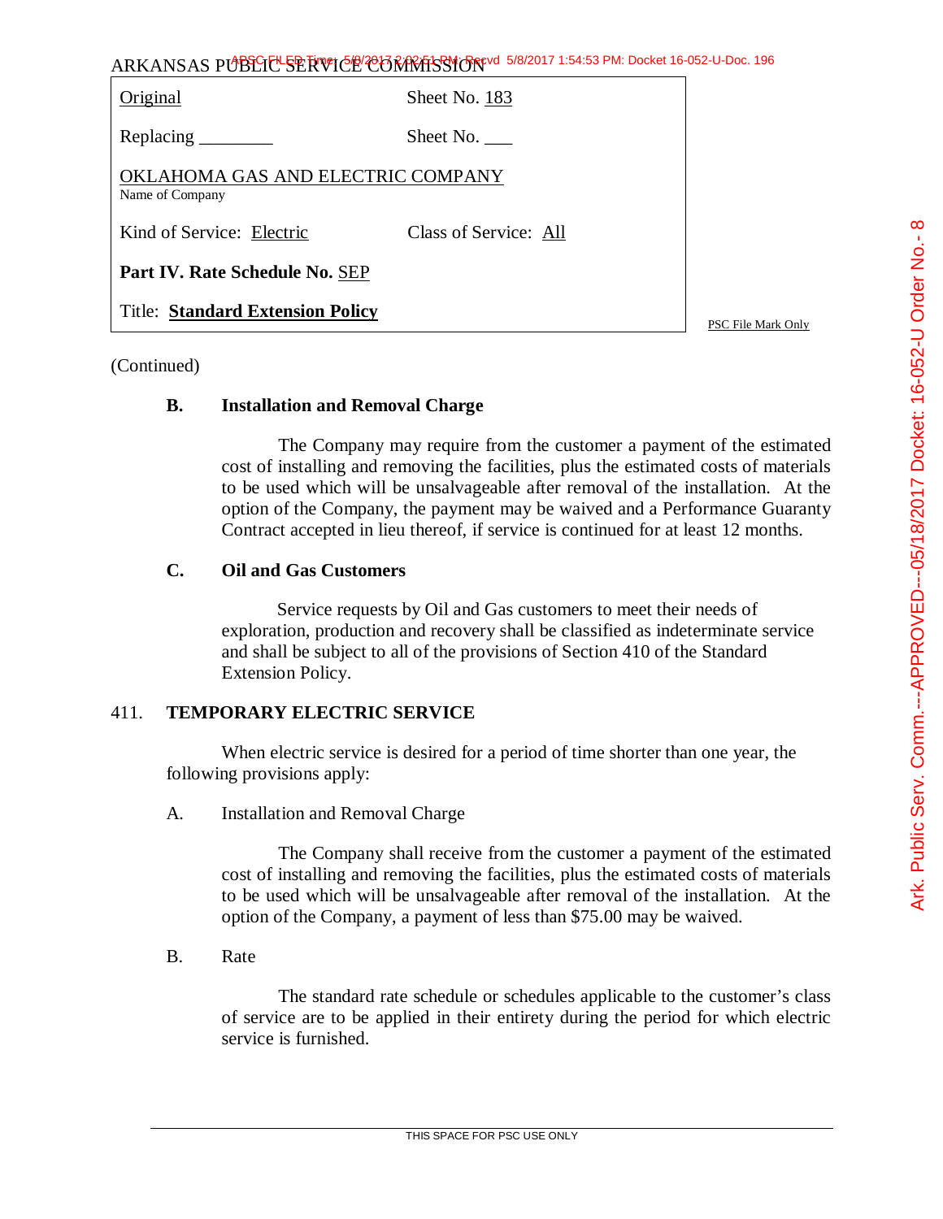| Original | Sheet No. 183 |
|---|---|
| Replacing ________ | Sheet No. ___ |
| OKLAHOMA GAS AND ELECTRIC COMPANY<br>Name of Company | |
| Kind of Service: Electric | Class of Service: All |
| **Part IV. Rate Schedule No.** SEP | |
| Title: **Standard Extension Policy** | |

PSC File Mark Only

(Continued)

### B. Installation and Removal Charge

The Company may require from the customer a payment of the estimated cost of installing and removing the facilities, plus the estimated costs of materials to be used which will be unsalvageable after removal of the installation. At the option of the Company, the payment may be waived and a Performance Guaranty Contract accepted in lieu thereof, if service is continued for at least 12 months.

### C. Oil and Gas Customers

Service requests by Oil and Gas customers to meet their needs of exploration, production and recovery shall be classified as indeterminate service and shall be subject to all of the provisions of Section 410 of the Standard Extension Policy.

## 411. TEMPORARY ELECTRIC SERVICE

When electric service is desired for a period of time shorter than one year, the following provisions apply:

A. Installation and Removal Charge

The Company shall receive from the customer a payment of the estimated cost of installing and removing the facilities, plus the estimated costs of materials to be used which will be unsalvageable after removal of the installation. At the option of the Company, a payment of less than $75.00 may be waived.

B. Rate

The standard rate schedule or schedules applicable to the customer's class of service are to be applied in their entirety during the period for which electric service is furnished.

THIS SPACE FOR PSC USE ONLY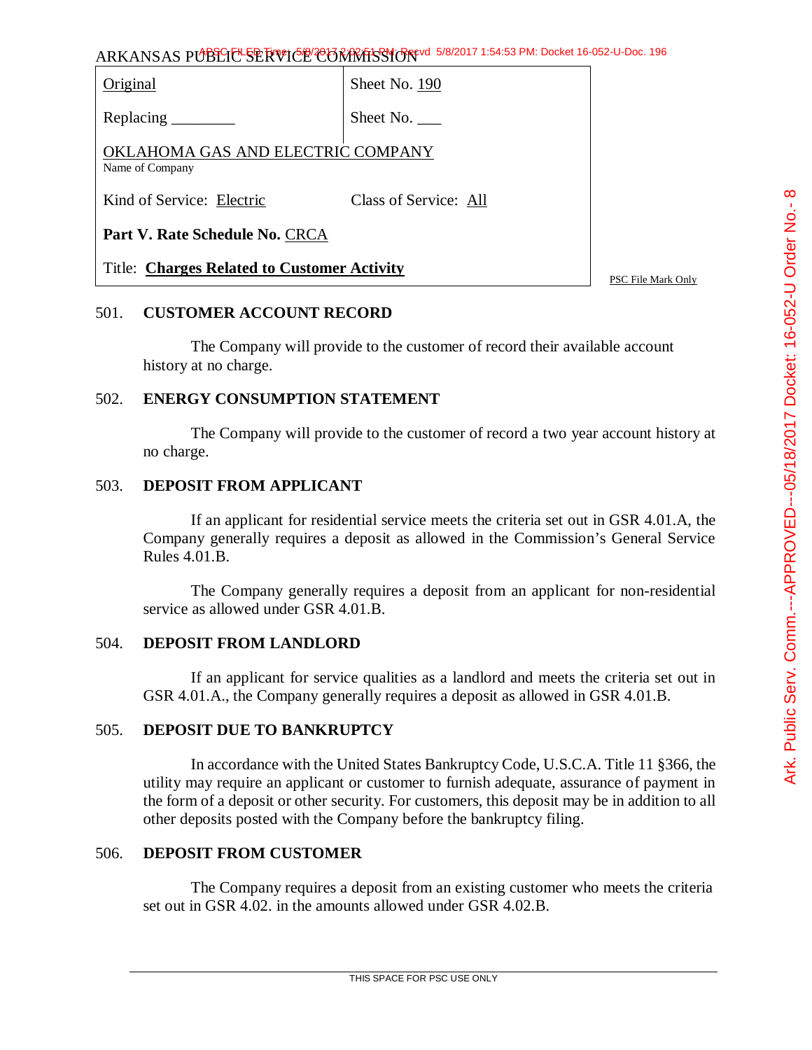ARKANSAS PUBLIC SERVICE COMMISSION

| Original | Sheet No. 190 |
|---|---|
| Replacing ________ | Sheet No. ___ |
| OKLAHOMA GAS AND ELECTRIC COMPANY<br>Name of Company | |
| Kind of Service: Electric | Class of Service: All |
| **Part V. Rate Schedule No.** CRCA | |
| Title: **Charges Related to Customer Activity** | |

PSC File Mark Only

## 501. CUSTOMER ACCOUNT RECORD

The Company will provide to the customer of record their available account history at no charge.

## 502. ENERGY CONSUMPTION STATEMENT

The Company will provide to the customer of record a two year account history at no charge.

## 503. DEPOSIT FROM APPLICANT

If an applicant for residential service meets the criteria set out in GSR 4.01.A, the Company generally requires a deposit as allowed in the Commission's General Service Rules 4.01.B.

The Company generally requires a deposit from an applicant for non-residential service as allowed under GSR 4.01.B.

## 504. DEPOSIT FROM LANDLORD

If an applicant for service qualities as a landlord and meets the criteria set out in GSR 4.01.A., the Company generally requires a deposit as allowed in GSR 4.01.B.

## 505. DEPOSIT DUE TO BANKRUPTCY

In accordance with the United States Bankruptcy Code, U.S.C.A. Title 11 §366, the utility may require an applicant or customer to furnish adequate, assurance of payment in the form of a deposit or other security. For customers, this deposit may be in addition to all other deposits posted with the Company before the bankruptcy filing.

## 506. DEPOSIT FROM CUSTOMER

The Company requires a deposit from an existing customer who meets the criteria set out in GSR 4.02. in the amounts allowed under GSR 4.02.B.

THIS SPACE FOR PSC USE ONLY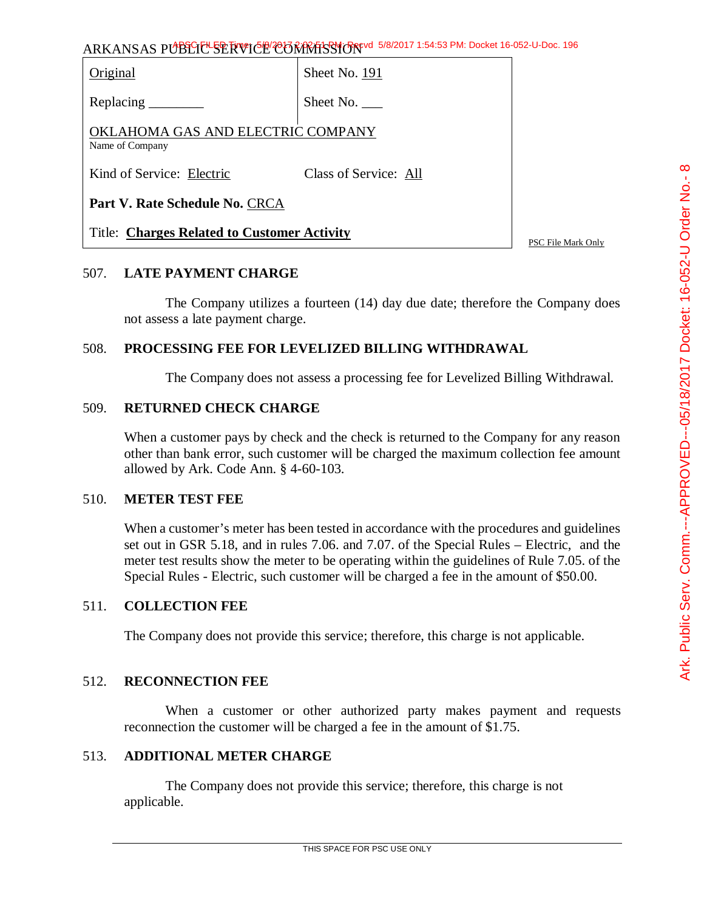ARKANSAS PUBLIC SERVICE COMMISSION

| Original | Sheet No. 191 |
|---|---|
| Replacing ________ | Sheet No. ___ |

OKLAHOMA GAS AND ELECTRIC COMPANY
Name of Company

Kind of Service: Electric    Class of Service: All

**Part V. Rate Schedule No.** CRCA

Title: **Charges Related to Customer Activity**

PSC File Mark Only

## 507. LATE PAYMENT CHARGE

The Company utilizes a fourteen (14) day due date; therefore the Company does not assess a late payment charge.

## 508. PROCESSING FEE FOR LEVELIZED BILLING WITHDRAWAL

The Company does not assess a processing fee for Levelized Billing Withdrawal.

## 509. RETURNED CHECK CHARGE

When a customer pays by check and the check is returned to the Company for any reason other than bank error, such customer will be charged the maximum collection fee amount allowed by Ark. Code Ann. § 4-60-103.

## 510. METER TEST FEE

When a customer's meter has been tested in accordance with the procedures and guidelines set out in GSR 5.18, and in rules 7.06. and 7.07. of the Special Rules – Electric, and the meter test results show the meter to be operating within the guidelines of Rule 7.05. of the Special Rules - Electric, such customer will be charged a fee in the amount of $50.00.

## 511. COLLECTION FEE

The Company does not provide this service; therefore, this charge is not applicable.

## 512. RECONNECTION FEE

When a customer or other authorized party makes payment and requests reconnection the customer will be charged a fee in the amount of $1.75.

## 513. ADDITIONAL METER CHARGE

The Company does not provide this service; therefore, this charge is not applicable.

THIS SPACE FOR PSC USE ONLY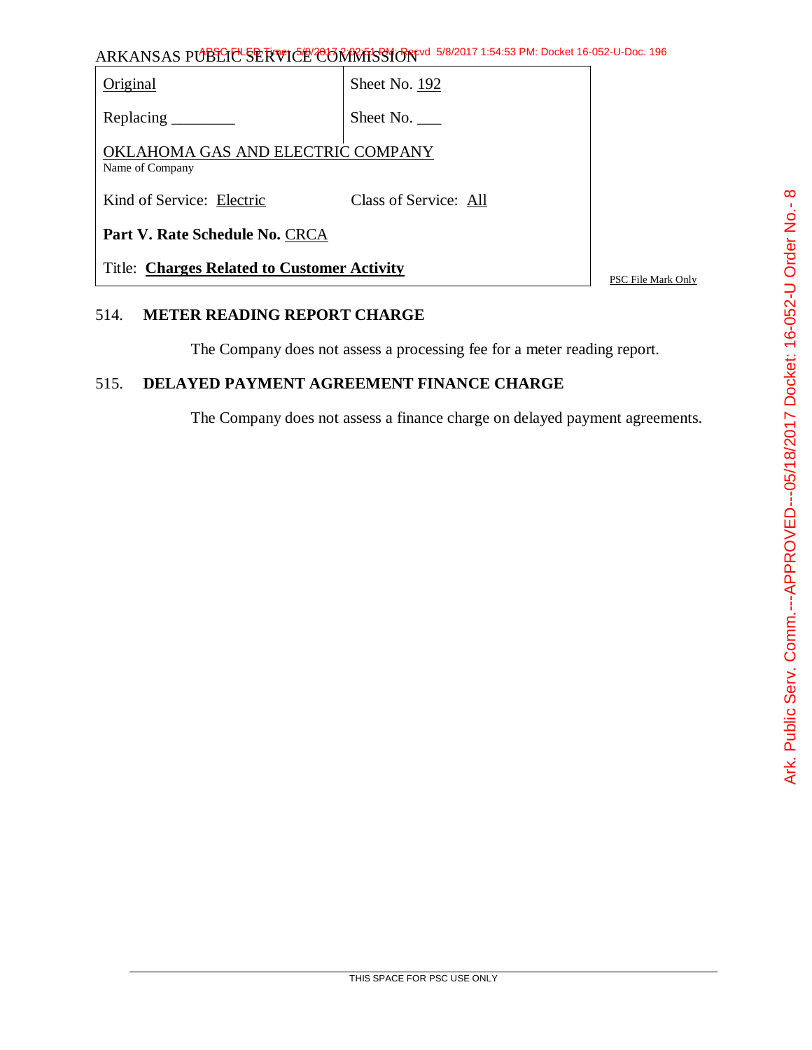ARKANSAS PUBLIC SERVICE COMMISSION

| | |
|---|---|
| Original | Sheet No. 192 |
| Replacing ________ | Sheet No. ___ |
| OKLAHOMA GAS AND ELECTRIC COMPANY<br>Name of Company | |
| Kind of Service: Electric | Class of Service: All |
| **Part V. Rate Schedule No.** CRCA | |
| Title: **Charges Related to Customer Activity** | |

PSC File Mark Only

## 514. METER READING REPORT CHARGE

The Company does not assess a processing fee for a meter reading report.

## 515. DELAYED PAYMENT AGREEMENT FINANCE CHARGE

The Company does not assess a finance charge on delayed payment agreements.

THIS SPACE FOR PSC USE ONLY